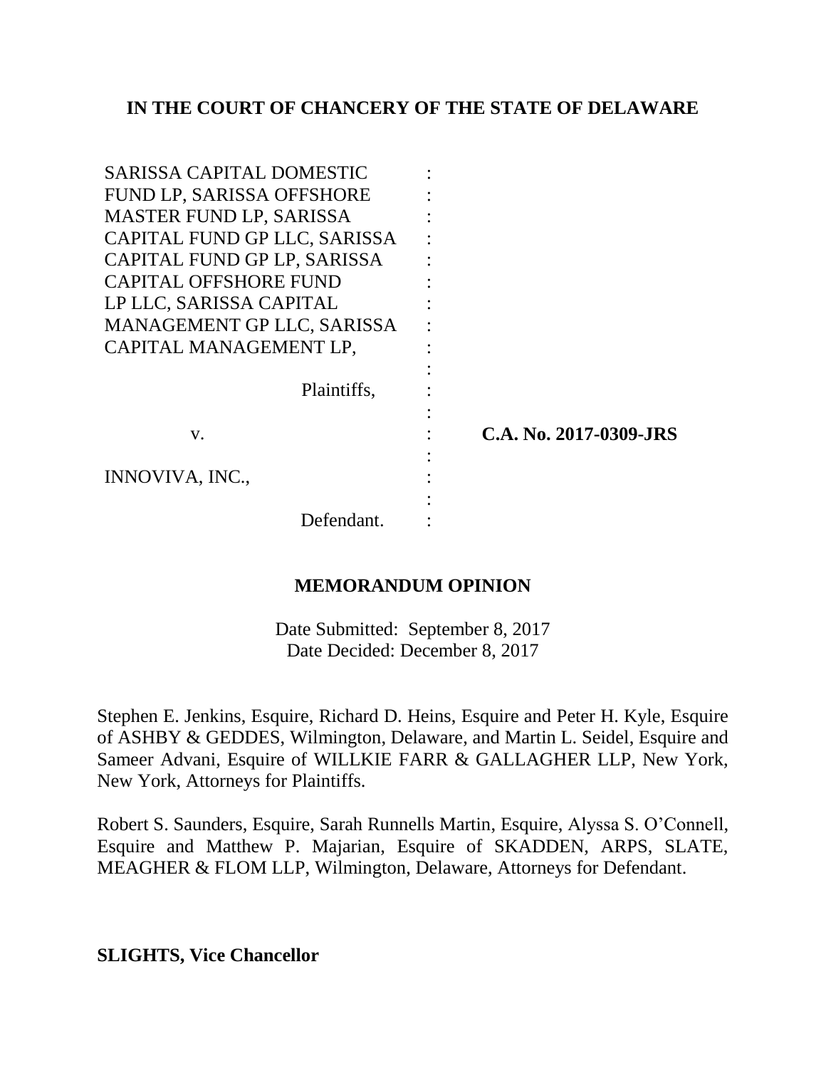**IN THE COURT OF CHANCERY OF THE STATE OF DELAWARE**

SARISSA CAPITAL DOMESTIC FUND LP, SARISSA OFFSHORE MASTER FUND LP, SARISSA CAPITAL FUND GP LLC, SARISSA CAPITAL FUND GP LP, SARISSA CAPITAL OFFSHORE FUND LP LLC, SARISSA CAPITAL MANAGEMENT GP LLC, SARISSA CAPITAL MANAGEMENT LP,

Plaintiffs,

v.

INNOVIVA, INC.,

Defendant.

**C.A. No. 2017-0309-JRS**

**MEMORANDUM OPINION**

Date Submitted: September 8, 2017
Date Decided: December 8, 2017

Stephen E. Jenkins, Esquire, Richard D. Heins, Esquire and Peter H. Kyle, Esquire of ASHBY & GEDDES, Wilmington, Delaware, and Martin L. Seidel, Esquire and Sameer Advani, Esquire of WILLKIE FARR & GALLAGHER LLP, New York, New York, Attorneys for Plaintiffs.

Robert S. Saunders, Esquire, Sarah Runnells Martin, Esquire, Alyssa S. O'Connell, Esquire and Matthew P. Majarian, Esquire of SKADDEN, ARPS, SLATE, MEAGHER & FLOM LLP, Wilmington, Delaware, Attorneys for Defendant.

**SLIGHTS, Vice Chancellor**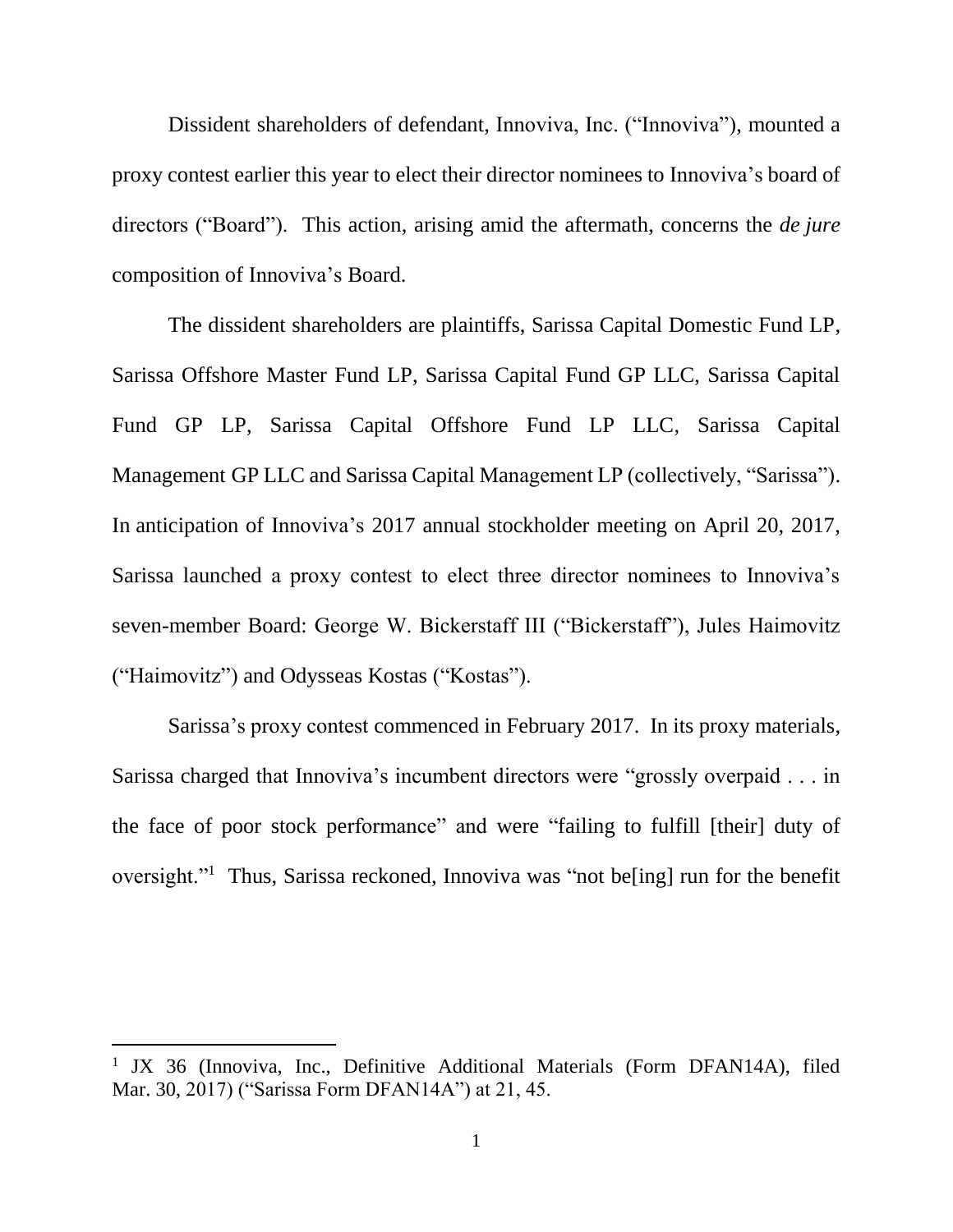Dissident shareholders of defendant, Innoviva, Inc. ("Innoviva"), mounted a proxy contest earlier this year to elect their director nominees to Innoviva's board of directors ("Board"). This action, arising amid the aftermath, concerns the *de jure* composition of Innoviva's Board.

The dissident shareholders are plaintiffs, Sarissa Capital Domestic Fund LP, Sarissa Offshore Master Fund LP, Sarissa Capital Fund GP LLC, Sarissa Capital Fund GP LP, Sarissa Capital Offshore Fund LP LLC, Sarissa Capital Management GP LLC and Sarissa Capital Management LP (collectively, "Sarissa"). In anticipation of Innoviva's 2017 annual stockholder meeting on April 20, 2017, Sarissa launched a proxy contest to elect three director nominees to Innoviva's seven-member Board: George W. Bickerstaff III ("Bickerstaff"), Jules Haimovitz ("Haimovitz") and Odysseas Kostas ("Kostas").

Sarissa's proxy contest commenced in February 2017. In its proxy materials, Sarissa charged that Innoviva's incumbent directors were "grossly overpaid . . . in the face of poor stock performance" and were "failing to fulfill [their] duty of oversight."[1] Thus, Sarissa reckoned, Innoviva was "not be[ing] run for the benefit

[1] JX 36 (Innoviva, Inc., Definitive Additional Materials (Form DFAN14A), filed Mar. 30, 2017) ("Sarissa Form DFAN14A") at 21, 45.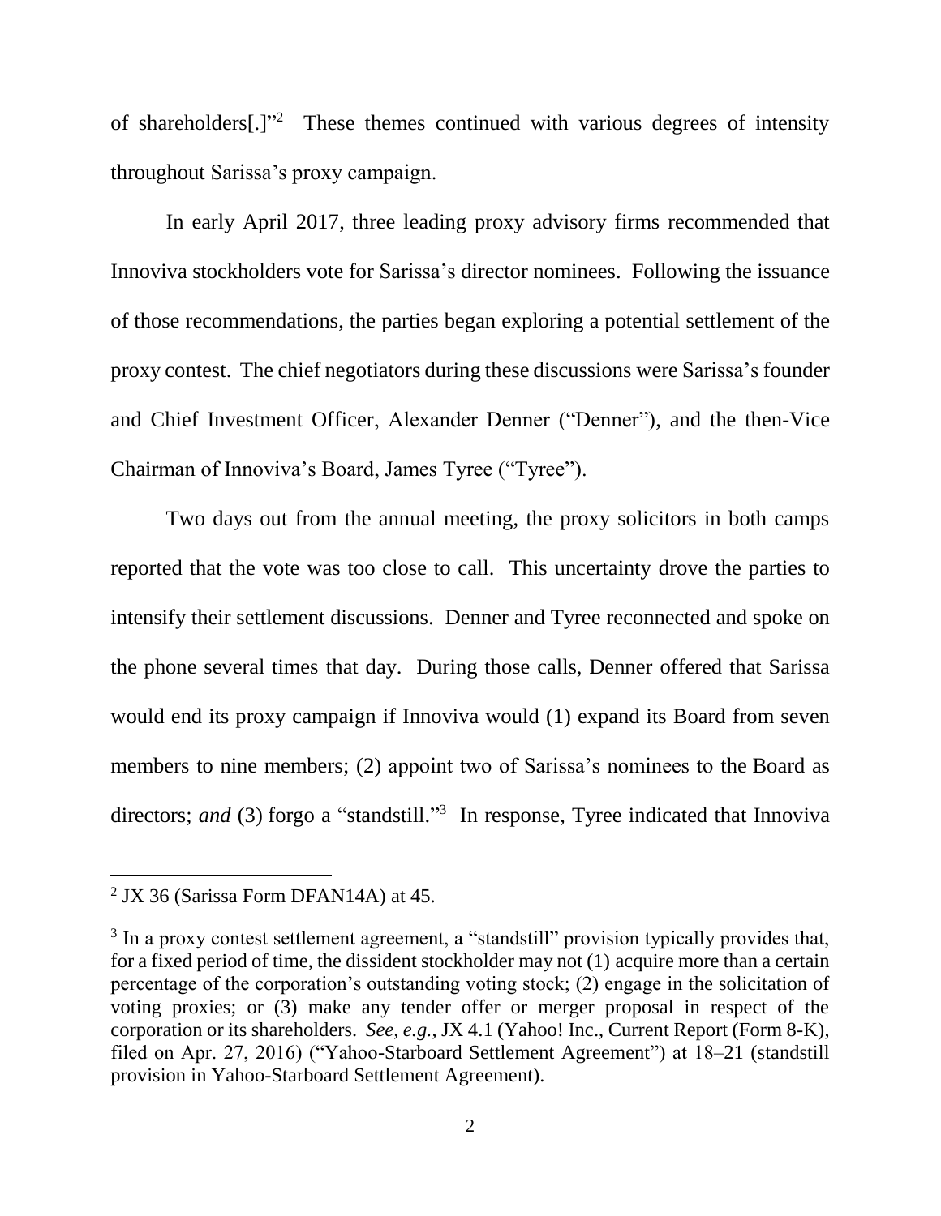of shareholders[.]"[2] These themes continued with various degrees of intensity throughout Sarissa's proxy campaign.

In early April 2017, three leading proxy advisory firms recommended that Innoviva stockholders vote for Sarissa's director nominees. Following the issuance of those recommendations, the parties began exploring a potential settlement of the proxy contest. The chief negotiators during these discussions were Sarissa's founder and Chief Investment Officer, Alexander Denner ("Denner"), and the then-Vice Chairman of Innoviva's Board, James Tyree ("Tyree").

Two days out from the annual meeting, the proxy solicitors in both camps reported that the vote was too close to call. This uncertainty drove the parties to intensify their settlement discussions. Denner and Tyree reconnected and spoke on the phone several times that day. During those calls, Denner offered that Sarissa would end its proxy campaign if Innoviva would (1) expand its Board from seven members to nine members; (2) appoint two of Sarissa's nominees to the Board as directors; *and* (3) forgo a "standstill."[3] In response, Tyree indicated that Innoviva

---

[2] JX 36 (Sarissa Form DFAN14A) at 45.

[3] In a proxy contest settlement agreement, a "standstill" provision typically provides that, for a fixed period of time, the dissident stockholder may not (1) acquire more than a certain percentage of the corporation's outstanding voting stock; (2) engage in the solicitation of voting proxies; or (3) make any tender offer or merger proposal in respect of the corporation or its shareholders. *See, e.g.*, JX 4.1 (Yahoo! Inc., Current Report (Form 8-K), filed on Apr. 27, 2016) ("Yahoo-Starboard Settlement Agreement") at 18–21 (standstill provision in Yahoo-Starboard Settlement Agreement).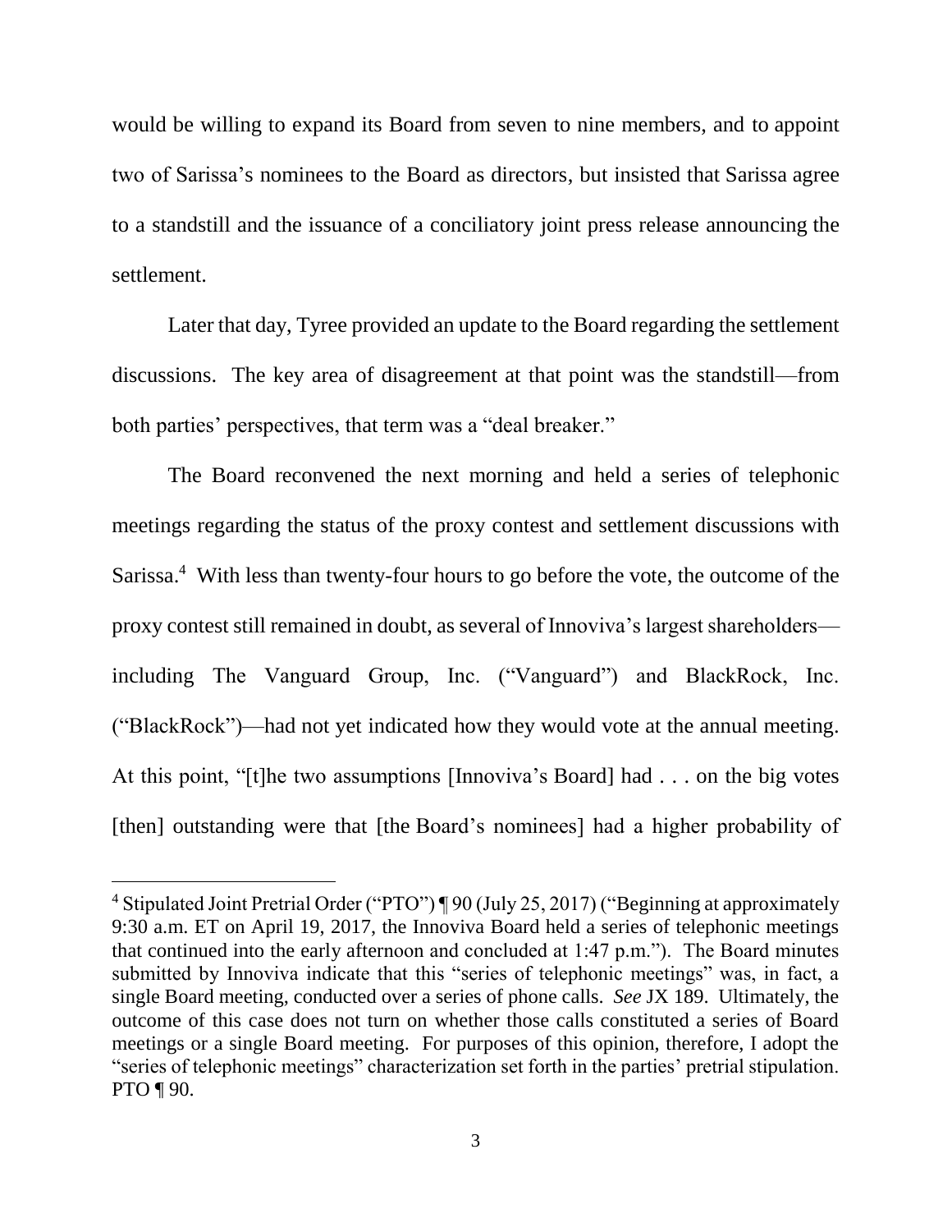would be willing to expand its Board from seven to nine members, and to appoint two of Sarissa's nominees to the Board as directors, but insisted that Sarissa agree to a standstill and the issuance of a conciliatory joint press release announcing the settlement.

Later that day, Tyree provided an update to the Board regarding the settlement discussions. The key area of disagreement at that point was the standstill—from both parties' perspectives, that term was a "deal breaker."

The Board reconvened the next morning and held a series of telephonic meetings regarding the status of the proxy contest and settlement discussions with Sarissa.[4] With less than twenty-four hours to go before the vote, the outcome of the proxy contest still remained in doubt, as several of Innoviva's largest shareholders—including The Vanguard Group, Inc. ("Vanguard") and BlackRock, Inc. ("BlackRock")—had not yet indicated how they would vote at the annual meeting. At this point, "[t]he two assumptions [Innoviva's Board] had . . . on the big votes [then] outstanding were that [the Board's nominees] had a higher probability of

---

[4] Stipulated Joint Pretrial Order ("PTO") ¶ 90 (July 25, 2017) ("Beginning at approximately 9:30 a.m. ET on April 19, 2017, the Innoviva Board held a series of telephonic meetings that continued into the early afternoon and concluded at 1:47 p.m."). The Board minutes submitted by Innoviva indicate that this "series of telephonic meetings" was, in fact, a single Board meeting, conducted over a series of phone calls. *See* JX 189. Ultimately, the outcome of this case does not turn on whether those calls constituted a series of Board meetings or a single Board meeting. For purposes of this opinion, therefore, I adopt the "series of telephonic meetings" characterization set forth in the parties' pretrial stipulation. PTO ¶ 90.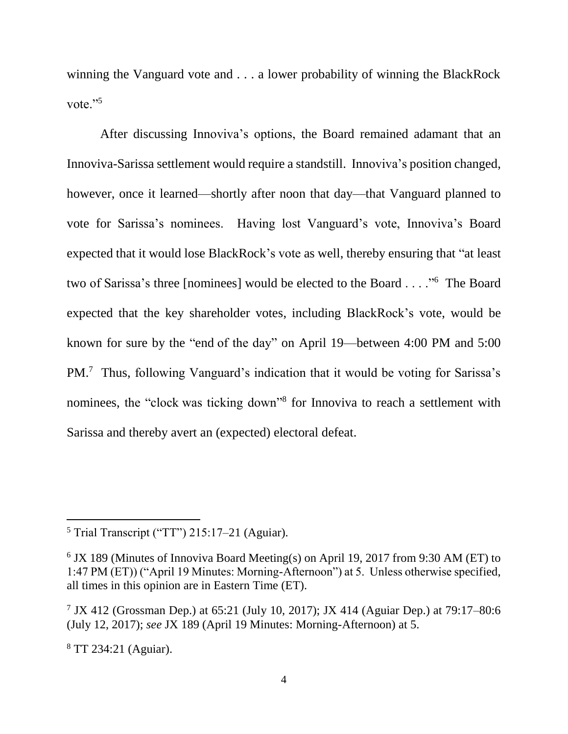winning the Vanguard vote and . . . a lower probability of winning the BlackRock vote."[5]

After discussing Innoviva's options, the Board remained adamant that an Innoviva-Sarissa settlement would require a standstill. Innoviva's position changed, however, once it learned—shortly after noon that day—that Vanguard planned to vote for Sarissa's nominees. Having lost Vanguard's vote, Innoviva's Board expected that it would lose BlackRock's vote as well, thereby ensuring that "at least two of Sarissa's three [nominees] would be elected to the Board . . . ."[6] The Board expected that the key shareholder votes, including BlackRock's vote, would be known for sure by the "end of the day" on April 19—between 4:00 PM and 5:00 PM.[7] Thus, following Vanguard's indication that it would be voting for Sarissa's nominees, the "clock was ticking down"[8] for Innoviva to reach a settlement with Sarissa and thereby avert an (expected) electoral defeat.

---

[5] Trial Transcript ("TT") 215:17–21 (Aguiar).

[6] JX 189 (Minutes of Innoviva Board Meeting(s) on April 19, 2017 from 9:30 AM (ET) to 1:47 PM (ET)) ("April 19 Minutes: Morning-Afternoon") at 5. Unless otherwise specified, all times in this opinion are in Eastern Time (ET).

[7] JX 412 (Grossman Dep.) at 65:21 (July 10, 2017); JX 414 (Aguiar Dep.) at 79:17–80:6 (July 12, 2017); *see* JX 189 (April 19 Minutes: Morning-Afternoon) at 5.

[8] TT 234:21 (Aguiar).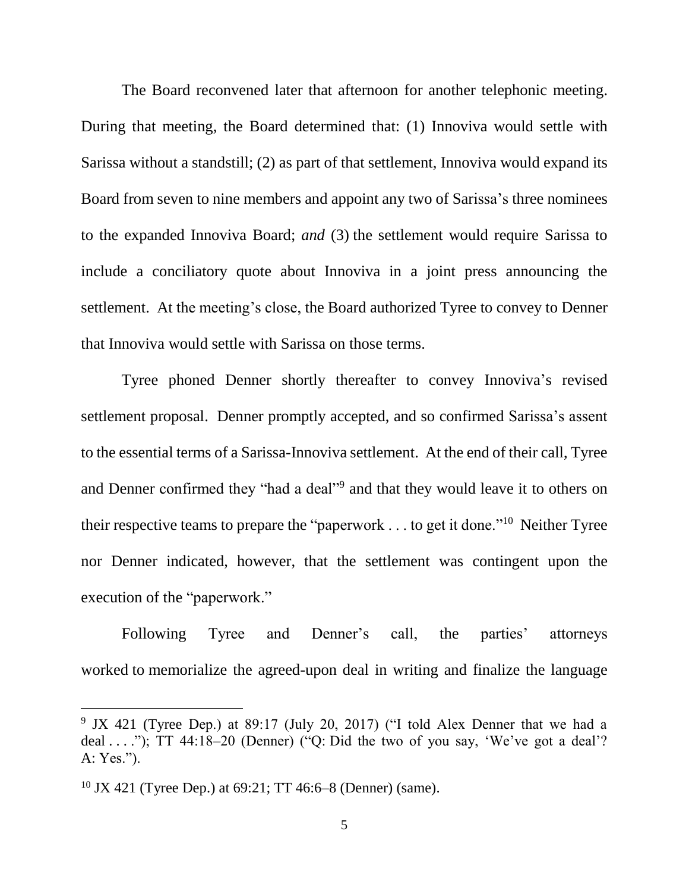The Board reconvened later that afternoon for another telephonic meeting. During that meeting, the Board determined that: (1) Innoviva would settle with Sarissa without a standstill; (2) as part of that settlement, Innoviva would expand its Board from seven to nine members and appoint any two of Sarissa's three nominees to the expanded Innoviva Board; *and* (3) the settlement would require Sarissa to include a conciliatory quote about Innoviva in a joint press announcing the settlement. At the meeting's close, the Board authorized Tyree to convey to Denner that Innoviva would settle with Sarissa on those terms.

Tyree phoned Denner shortly thereafter to convey Innoviva's revised settlement proposal. Denner promptly accepted, and so confirmed Sarissa's assent to the essential terms of a Sarissa-Innoviva settlement. At the end of their call, Tyree and Denner confirmed they "had a deal"[9] and that they would leave it to others on their respective teams to prepare the "paperwork . . . to get it done."[10] Neither Tyree nor Denner indicated, however, that the settlement was contingent upon the execution of the "paperwork."

Following Tyree and Denner's call, the parties' attorneys worked to memorialize the agreed-upon deal in writing and finalize the language

---

[9] JX 421 (Tyree Dep.) at 89:17 (July 20, 2017) ("I told Alex Denner that we had a deal . . . ."); TT 44:18–20 (Denner) ("Q: Did the two of you say, 'We've got a deal'? A: Yes.").

[10] JX 421 (Tyree Dep.) at 69:21; TT 46:6–8 (Denner) (same).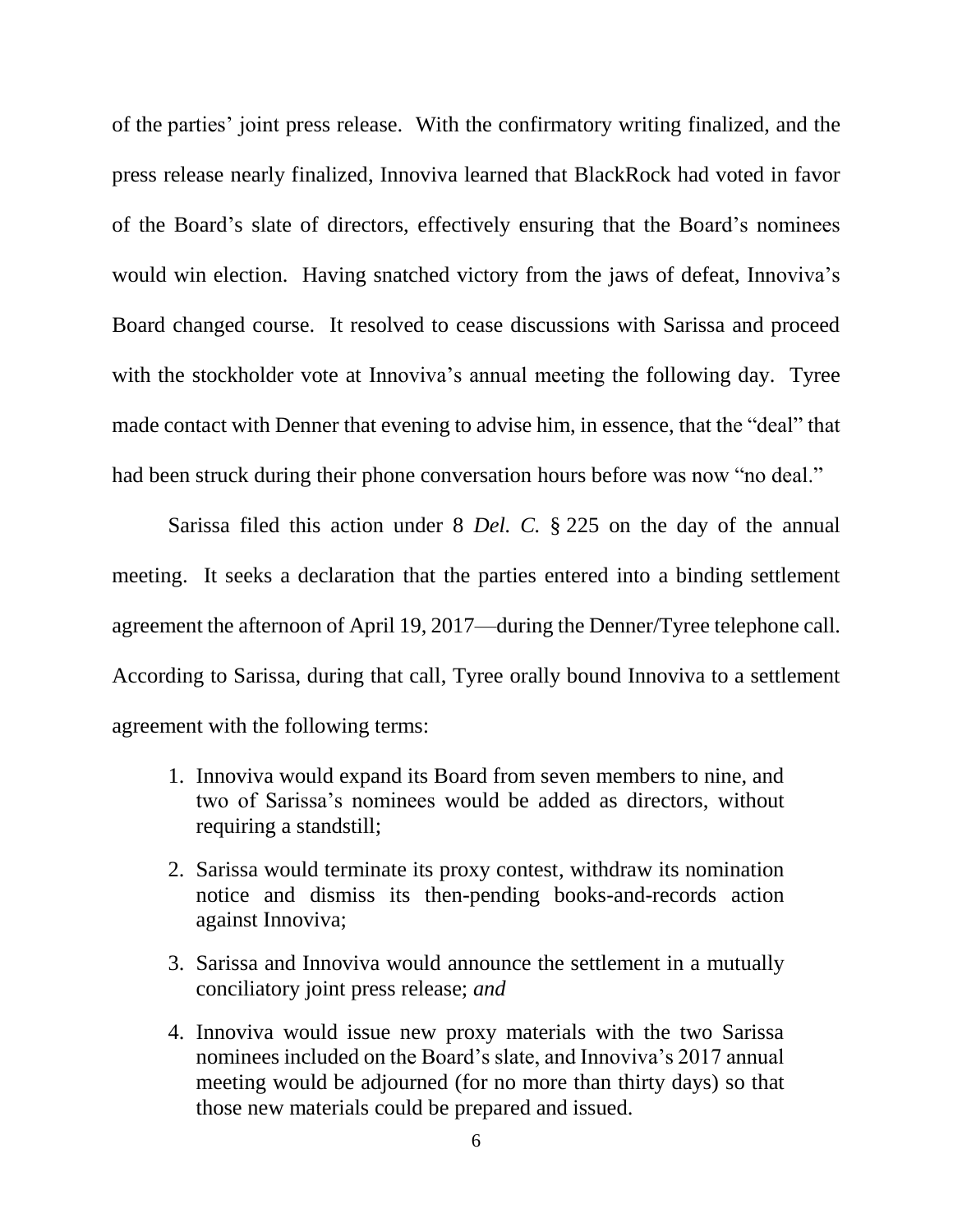of the parties' joint press release. With the confirmatory writing finalized, and the press release nearly finalized, Innoviva learned that BlackRock had voted in favor of the Board's slate of directors, effectively ensuring that the Board's nominees would win election. Having snatched victory from the jaws of defeat, Innoviva's Board changed course. It resolved to cease discussions with Sarissa and proceed with the stockholder vote at Innoviva's annual meeting the following day. Tyree made contact with Denner that evening to advise him, in essence, that the "deal" that had been struck during their phone conversation hours before was now "no deal."

Sarissa filed this action under 8 *Del. C.* § 225 on the day of the annual meeting. It seeks a declaration that the parties entered into a binding settlement agreement the afternoon of April 19, 2017—during the Denner/Tyree telephone call. According to Sarissa, during that call, Tyree orally bound Innoviva to a settlement agreement with the following terms:

1. Innoviva would expand its Board from seven members to nine, and two of Sarissa's nominees would be added as directors, without requiring a standstill;
2. Sarissa would terminate its proxy contest, withdraw its nomination notice and dismiss its then-pending books-and-records action against Innoviva;
3. Sarissa and Innoviva would announce the settlement in a mutually conciliatory joint press release; *and*
4. Innoviva would issue new proxy materials with the two Sarissa nominees included on the Board's slate, and Innoviva's 2017 annual meeting would be adjourned (for no more than thirty days) so that those new materials could be prepared and issued.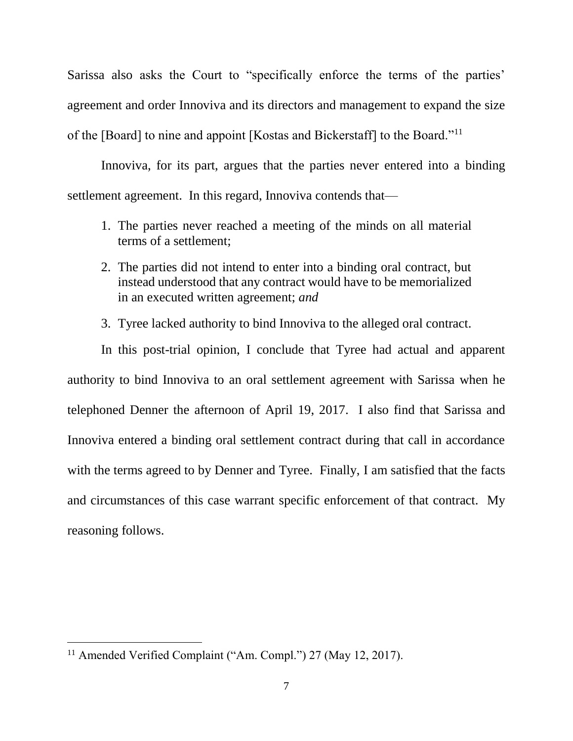Sarissa also asks the Court to "specifically enforce the terms of the parties' agreement and order Innoviva and its directors and management to expand the size of the [Board] to nine and appoint [Kostas and Bickerstaff] to the Board."[11]

Innoviva, for its part, argues that the parties never entered into a binding settlement agreement. In this regard, Innoviva contends that—

1. The parties never reached a meeting of the minds on all material terms of a settlement;
2. The parties did not intend to enter into a binding oral contract, but instead understood that any contract would have to be memorialized in an executed written agreement; *and*
3. Tyree lacked authority to bind Innoviva to the alleged oral contract.

In this post-trial opinion, I conclude that Tyree had actual and apparent authority to bind Innoviva to an oral settlement agreement with Sarissa when he telephoned Denner the afternoon of April 19, 2017. I also find that Sarissa and Innoviva entered a binding oral settlement contract during that call in accordance with the terms agreed to by Denner and Tyree. Finally, I am satisfied that the facts and circumstances of this case warrant specific enforcement of that contract. My reasoning follows.

---

[11] Amended Verified Complaint ("Am. Compl.") 27 (May 12, 2017).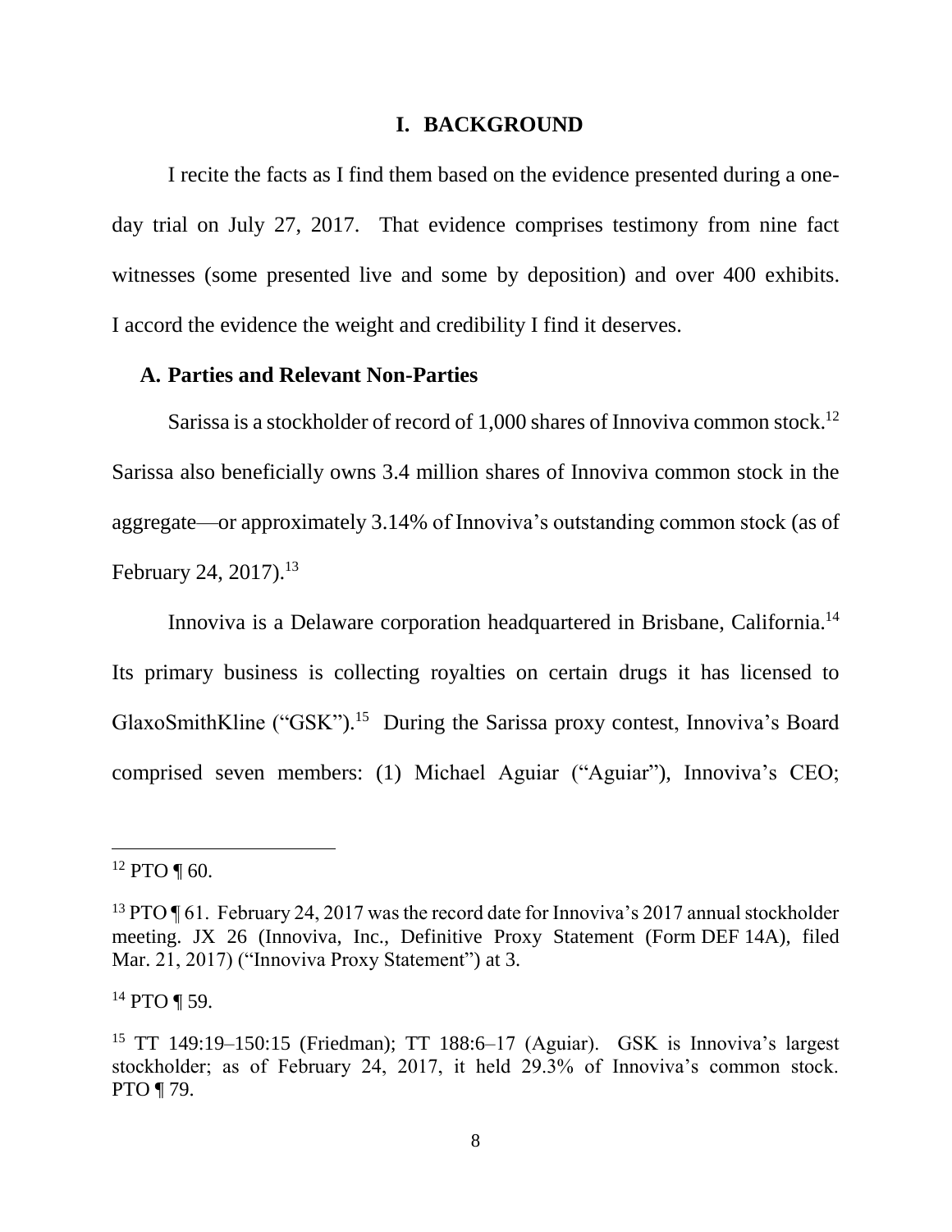## I. BACKGROUND

I recite the facts as I find them based on the evidence presented during a one-day trial on July 27, 2017. That evidence comprises testimony from nine fact witnesses (some presented live and some by deposition) and over 400 exhibits. I accord the evidence the weight and credibility I find it deserves.

### A. Parties and Relevant Non-Parties

Sarissa is a stockholder of record of 1,000 shares of Innoviva common stock.[12] Sarissa also beneficially owns 3.4 million shares of Innoviva common stock in the aggregate—or approximately 3.14% of Innoviva's outstanding common stock (as of February 24, 2017).[13]

Innoviva is a Delaware corporation headquartered in Brisbane, California.[14] Its primary business is collecting royalties on certain drugs it has licensed to GlaxoSmithKline ("GSK").[15] During the Sarissa proxy contest, Innoviva's Board comprised seven members: (1) Michael Aguiar ("Aguiar"), Innoviva's CEO;

---

[12] PTO ¶ 60.

[13] PTO ¶ 61. February 24, 2017 was the record date for Innoviva's 2017 annual stockholder meeting. JX 26 (Innoviva, Inc., Definitive Proxy Statement (Form DEF 14A), filed Mar. 21, 2017) ("Innoviva Proxy Statement") at 3.

[14] PTO ¶ 59.

[15] TT 149:19–150:15 (Friedman); TT 188:6–17 (Aguiar). GSK is Innoviva's largest stockholder; as of February 24, 2017, it held 29.3% of Innoviva's common stock. PTO ¶ 79.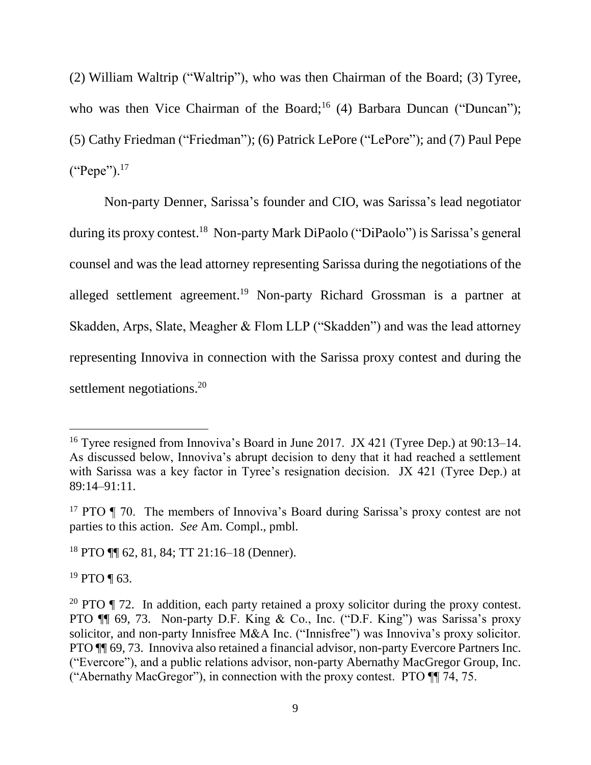(2) William Waltrip ("Waltrip"), who was then Chairman of the Board; (3) Tyree, who was then Vice Chairman of the Board;[16] (4) Barbara Duncan ("Duncan"); (5) Cathy Friedman ("Friedman"); (6) Patrick LePore ("LePore"); and (7) Paul Pepe ("Pepe").[17]

Non-party Denner, Sarissa's founder and CIO, was Sarissa's lead negotiator during its proxy contest.[18] Non-party Mark DiPaolo ("DiPaolo") is Sarissa's general counsel and was the lead attorney representing Sarissa during the negotiations of the alleged settlement agreement.[19] Non-party Richard Grossman is a partner at Skadden, Arps, Slate, Meagher & Flom LLP ("Skadden") and was the lead attorney representing Innoviva in connection with the Sarissa proxy contest and during the settlement negotiations.[20]

---

[16] Tyree resigned from Innoviva's Board in June 2017. JX 421 (Tyree Dep.) at 90:13–14. As discussed below, Innoviva's abrupt decision to deny that it had reached a settlement with Sarissa was a key factor in Tyree's resignation decision. JX 421 (Tyree Dep.) at 89:14–91:11.

[17] PTO ¶ 70. The members of Innoviva's Board during Sarissa's proxy contest are not parties to this action. *See* Am. Compl., pmbl.

[18] PTO ¶¶ 62, 81, 84; TT 21:16–18 (Denner).

[19] PTO ¶ 63.

[20] PTO ¶ 72. In addition, each party retained a proxy solicitor during the proxy contest. PTO ¶¶ 69, 73. Non-party D.F. King & Co., Inc. ("D.F. King") was Sarissa's proxy solicitor, and non-party Innisfree M&A Inc. ("Innisfree") was Innoviva's proxy solicitor. PTO ¶¶ 69, 73. Innoviva also retained a financial advisor, non-party Evercore Partners Inc. ("Evercore"), and a public relations advisor, non-party Abernathy MacGregor Group, Inc. ("Abernathy MacGregor"), in connection with the proxy contest. PTO ¶¶ 74, 75.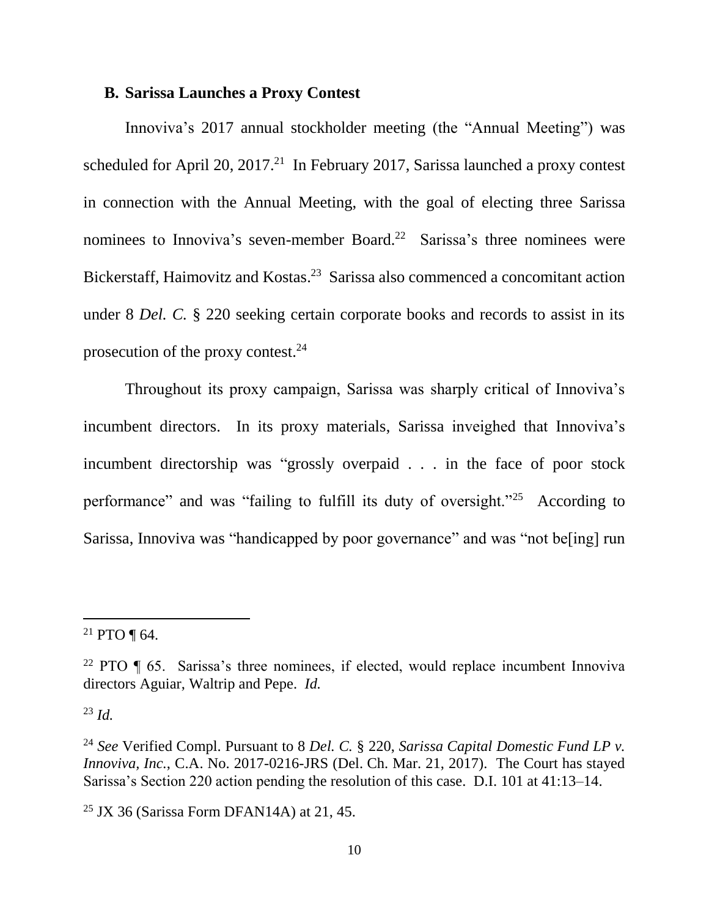### B. Sarissa Launches a Proxy Contest

Innoviva's 2017 annual stockholder meeting (the "Annual Meeting") was scheduled for April 20, 2017.[21] In February 2017, Sarissa launched a proxy contest in connection with the Annual Meeting, with the goal of electing three Sarissa nominees to Innoviva's seven-member Board.[22] Sarissa's three nominees were Bickerstaff, Haimovitz and Kostas.[23] Sarissa also commenced a concomitant action under 8 *Del. C.* § 220 seeking certain corporate books and records to assist in its prosecution of the proxy contest.[24]

Throughout its proxy campaign, Sarissa was sharply critical of Innoviva's incumbent directors. In its proxy materials, Sarissa inveighed that Innoviva's incumbent directorship was "grossly overpaid . . . in the face of poor stock performance" and was "failing to fulfill its duty of oversight."[25] According to Sarissa, Innoviva was "handicapped by poor governance" and was "not be[ing] run

---

[21] PTO ¶ 64.

[22] PTO ¶ 65. Sarissa's three nominees, if elected, would replace incumbent Innoviva directors Aguiar, Waltrip and Pepe. *Id.*

[23] *Id.*

[24] *See* Verified Compl. Pursuant to 8 *Del. C.* § 220, *Sarissa Capital Domestic Fund LP v. Innoviva, Inc.*, C.A. No. 2017-0216-JRS (Del. Ch. Mar. 21, 2017). The Court has stayed Sarissa's Section 220 action pending the resolution of this case. D.I. 101 at 41:13–14.

[25] JX 36 (Sarissa Form DFAN14A) at 21, 45.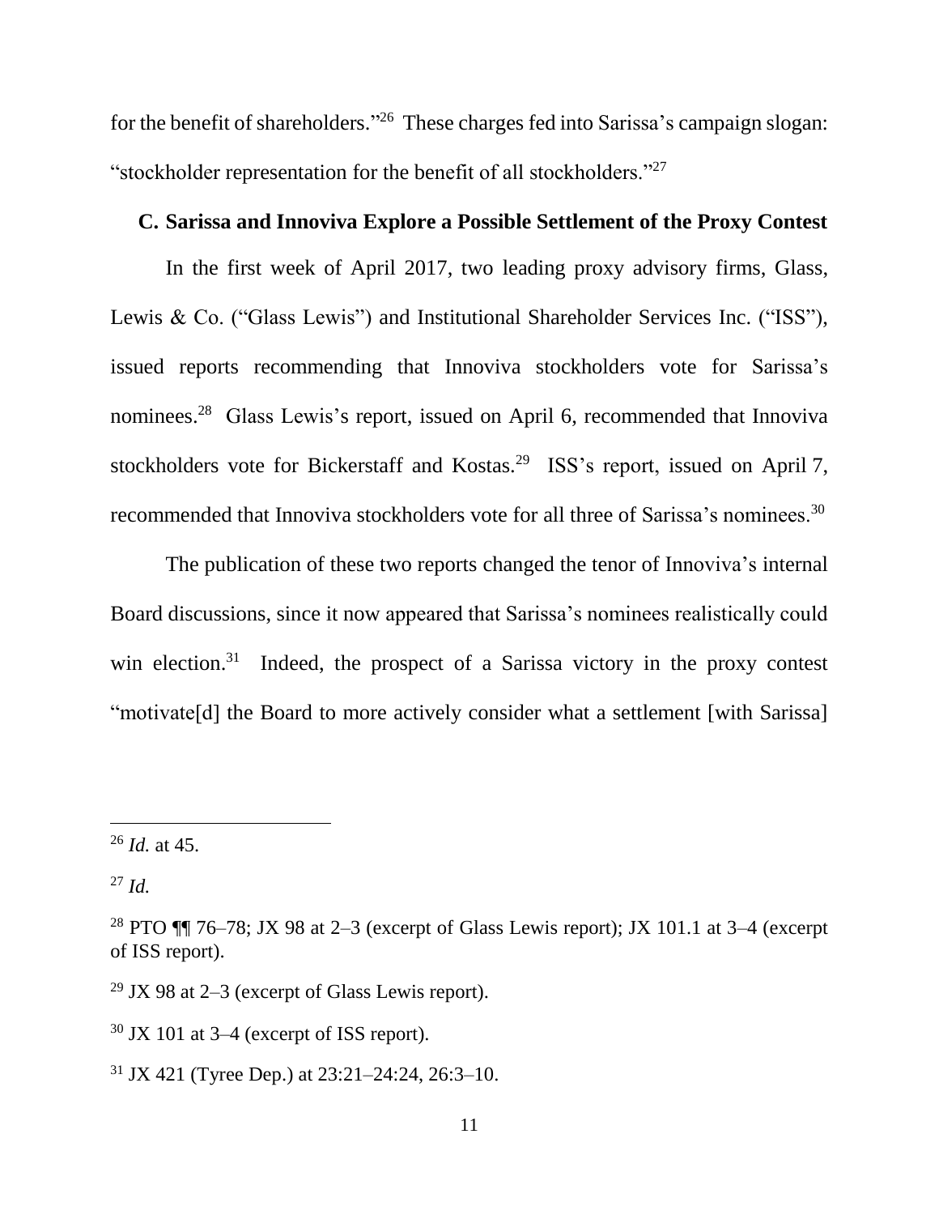for the benefit of shareholders."[26] These charges fed into Sarissa's campaign slogan: "stockholder representation for the benefit of all stockholders."[27]

### C. Sarissa and Innoviva Explore a Possible Settlement of the Proxy Contest

In the first week of April 2017, two leading proxy advisory firms, Glass, Lewis & Co. ("Glass Lewis") and Institutional Shareholder Services Inc. ("ISS"), issued reports recommending that Innoviva stockholders vote for Sarissa's nominees.[28] Glass Lewis's report, issued on April 6, recommended that Innoviva stockholders vote for Bickerstaff and Kostas.[29] ISS's report, issued on April 7, recommended that Innoviva stockholders vote for all three of Sarissa's nominees.[30]

The publication of these two reports changed the tenor of Innoviva's internal Board discussions, since it now appeared that Sarissa's nominees realistically could win election.[31] Indeed, the prospect of a Sarissa victory in the proxy contest "motivate[d] the Board to more actively consider what a settlement [with Sarissa]

---

[26] *Id.* at 45.

[27] *Id.*

[28] PTO ¶¶ 76–78; JX 98 at 2–3 (excerpt of Glass Lewis report); JX 101.1 at 3–4 (excerpt of ISS report).

[29] JX 98 at 2–3 (excerpt of Glass Lewis report).

[30] JX 101 at 3–4 (excerpt of ISS report).

[31] JX 421 (Tyree Dep.) at 23:21–24:24, 26:3–10.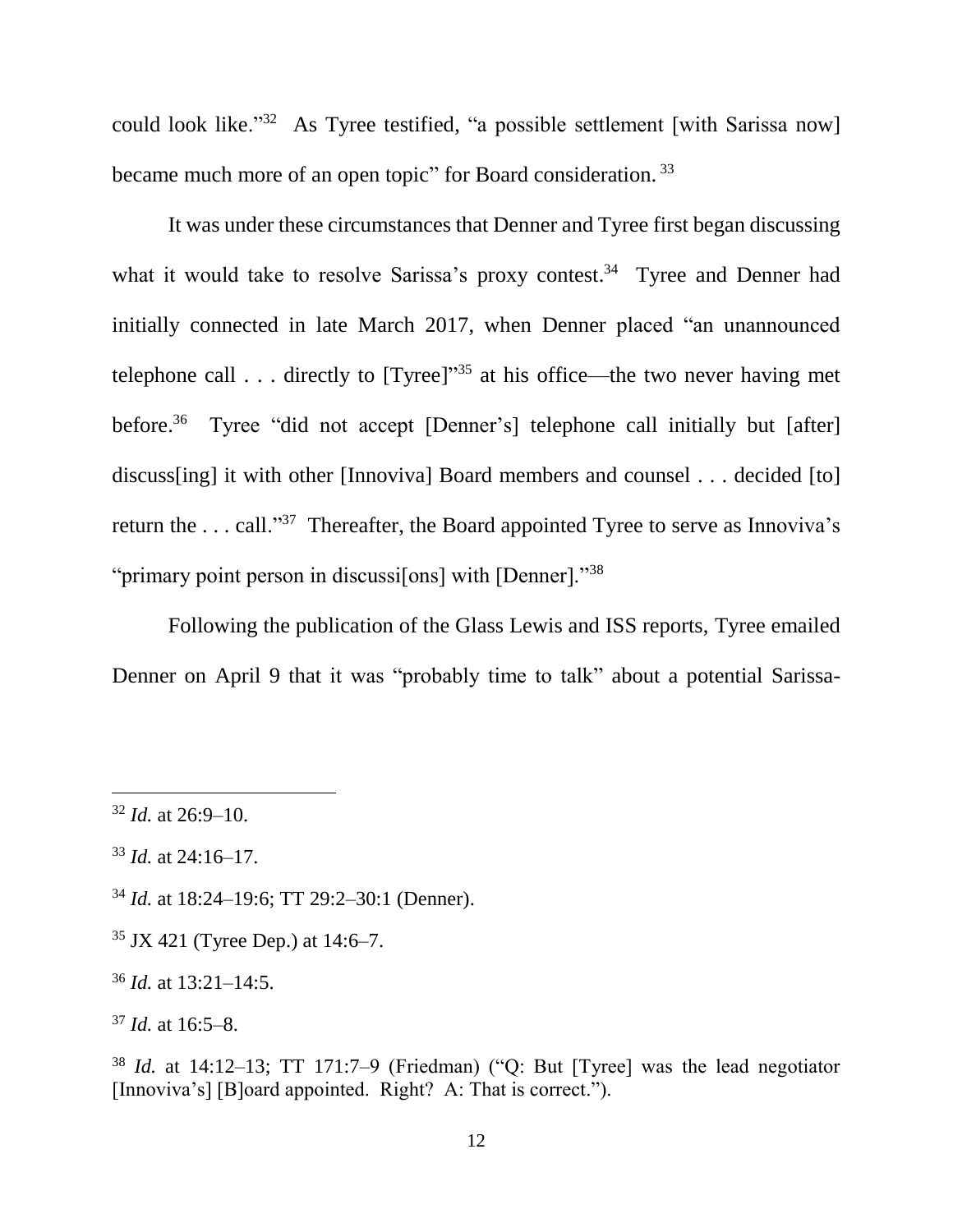could look like."[32] As Tyree testified, "a possible settlement [with Sarissa now] became much more of an open topic" for Board consideration.[33]

It was under these circumstances that Denner and Tyree first began discussing what it would take to resolve Sarissa's proxy contest.[34] Tyree and Denner had initially connected in late March 2017, when Denner placed "an unannounced telephone call . . . directly to [Tyree]"[35] at his office—the two never having met before.[36] Tyree "did not accept [Denner's] telephone call initially but [after] discuss[ing] it with other [Innoviva] Board members and counsel . . . decided [to] return the . . . call."[37] Thereafter, the Board appointed Tyree to serve as Innoviva's "primary point person in discussi[ons] with [Denner]."[38]

Following the publication of the Glass Lewis and ISS reports, Tyree emailed Denner on April 9 that it was "probably time to talk" about a potential Sarissa-

---

[32] *Id.* at 26:9–10.

[33] *Id.* at 24:16–17.

[34] *Id.* at 18:24–19:6; TT 29:2–30:1 (Denner).

[35] JX 421 (Tyree Dep.) at 14:6–7.

[36] *Id.* at 13:21–14:5.

[37] *Id.* at 16:5–8.

[38] *Id.* at 14:12–13; TT 171:7–9 (Friedman) ("Q: But [Tyree] was the lead negotiator [Innoviva's] [B]oard appointed. Right? A: That is correct.").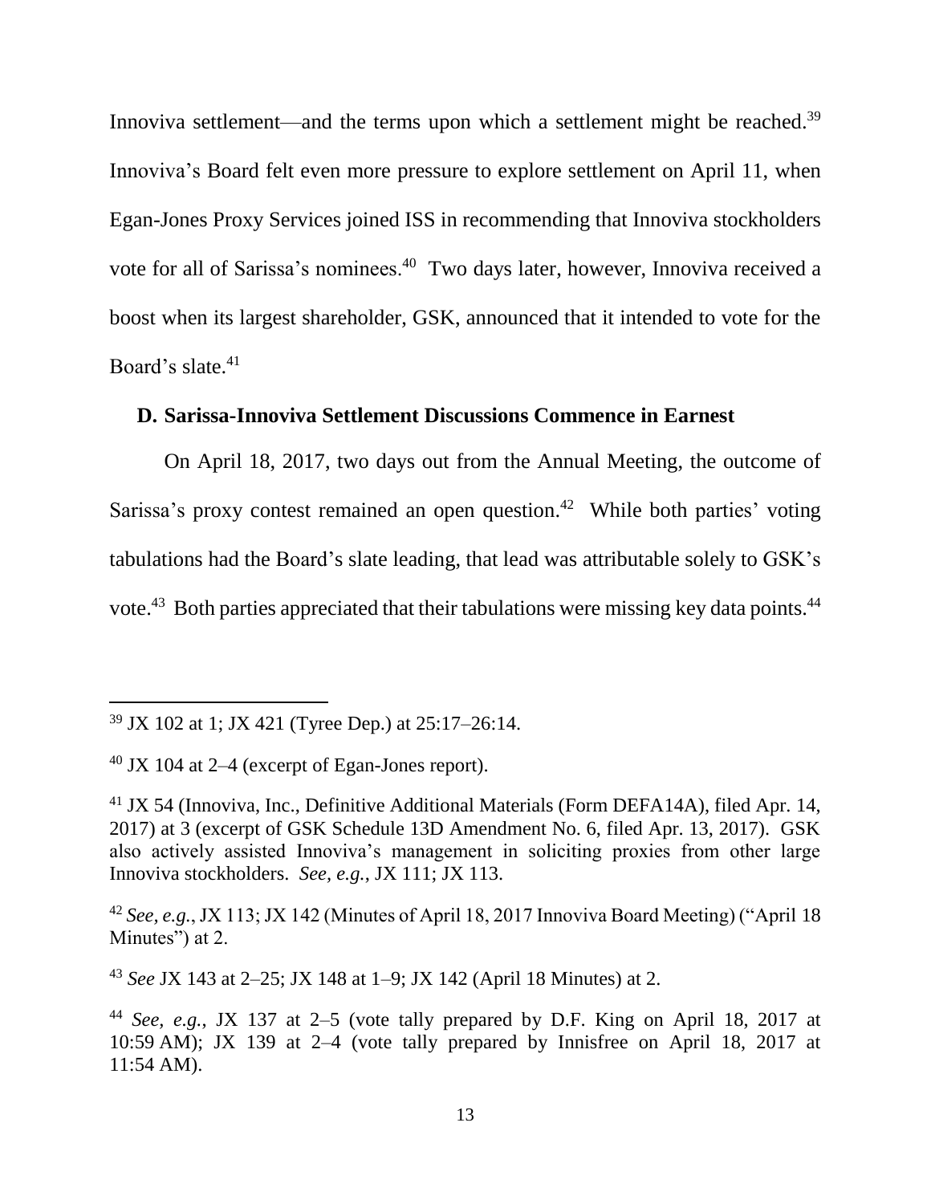Innoviva settlement—and the terms upon which a settlement might be reached.[39] Innoviva's Board felt even more pressure to explore settlement on April 11, when Egan-Jones Proxy Services joined ISS in recommending that Innoviva stockholders vote for all of Sarissa's nominees.[40] Two days later, however, Innoviva received a boost when its largest shareholder, GSK, announced that it intended to vote for the Board's slate.[41]

### D. Sarissa-Innoviva Settlement Discussions Commence in Earnest

On April 18, 2017, two days out from the Annual Meeting, the outcome of Sarissa's proxy contest remained an open question.[42] While both parties' voting tabulations had the Board's slate leading, that lead was attributable solely to GSK's vote.[43] Both parties appreciated that their tabulations were missing key data points.[44]

---

[39] JX 102 at 1; JX 421 (Tyree Dep.) at 25:17–26:14.

[40] JX 104 at 2–4 (excerpt of Egan-Jones report).

[41] JX 54 (Innoviva, Inc., Definitive Additional Materials (Form DEFA14A), filed Apr. 14, 2017) at 3 (excerpt of GSK Schedule 13D Amendment No. 6, filed Apr. 13, 2017). GSK also actively assisted Innoviva's management in soliciting proxies from other large Innoviva stockholders. *See, e.g.*, JX 111; JX 113.

[42] *See, e.g.*, JX 113; JX 142 (Minutes of April 18, 2017 Innoviva Board Meeting) ("April 18 Minutes") at 2.

[43] *See* JX 143 at 2–25; JX 148 at 1–9; JX 142 (April 18 Minutes) at 2.

[44] *See, e.g.*, JX 137 at 2–5 (vote tally prepared by D.F. King on April 18, 2017 at 10:59 AM); JX 139 at 2–4 (vote tally prepared by Innisfree on April 18, 2017 at 11:54 AM).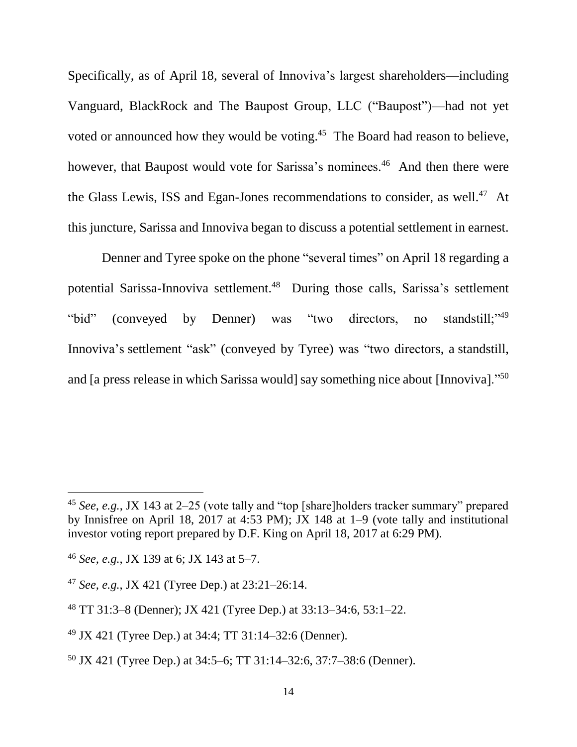Specifically, as of April 18, several of Innoviva's largest shareholders—including Vanguard, BlackRock and The Baupost Group, LLC ("Baupost")—had not yet voted or announced how they would be voting.[45] The Board had reason to believe, however, that Baupost would vote for Sarissa's nominees.[46] And then there were the Glass Lewis, ISS and Egan-Jones recommendations to consider, as well.[47] At this juncture, Sarissa and Innoviva began to discuss a potential settlement in earnest.

Denner and Tyree spoke on the phone "several times" on April 18 regarding a potential Sarissa-Innoviva settlement.[48] During those calls, Sarissa's settlement "bid" (conveyed by Denner) was "two directors, no standstill;"[49] Innoviva's settlement "ask" (conveyed by Tyree) was "two directors, a standstill, and [a press release in which Sarissa would] say something nice about [Innoviva]."[50]

---

[45] *See, e.g.*, JX 143 at 2–25 (vote tally and "top [share]holders tracker summary" prepared by Innisfree on April 18, 2017 at 4:53 PM); JX 148 at 1–9 (vote tally and institutional investor voting report prepared by D.F. King on April 18, 2017 at 6:29 PM).

[46] *See, e.g.*, JX 139 at 6; JX 143 at 5–7.

[47] *See, e.g.*, JX 421 (Tyree Dep.) at 23:21–26:14.

[48] TT 31:3–8 (Denner); JX 421 (Tyree Dep.) at 33:13–34:6, 53:1–22.

[49] JX 421 (Tyree Dep.) at 34:4; TT 31:14–32:6 (Denner).

[50] JX 421 (Tyree Dep.) at 34:5–6; TT 31:14–32:6, 37:7–38:6 (Denner).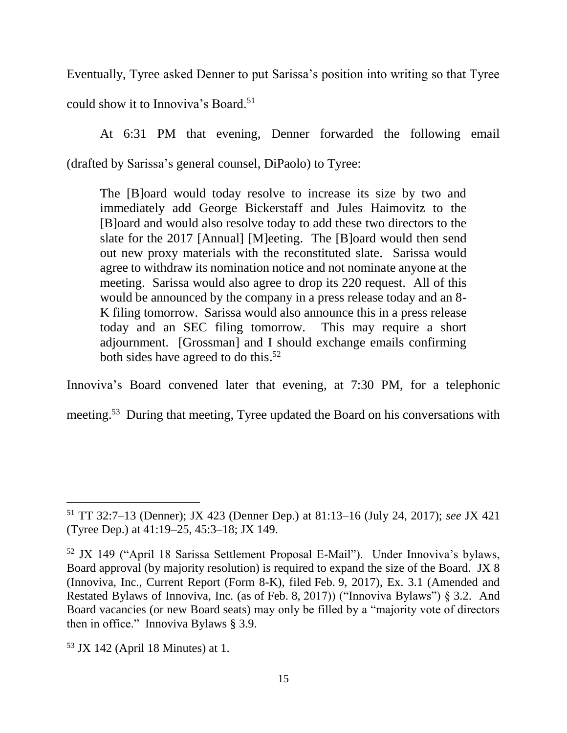Eventually, Tyree asked Denner to put Sarissa's position into writing so that Tyree could show it to Innoviva's Board.[51]

At 6:31 PM that evening, Denner forwarded the following email (drafted by Sarissa's general counsel, DiPaolo) to Tyree:

> The [B]oard would today resolve to increase its size by two and immediately add George Bickerstaff and Jules Haimovitz to the [B]oard and would also resolve today to add these two directors to the slate for the 2017 [Annual] [M]eeting. The [B]oard would then send out new proxy materials with the reconstituted slate. Sarissa would agree to withdraw its nomination notice and not nominate anyone at the meeting. Sarissa would also agree to drop its 220 request. All of this would be announced by the company in a press release today and an 8-K filing tomorrow. Sarissa would also announce this in a press release today and an SEC filing tomorrow. This may require a short adjournment. [Grossman] and I should exchange emails confirming both sides have agreed to do this.[52]

Innoviva's Board convened later that evening, at 7:30 PM, for a telephonic meeting.[53] During that meeting, Tyree updated the Board on his conversations with

---

[51] TT 32:7–13 (Denner); JX 423 (Denner Dep.) at 81:13–16 (July 24, 2017); *see* JX 421 (Tyree Dep.) at 41:19–25, 45:3–18; JX 149.

[52] JX 149 ("April 18 Sarissa Settlement Proposal E-Mail"). Under Innoviva's bylaws, Board approval (by majority resolution) is required to expand the size of the Board. JX 8 (Innoviva, Inc., Current Report (Form 8-K), filed Feb. 9, 2017), Ex. 3.1 (Amended and Restated Bylaws of Innoviva, Inc. (as of Feb. 8, 2017)) ("Innoviva Bylaws") § 3.2. And Board vacancies (or new Board seats) may only be filled by a "majority vote of directors then in office." Innoviva Bylaws § 3.9.

[53] JX 142 (April 18 Minutes) at 1.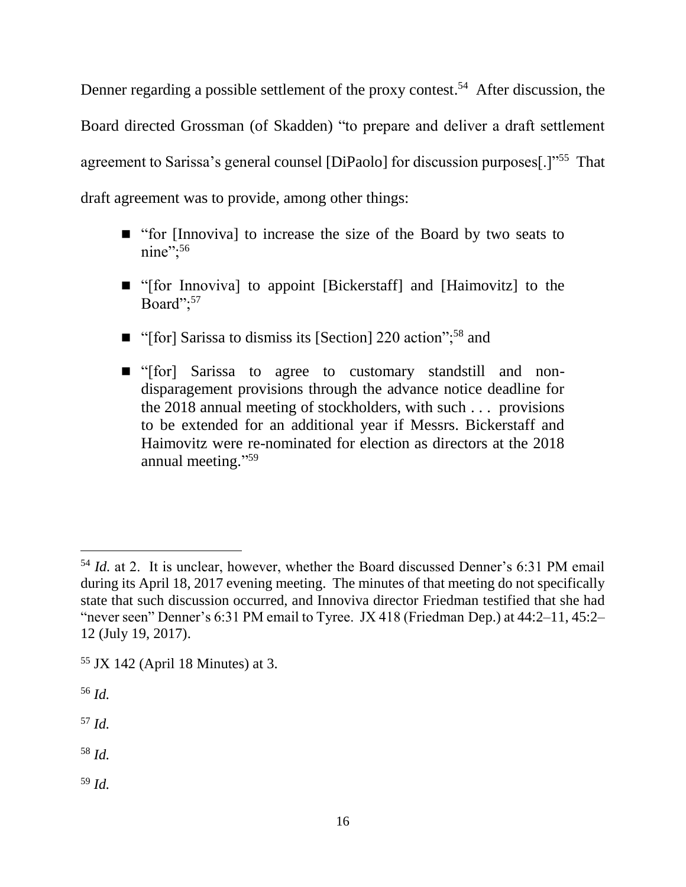Denner regarding a possible settlement of the proxy contest.[54] After discussion, the Board directed Grossman (of Skadden) "to prepare and deliver a draft settlement agreement to Sarissa's general counsel [DiPaolo] for discussion purposes[.]"[55] That draft agreement was to provide, among other things:

- "for [Innoviva] to increase the size of the Board by two seats to nine";[56]
- "[for Innoviva] to appoint [Bickerstaff] and [Haimovitz] to the Board";[57]
- "[for] Sarissa to dismiss its [Section] 220 action";[58] and
- "[for] Sarissa to agree to customary standstill and non-disparagement provisions through the advance notice deadline for the 2018 annual meeting of stockholders, with such . . . provisions to be extended for an additional year if Messrs. Bickerstaff and Haimovitz were re-nominated for election as directors at the 2018 annual meeting."[59]

---

[54] *Id.* at 2. It is unclear, however, whether the Board discussed Denner's 6:31 PM email during its April 18, 2017 evening meeting. The minutes of that meeting do not specifically state that such discussion occurred, and Innoviva director Friedman testified that she had "never seen" Denner's 6:31 PM email to Tyree. JX 418 (Friedman Dep.) at 44:2–11, 45:2–12 (July 19, 2017).

[55] JX 142 (April 18 Minutes) at 3.

[56] *Id.*

[57] *Id.*

[58] *Id.*

[59] *Id.*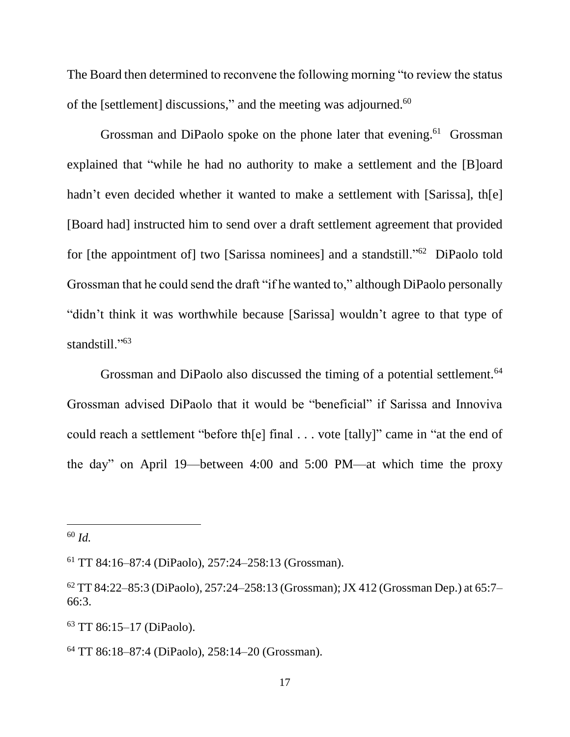The Board then determined to reconvene the following morning "to review the status of the [settlement] discussions," and the meeting was adjourned.[60]

Grossman and DiPaolo spoke on the phone later that evening.[61] Grossman explained that "while he had no authority to make a settlement and the [B]oard hadn't even decided whether it wanted to make a settlement with [Sarissa], th[e] [Board had] instructed him to send over a draft settlement agreement that provided for [the appointment of] two [Sarissa nominees] and a standstill."[62] DiPaolo told Grossman that he could send the draft "if he wanted to," although DiPaolo personally "didn't think it was worthwhile because [Sarissa] wouldn't agree to that type of standstill."[63]

Grossman and DiPaolo also discussed the timing of a potential settlement.[64] Grossman advised DiPaolo that it would be "beneficial" if Sarissa and Innoviva could reach a settlement "before th[e] final . . . vote [tally]" came in "at the end of the day" on April 19—between 4:00 and 5:00 PM—at which time the proxy

---

[60] *Id.*

[61] TT 84:16–87:4 (DiPaolo), 257:24–258:13 (Grossman).

[62] TT 84:22–85:3 (DiPaolo), 257:24–258:13 (Grossman); JX 412 (Grossman Dep.) at 65:7–66:3.

[63] TT 86:15–17 (DiPaolo).

[64] TT 86:18–87:4 (DiPaolo), 258:14–20 (Grossman).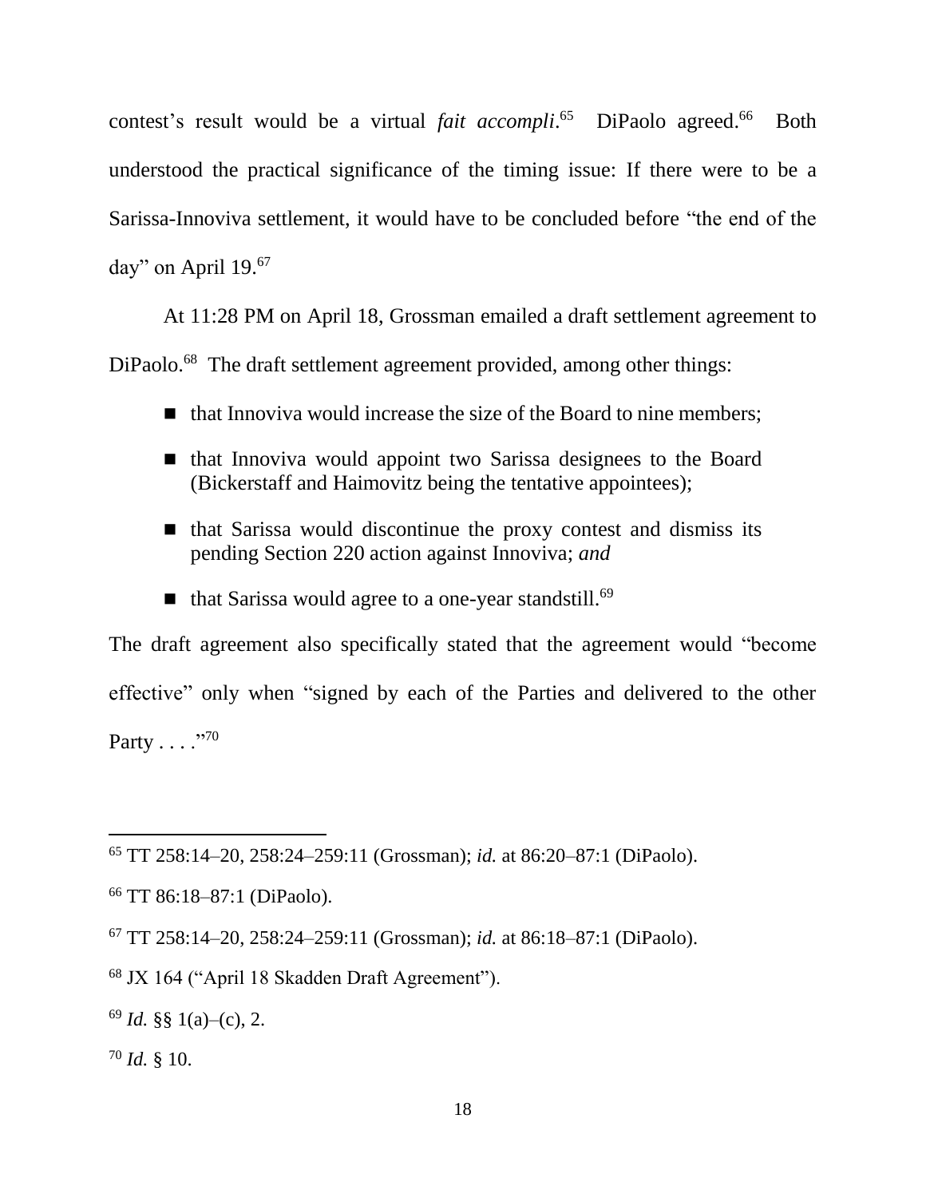contest's result would be a virtual *fait accompli*.[65] DiPaolo agreed.[66] Both understood the practical significance of the timing issue: If there were to be a Sarissa-Innoviva settlement, it would have to be concluded before "the end of the day" on April 19.[67]

At 11:28 PM on April 18, Grossman emailed a draft settlement agreement to DiPaolo.[68] The draft settlement agreement provided, among other things:

- that Innoviva would increase the size of the Board to nine members;
- that Innoviva would appoint two Sarissa designees to the Board (Bickerstaff and Haimovitz being the tentative appointees);
- that Sarissa would discontinue the proxy contest and dismiss its pending Section 220 action against Innoviva; *and*
- that Sarissa would agree to a one-year standstill.[69]

The draft agreement also specifically stated that the agreement would "become effective" only when "signed by each of the Parties and delivered to the other Party . . . ."[70]

---

[65] TT 258:14–20, 258:24–259:11 (Grossman); *id.* at 86:20–87:1 (DiPaolo).

[66] TT 86:18–87:1 (DiPaolo).

[67] TT 258:14–20, 258:24–259:11 (Grossman); *id.* at 86:18–87:1 (DiPaolo).

[68] JX 164 ("April 18 Skadden Draft Agreement").

[69] *Id.* §§ 1(a)–(c), 2.

[70] *Id.* § 10.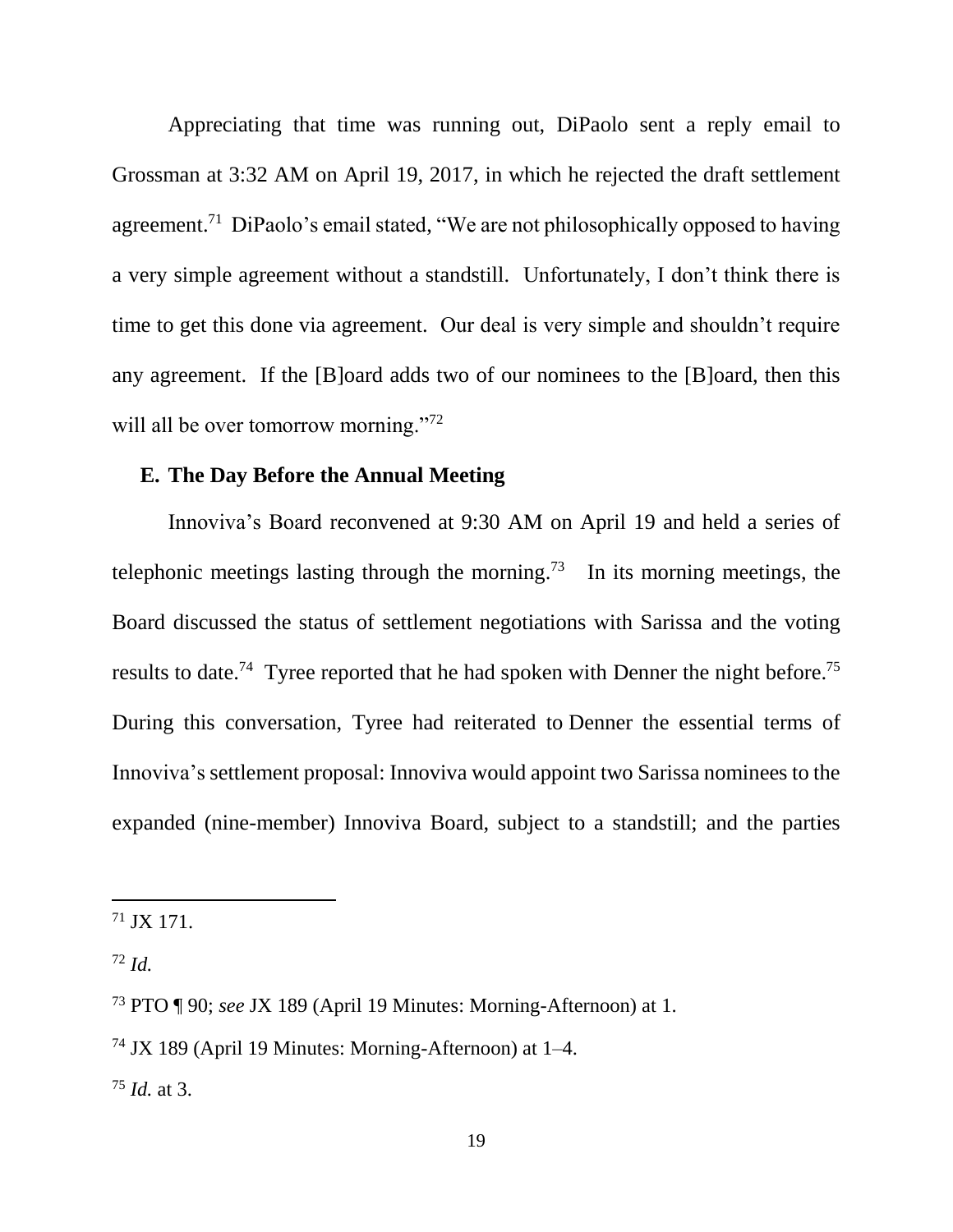Appreciating that time was running out, DiPaolo sent a reply email to Grossman at 3:32 AM on April 19, 2017, in which he rejected the draft settlement agreement.[71] DiPaolo's email stated, "We are not philosophically opposed to having a very simple agreement without a standstill. Unfortunately, I don't think there is time to get this done via agreement. Our deal is very simple and shouldn't require any agreement. If the [B]oard adds two of our nominees to the [B]oard, then this will all be over tomorrow morning."[72]

### E. The Day Before the Annual Meeting

Innoviva's Board reconvened at 9:30 AM on April 19 and held a series of telephonic meetings lasting through the morning.[73] In its morning meetings, the Board discussed the status of settlement negotiations with Sarissa and the voting results to date.[74] Tyree reported that he had spoken with Denner the night before.[75] During this conversation, Tyree had reiterated to Denner the essential terms of Innoviva's settlement proposal: Innoviva would appoint two Sarissa nominees to the expanded (nine-member) Innoviva Board, subject to a standstill; and the parties

---

[71] JX 171.

[72] *Id.*

[73] PTO ¶ 90; *see* JX 189 (April 19 Minutes: Morning-Afternoon) at 1.

[74] JX 189 (April 19 Minutes: Morning-Afternoon) at 1–4.

[75] *Id.* at 3.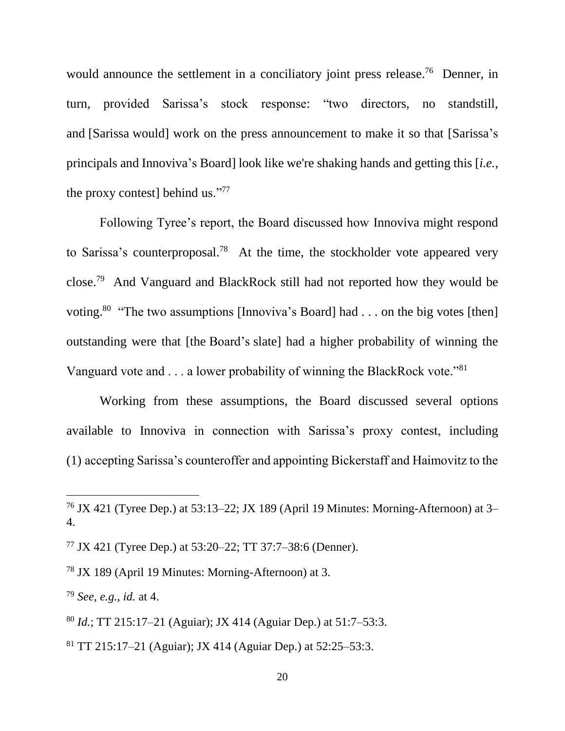would announce the settlement in a conciliatory joint press release.[76] Denner, in turn, provided Sarissa's stock response: "two directors, no standstill, and [Sarissa would] work on the press announcement to make it so that [Sarissa's principals and Innoviva's Board] look like we're shaking hands and getting this [*i.e.*, the proxy contest] behind us."[77]

Following Tyree's report, the Board discussed how Innoviva might respond to Sarissa's counterproposal.[78] At the time, the stockholder vote appeared very close.[79] And Vanguard and BlackRock still had not reported how they would be voting.[80] "The two assumptions [Innoviva's Board] had . . . on the big votes [then] outstanding were that [the Board's slate] had a higher probability of winning the Vanguard vote and . . . a lower probability of winning the BlackRock vote."[81]

Working from these assumptions, the Board discussed several options available to Innoviva in connection with Sarissa's proxy contest, including (1) accepting Sarissa's counteroffer and appointing Bickerstaff and Haimovitz to the

---

[76] JX 421 (Tyree Dep.) at 53:13–22; JX 189 (April 19 Minutes: Morning-Afternoon) at 3–4.

[77] JX 421 (Tyree Dep.) at 53:20–22; TT 37:7–38:6 (Denner).

[78] JX 189 (April 19 Minutes: Morning-Afternoon) at 3.

[79] *See, e.g.*, *id.* at 4.

[80] *Id.*; TT 215:17–21 (Aguiar); JX 414 (Aguiar Dep.) at 51:7–53:3.

[81] TT 215:17–21 (Aguiar); JX 414 (Aguiar Dep.) at 52:25–53:3.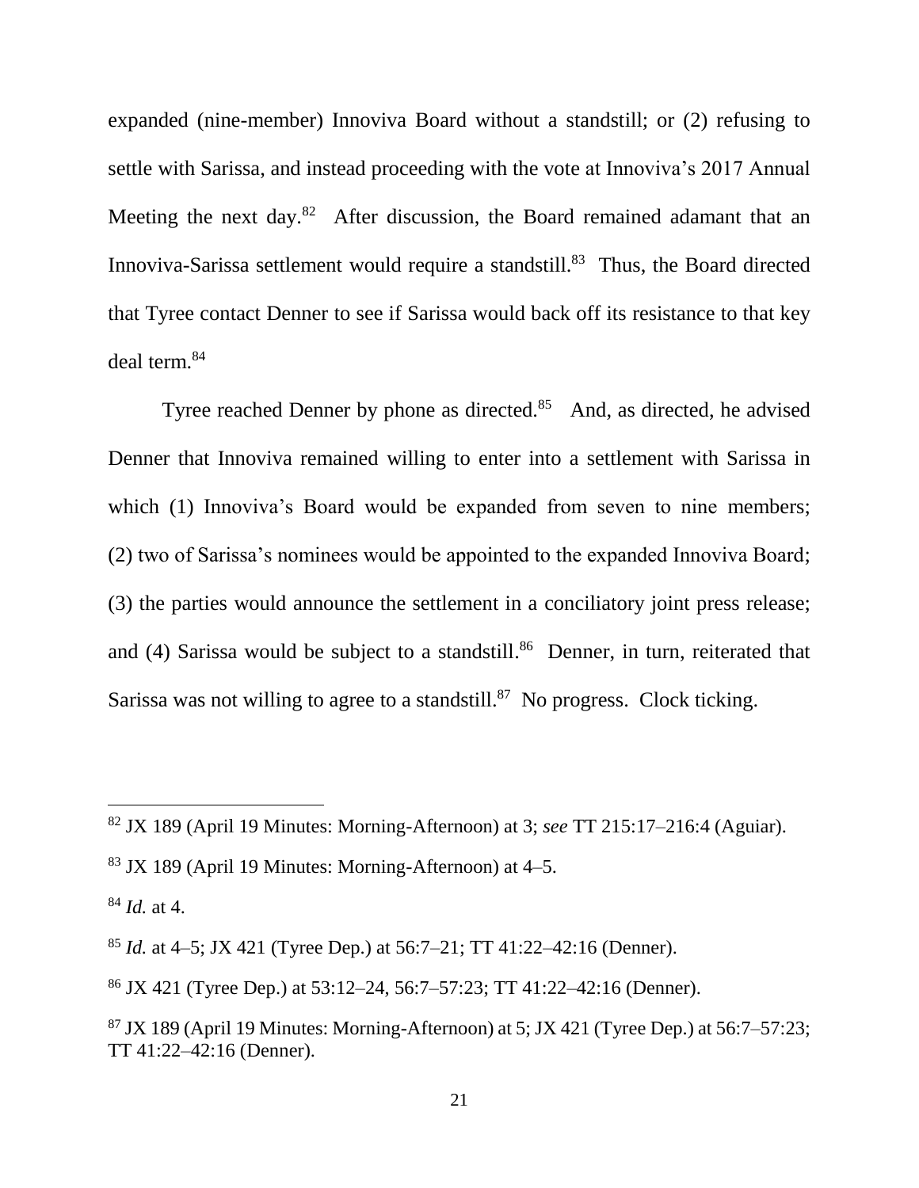expanded (nine-member) Innoviva Board without a standstill; or (2) refusing to settle with Sarissa, and instead proceeding with the vote at Innoviva's 2017 Annual Meeting the next day.[82] After discussion, the Board remained adamant that an Innoviva-Sarissa settlement would require a standstill.[83] Thus, the Board directed that Tyree contact Denner to see if Sarissa would back off its resistance to that key deal term.[84]

Tyree reached Denner by phone as directed.[85] And, as directed, he advised Denner that Innoviva remained willing to enter into a settlement with Sarissa in which (1) Innoviva's Board would be expanded from seven to nine members; (2) two of Sarissa's nominees would be appointed to the expanded Innoviva Board; (3) the parties would announce the settlement in a conciliatory joint press release; and (4) Sarissa would be subject to a standstill.[86] Denner, in turn, reiterated that Sarissa was not willing to agree to a standstill.[87] No progress. Clock ticking.

---

[82] JX 189 (April 19 Minutes: Morning-Afternoon) at 3; *see* TT 215:17–216:4 (Aguiar).

[83] JX 189 (April 19 Minutes: Morning-Afternoon) at 4–5.

[84] *Id.* at 4.

[85] *Id.* at 4–5; JX 421 (Tyree Dep.) at 56:7–21; TT 41:22–42:16 (Denner).

[86] JX 421 (Tyree Dep.) at 53:12–24, 56:7–57:23; TT 41:22–42:16 (Denner).

[87] JX 189 (April 19 Minutes: Morning-Afternoon) at 5; JX 421 (Tyree Dep.) at 56:7–57:23; TT 41:22–42:16 (Denner).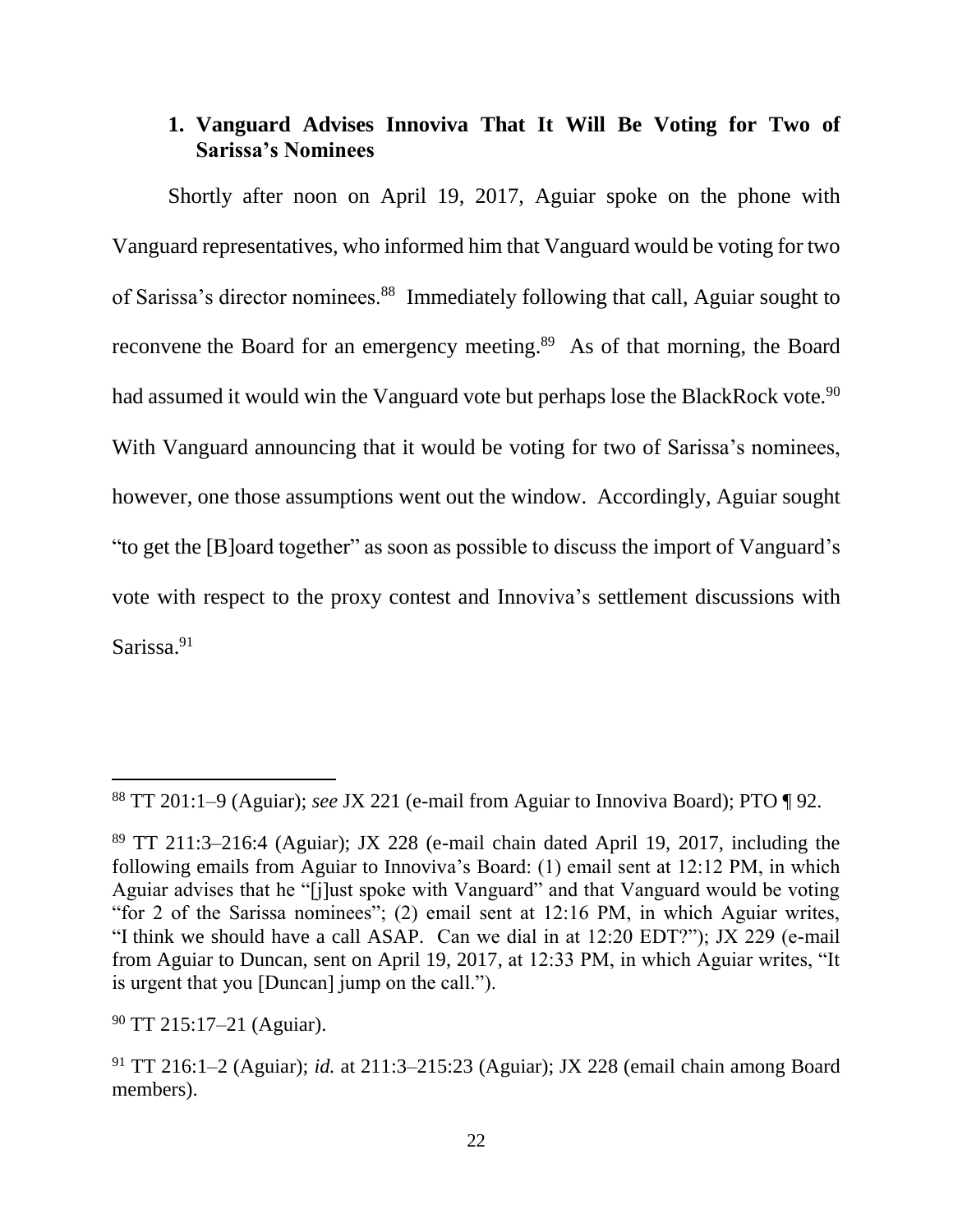### 1. Vanguard Advises Innoviva That It Will Be Voting for Two of Sarissa's Nominees

Shortly after noon on April 19, 2017, Aguiar spoke on the phone with Vanguard representatives, who informed him that Vanguard would be voting for two of Sarissa's director nominees.[88] Immediately following that call, Aguiar sought to reconvene the Board for an emergency meeting.[89] As of that morning, the Board had assumed it would win the Vanguard vote but perhaps lose the BlackRock vote.[90] With Vanguard announcing that it would be voting for two of Sarissa's nominees, however, one those assumptions went out the window. Accordingly, Aguiar sought "to get the [B]oard together" as soon as possible to discuss the import of Vanguard's vote with respect to the proxy contest and Innoviva's settlement discussions with Sarissa.[91]

---

[88] TT 201:1–9 (Aguiar); *see* JX 221 (e-mail from Aguiar to Innoviva Board); PTO ¶ 92.

[89] TT 211:3–216:4 (Aguiar); JX 228 (e-mail chain dated April 19, 2017, including the following emails from Aguiar to Innoviva's Board: (1) email sent at 12:12 PM, in which Aguiar advises that he "[j]ust spoke with Vanguard" and that Vanguard would be voting "for 2 of the Sarissa nominees"; (2) email sent at 12:16 PM, in which Aguiar writes, "I think we should have a call ASAP. Can we dial in at 12:20 EDT?"); JX 229 (e-mail from Aguiar to Duncan, sent on April 19, 2017, at 12:33 PM, in which Aguiar writes, "It is urgent that you [Duncan] jump on the call.").

[90] TT 215:17–21 (Aguiar).

[91] TT 216:1–2 (Aguiar); *id.* at 211:3–215:23 (Aguiar); JX 228 (email chain among Board members).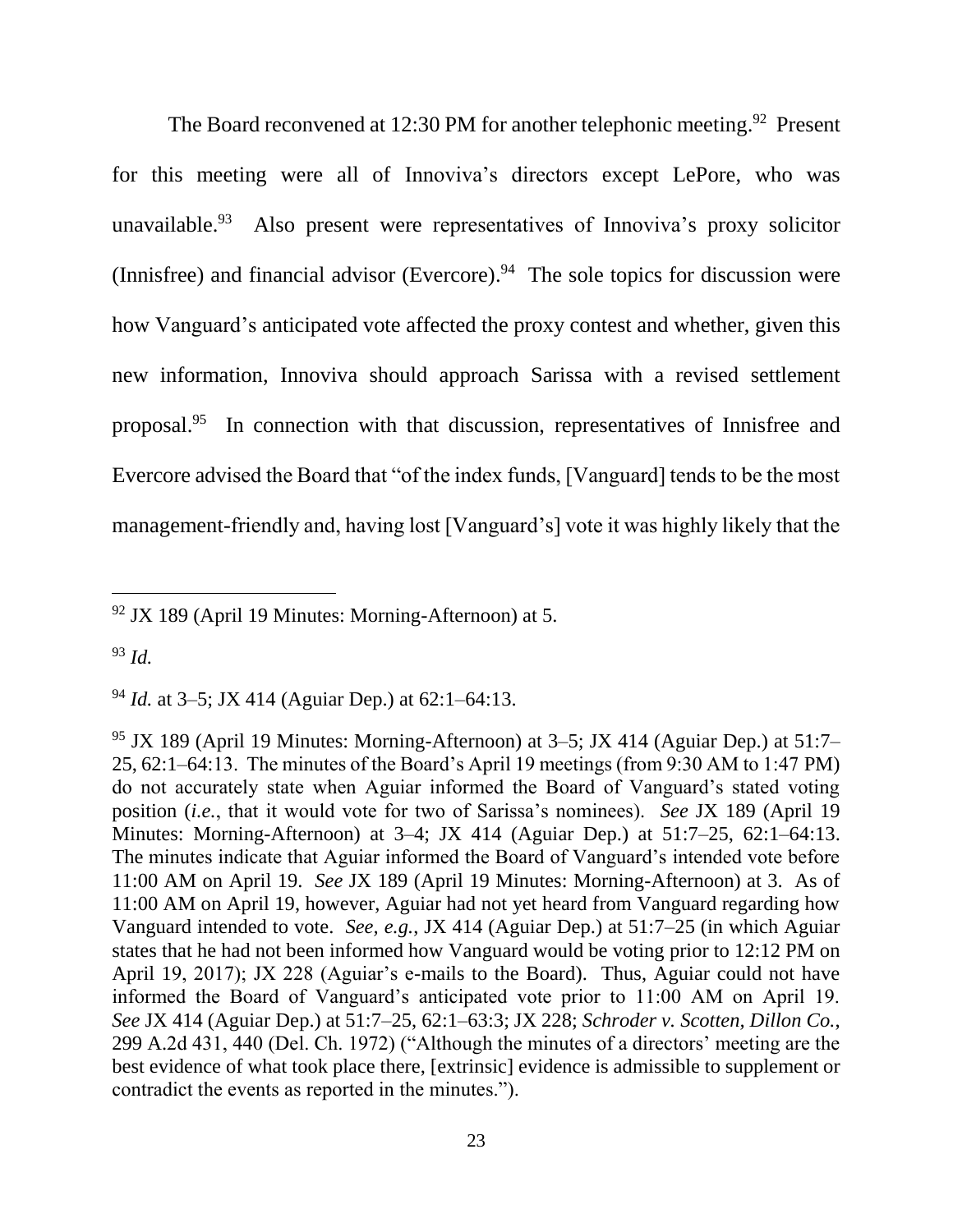The Board reconvened at 12:30 PM for another telephonic meeting.[92] Present for this meeting were all of Innoviva's directors except LePore, who was unavailable.[93] Also present were representatives of Innoviva's proxy solicitor (Innisfree) and financial advisor (Evercore).[94] The sole topics for discussion were how Vanguard's anticipated vote affected the proxy contest and whether, given this new information, Innoviva should approach Sarissa with a revised settlement proposal.[95] In connection with that discussion, representatives of Innisfree and Evercore advised the Board that "of the index funds, [Vanguard] tends to be the most management-friendly and, having lost [Vanguard's] vote it was highly likely that the

---

[92] JX 189 (April 19 Minutes: Morning-Afternoon) at 5.

[93] *Id.*

[94] *Id.* at 3–5; JX 414 (Aguiar Dep.) at 62:1–64:13.

[95] JX 189 (April 19 Minutes: Morning-Afternoon) at 3–5; JX 414 (Aguiar Dep.) at 51:7–25, 62:1–64:13. The minutes of the Board's April 19 meetings (from 9:30 AM to 1:47 PM) do not accurately state when Aguiar informed the Board of Vanguard's stated voting position (*i.e.*, that it would vote for two of Sarissa's nominees). *See* JX 189 (April 19 Minutes: Morning-Afternoon) at 3–4; JX 414 (Aguiar Dep.) at 51:7–25, 62:1–64:13. The minutes indicate that Aguiar informed the Board of Vanguard's intended vote before 11:00 AM on April 19. *See* JX 189 (April 19 Minutes: Morning-Afternoon) at 3. As of 11:00 AM on April 19, however, Aguiar had not yet heard from Vanguard regarding how Vanguard intended to vote. *See, e.g.*, JX 414 (Aguiar Dep.) at 51:7–25 (in which Aguiar states that he had not been informed how Vanguard would be voting prior to 12:12 PM on April 19, 2017); JX 228 (Aguiar's e-mails to the Board). Thus, Aguiar could not have informed the Board of Vanguard's anticipated vote prior to 11:00 AM on April 19. *See* JX 414 (Aguiar Dep.) at 51:7–25, 62:1–63:3; JX 228; *Schroder v. Scotten, Dillon Co.*, 299 A.2d 431, 440 (Del. Ch. 1972) ("Although the minutes of a directors' meeting are the best evidence of what took place there, [extrinsic] evidence is admissible to supplement or contradict the events as reported in the minutes.").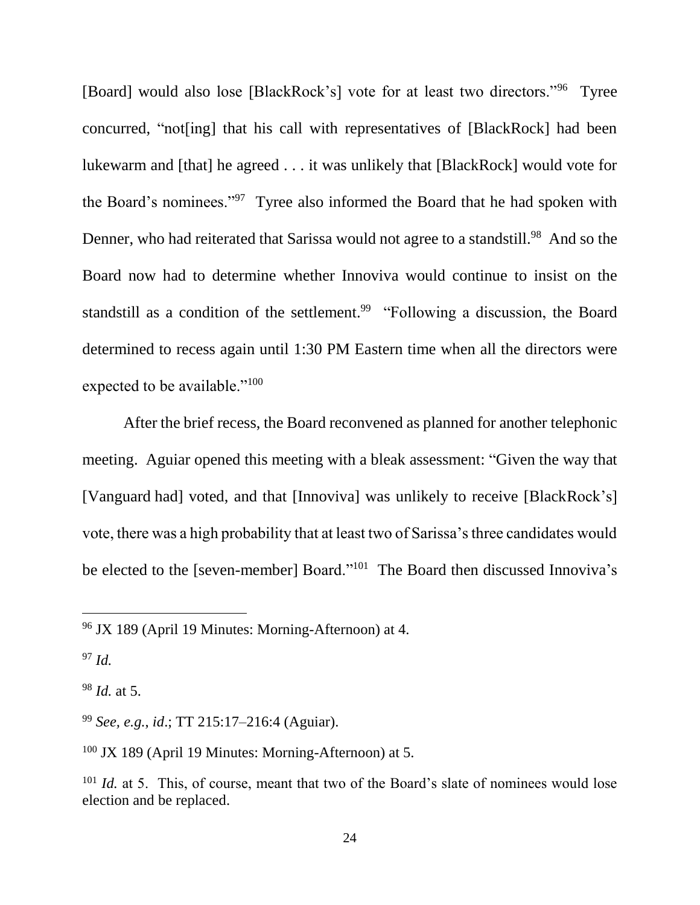[Board] would also lose [BlackRock's] vote for at least two directors."[96] Tyree concurred, "not[ing] that his call with representatives of [BlackRock] had been lukewarm and [that] he agreed . . . it was unlikely that [BlackRock] would vote for the Board's nominees."[97] Tyree also informed the Board that he had spoken with Denner, who had reiterated that Sarissa would not agree to a standstill.[98] And so the Board now had to determine whether Innoviva would continue to insist on the standstill as a condition of the settlement.[99] "Following a discussion, the Board determined to recess again until 1:30 PM Eastern time when all the directors were expected to be available."[100]

After the brief recess, the Board reconvened as planned for another telephonic meeting. Aguiar opened this meeting with a bleak assessment: "Given the way that [Vanguard had] voted, and that [Innoviva] was unlikely to receive [BlackRock's] vote, there was a high probability that at least two of Sarissa's three candidates would be elected to the [seven-member] Board."[101] The Board then discussed Innoviva's

---

[96] JX 189 (April 19 Minutes: Morning-Afternoon) at 4.

[97] *Id.*

[98] *Id.* at 5.

[99] *See, e.g.*, *id*.; TT 215:17–216:4 (Aguiar).

[100] JX 189 (April 19 Minutes: Morning-Afternoon) at 5.

[101] *Id.* at 5. This, of course, meant that two of the Board's slate of nominees would lose election and be replaced.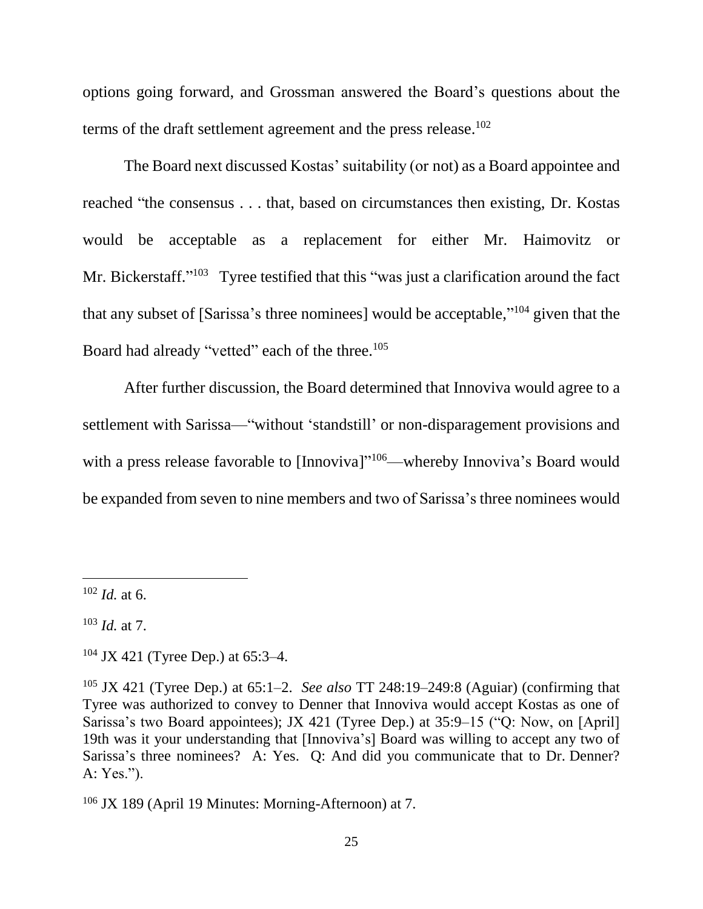options going forward, and Grossman answered the Board's questions about the terms of the draft settlement agreement and the press release.[102]

The Board next discussed Kostas' suitability (or not) as a Board appointee and reached "the consensus . . . that, based on circumstances then existing, Dr. Kostas would be acceptable as a replacement for either Mr. Haimovitz or Mr. Bickerstaff."[103] Tyree testified that this "was just a clarification around the fact that any subset of [Sarissa's three nominees] would be acceptable,"[104] given that the Board had already "vetted" each of the three.[105]

After further discussion, the Board determined that Innoviva would agree to a settlement with Sarissa—"without 'standstill' or non-disparagement provisions and with a press release favorable to [Innoviva]"[106]—whereby Innoviva's Board would be expanded from seven to nine members and two of Sarissa's three nominees would

---

[102] *Id.* at 6.

[103] *Id.* at 7.

[104] JX 421 (Tyree Dep.) at 65:3–4.

[105] JX 421 (Tyree Dep.) at 65:1–2. *See also* TT 248:19–249:8 (Aguiar) (confirming that Tyree was authorized to convey to Denner that Innoviva would accept Kostas as one of Sarissa's two Board appointees); JX 421 (Tyree Dep.) at 35:9–15 ("Q: Now, on [April] 19th was it your understanding that [Innoviva's] Board was willing to accept any two of Sarissa's three nominees? A: Yes. Q: And did you communicate that to Dr. Denner? A: Yes.").

[106] JX 189 (April 19 Minutes: Morning-Afternoon) at 7.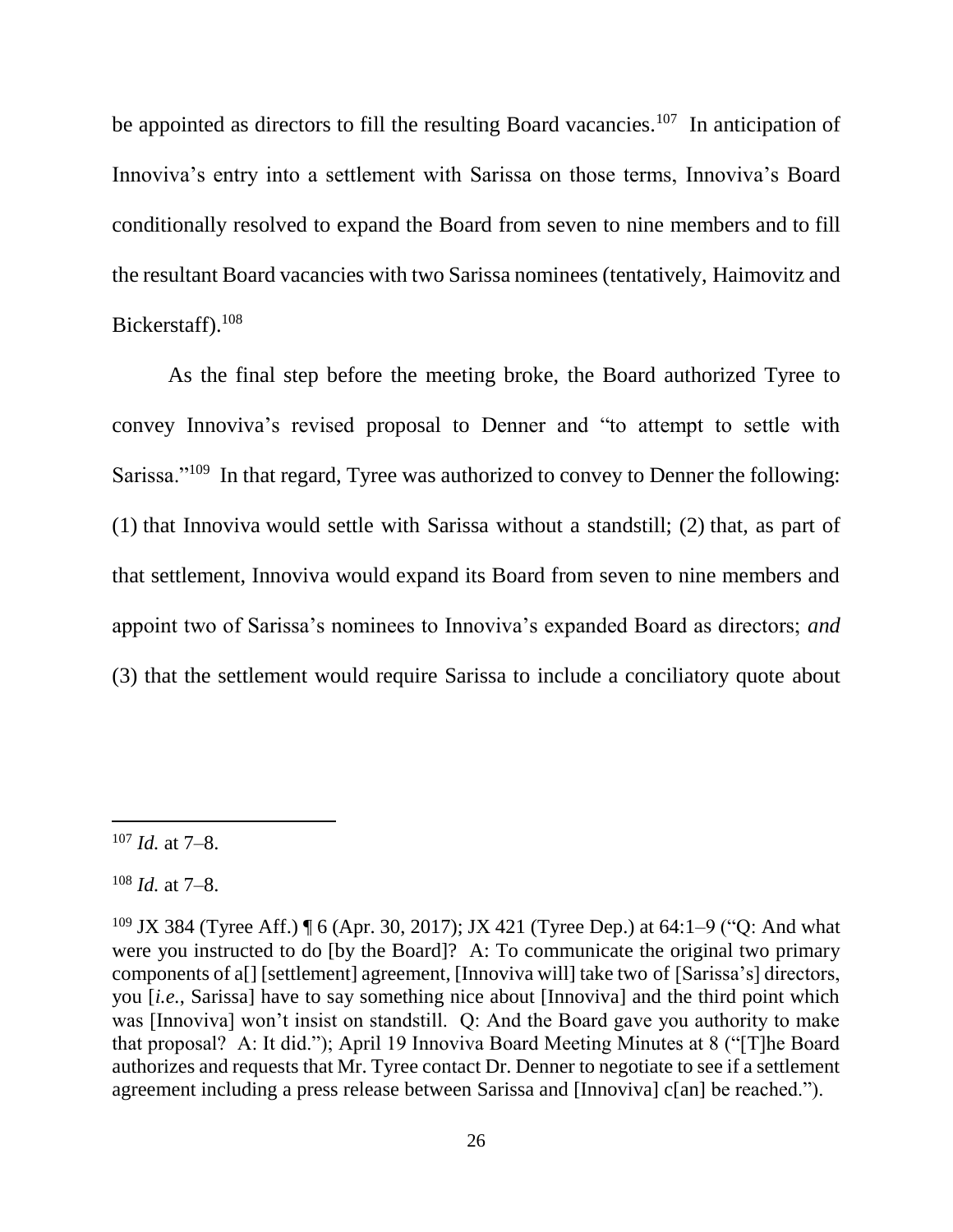be appointed as directors to fill the resulting Board vacancies.[107] In anticipation of Innoviva's entry into a settlement with Sarissa on those terms, Innoviva's Board conditionally resolved to expand the Board from seven to nine members and to fill the resultant Board vacancies with two Sarissa nominees (tentatively, Haimovitz and Bickerstaff).[108]

As the final step before the meeting broke, the Board authorized Tyree to convey Innoviva's revised proposal to Denner and "to attempt to settle with Sarissa."[109] In that regard, Tyree was authorized to convey to Denner the following: (1) that Innoviva would settle with Sarissa without a standstill; (2) that, as part of that settlement, Innoviva would expand its Board from seven to nine members and appoint two of Sarissa's nominees to Innoviva's expanded Board as directors; *and* (3) that the settlement would require Sarissa to include a conciliatory quote about

---

[107] *Id.* at 7–8.

[108] *Id.* at 7–8.

[109] JX 384 (Tyree Aff.) ¶ 6 (Apr. 30, 2017); JX 421 (Tyree Dep.) at 64:1–9 ("Q: And what were you instructed to do [by the Board]? A: To communicate the original two primary components of a[] [settlement] agreement, [Innoviva will] take two of [Sarissa's] directors, you [*i.e.*, Sarissa] have to say something nice about [Innoviva] and the third point which was [Innoviva] won't insist on standstill. Q: And the Board gave you authority to make that proposal? A: It did."); April 19 Innoviva Board Meeting Minutes at 8 ("[T]he Board authorizes and requests that Mr. Tyree contact Dr. Denner to negotiate to see if a settlement agreement including a press release between Sarissa and [Innoviva] c[an] be reached.").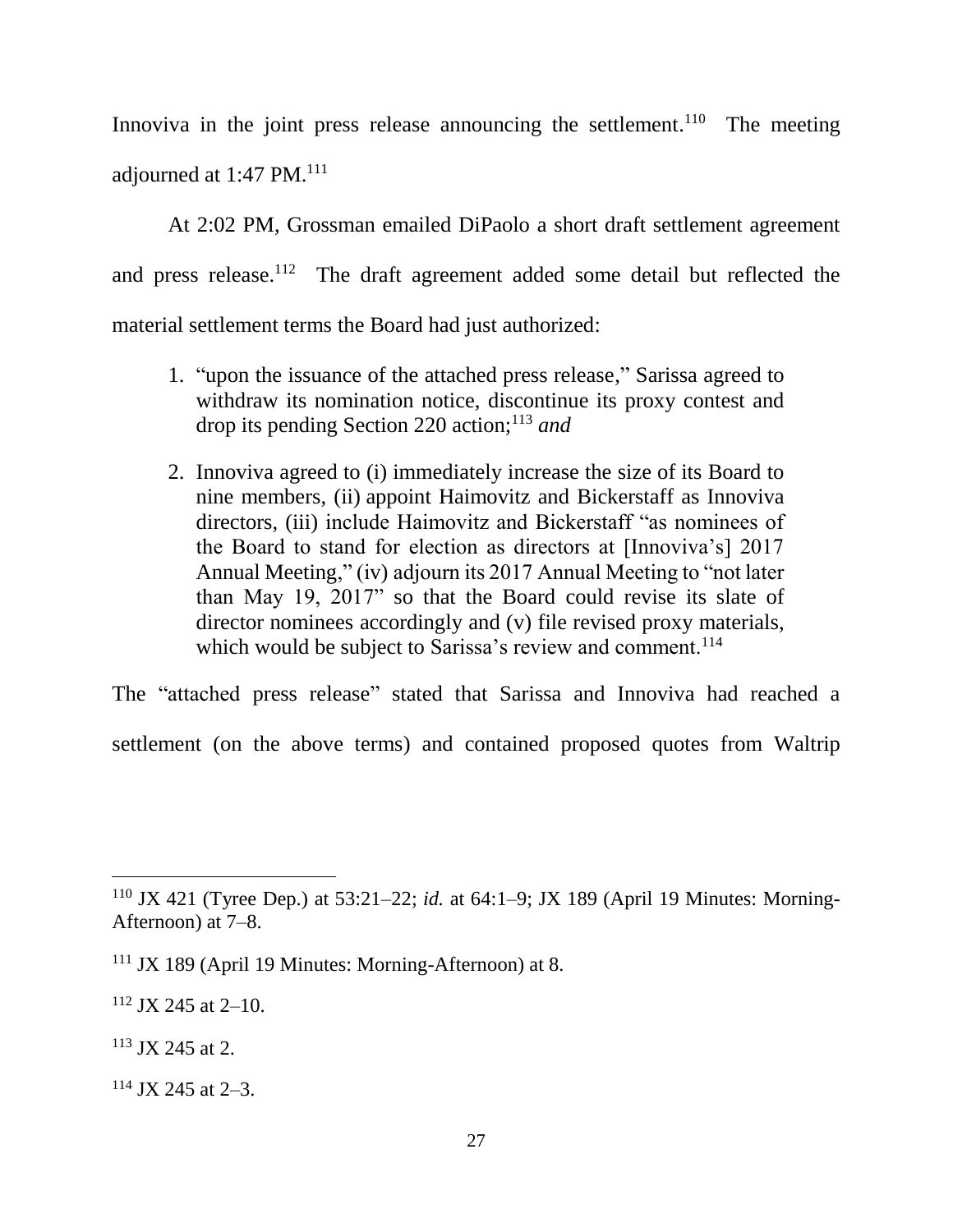Innoviva in the joint press release announcing the settlement.[110] The meeting adjourned at 1:47 PM.[111]

At 2:02 PM, Grossman emailed DiPaolo a short draft settlement agreement and press release.[112] The draft agreement added some detail but reflected the material settlement terms the Board had just authorized:

> 1. "upon the issuance of the attached press release," Sarissa agreed to withdraw its nomination notice, discontinue its proxy contest and drop its pending Section 220 action;[113] *and*
>
> 2. Innoviva agreed to (i) immediately increase the size of its Board to nine members, (ii) appoint Haimovitz and Bickerstaff as Innoviva directors, (iii) include Haimovitz and Bickerstaff "as nominees of the Board to stand for election as directors at [Innoviva's] 2017 Annual Meeting," (iv) adjourn its 2017 Annual Meeting to "not later than May 19, 2017" so that the Board could revise its slate of director nominees accordingly and (v) file revised proxy materials, which would be subject to Sarissa's review and comment.[114]

The "attached press release" stated that Sarissa and Innoviva had reached a settlement (on the above terms) and contained proposed quotes from Waltrip

---

[110] JX 421 (Tyree Dep.) at 53:21–22; *id.* at 64:1–9; JX 189 (April 19 Minutes: Morning-Afternoon) at 7–8.

[111] JX 189 (April 19 Minutes: Morning-Afternoon) at 8.

[112] JX 245 at 2–10.

[113] JX 245 at 2.

[114] JX 245 at 2–3.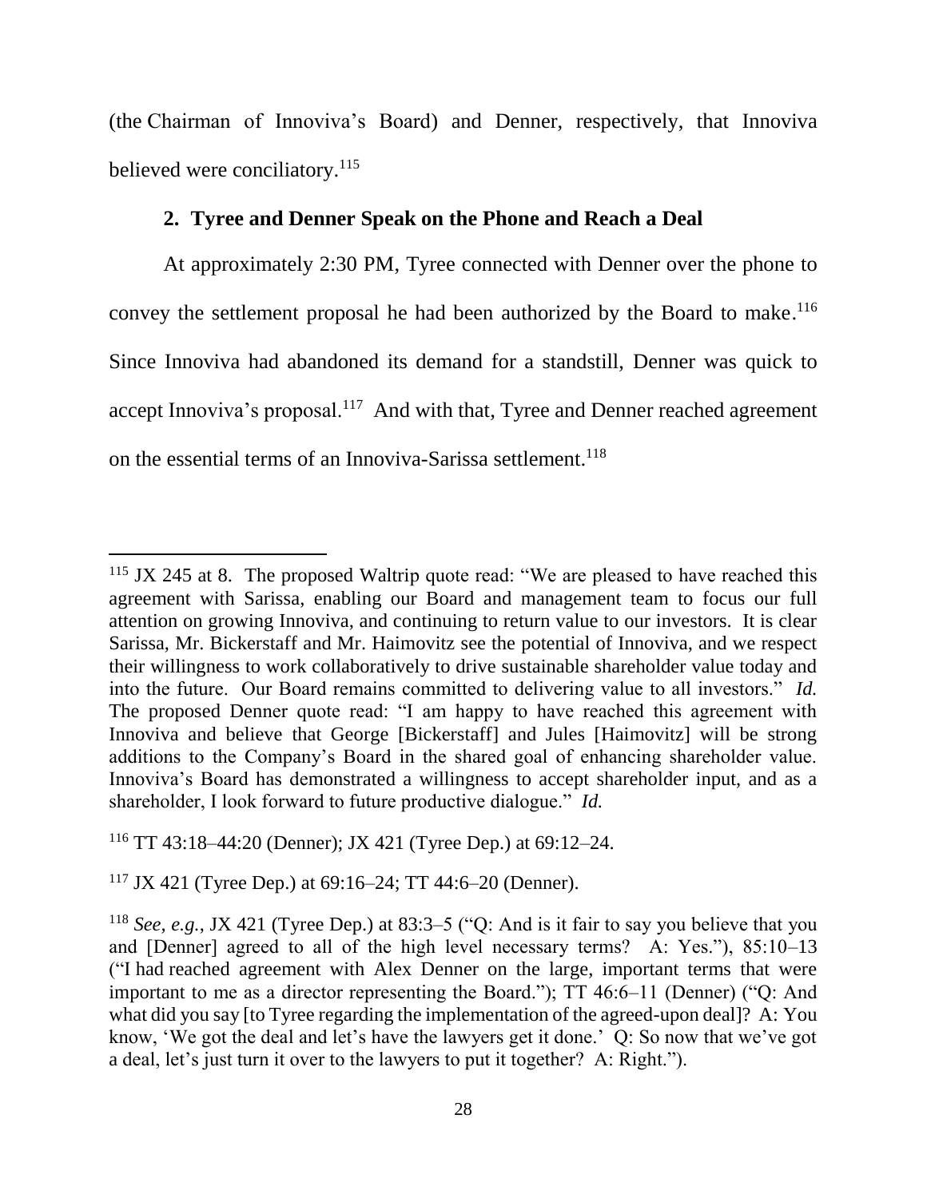(the Chairman of Innoviva's Board) and Denner, respectively, that Innoviva believed were conciliatory.[115]

### 2. Tyree and Denner Speak on the Phone and Reach a Deal

At approximately 2:30 PM, Tyree connected with Denner over the phone to convey the settlement proposal he had been authorized by the Board to make.[116] Since Innoviva had abandoned its demand for a standstill, Denner was quick to accept Innoviva's proposal.[117] And with that, Tyree and Denner reached agreement on the essential terms of an Innoviva-Sarissa settlement.[118]

---

[115] JX 245 at 8. The proposed Waltrip quote read: "We are pleased to have reached this agreement with Sarissa, enabling our Board and management team to focus our full attention on growing Innoviva, and continuing to return value to our investors. It is clear Sarissa, Mr. Bickerstaff and Mr. Haimovitz see the potential of Innoviva, and we respect their willingness to work collaboratively to drive sustainable shareholder value today and into the future. Our Board remains committed to delivering value to all investors." *Id.* The proposed Denner quote read: "I am happy to have reached this agreement with Innoviva and believe that George [Bickerstaff] and Jules [Haimovitz] will be strong additions to the Company's Board in the shared goal of enhancing shareholder value. Innoviva's Board has demonstrated a willingness to accept shareholder input, and as a shareholder, I look forward to future productive dialogue." *Id.*

[116] TT 43:18–44:20 (Denner); JX 421 (Tyree Dep.) at 69:12–24.

[117] JX 421 (Tyree Dep.) at 69:16–24; TT 44:6–20 (Denner).

[118] *See, e.g.*, JX 421 (Tyree Dep.) at 83:3–5 ("Q: And is it fair to say you believe that you and [Denner] agreed to all of the high level necessary terms? A: Yes."), 85:10–13 ("I had reached agreement with Alex Denner on the large, important terms that were important to me as a director representing the Board."); TT 46:6–11 (Denner) ("Q: And what did you say [to Tyree regarding the implementation of the agreed-upon deal]? A: You know, 'We got the deal and let's have the lawyers get it done.' Q: So now that we've got a deal, let's just turn it over to the lawyers to put it together? A: Right.").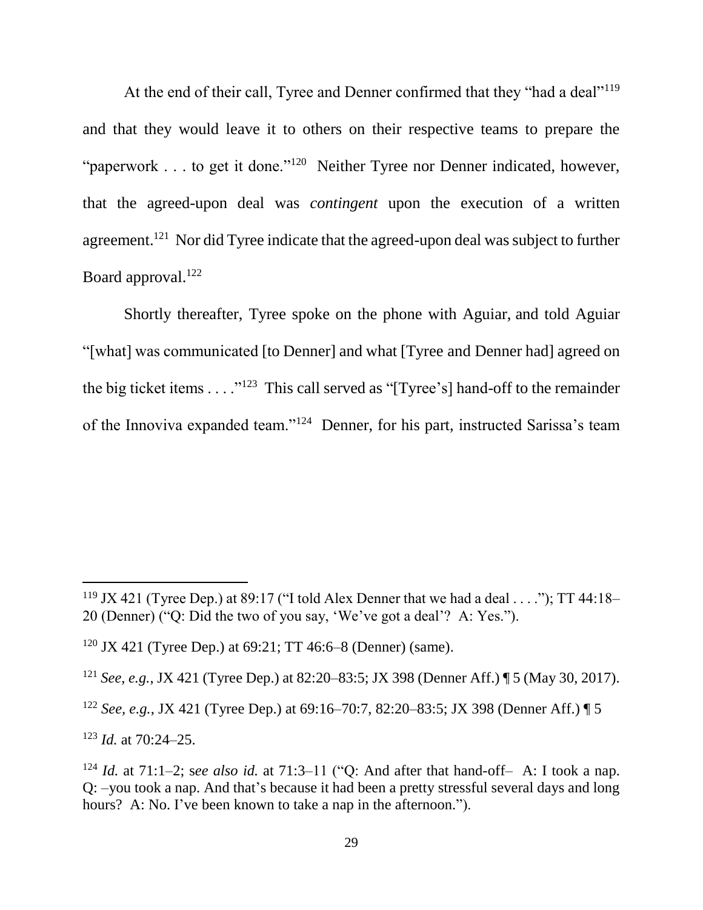At the end of their call, Tyree and Denner confirmed that they "had a deal"[119] and that they would leave it to others on their respective teams to prepare the "paperwork . . . to get it done."[120] Neither Tyree nor Denner indicated, however, that the agreed-upon deal was *contingent* upon the execution of a written agreement.[121] Nor did Tyree indicate that the agreed-upon deal was subject to further Board approval.[122]

Shortly thereafter, Tyree spoke on the phone with Aguiar, and told Aguiar "[what] was communicated [to Denner] and what [Tyree and Denner had] agreed on the big ticket items . . . ."[123] This call served as "[Tyree's] hand-off to the remainder of the Innoviva expanded team."[124] Denner, for his part, instructed Sarissa's team

---

[119] JX 421 (Tyree Dep.) at 89:17 ("I told Alex Denner that we had a deal . . . ."); TT 44:18–20 (Denner) ("Q: Did the two of you say, 'We've got a deal'? A: Yes.").

[120] JX 421 (Tyree Dep.) at 69:21; TT 46:6–8 (Denner) (same).

[121] *See, e.g.*, JX 421 (Tyree Dep.) at 82:20–83:5; JX 398 (Denner Aff.) ¶ 5 (May 30, 2017).

[122] *See, e.g.*, JX 421 (Tyree Dep.) at 69:16–70:7, 82:20–83:5; JX 398 (Denner Aff.) ¶ 5

[123] *Id.* at 70:24–25.

[124] *Id.* at 71:1–2; s*ee also id.* at 71:3–11 ("Q: And after that hand-off– A: I took a nap. Q: –you took a nap. And that's because it had been a pretty stressful several days and long hours? A: No. I've been known to take a nap in the afternoon.").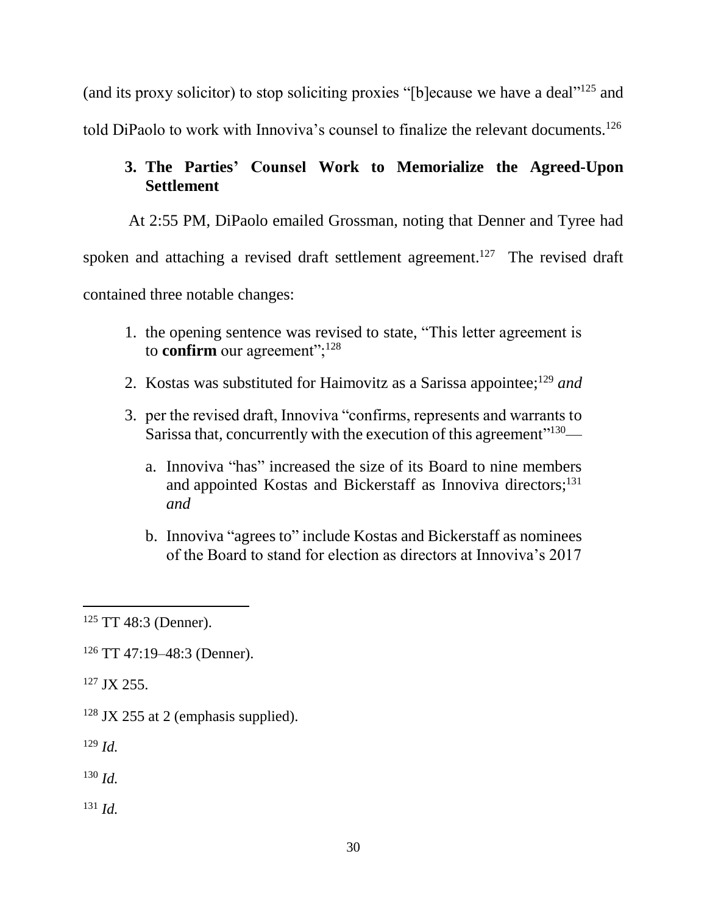(and its proxy solicitor) to stop soliciting proxies "[b]ecause we have a deal"[125] and told DiPaolo to work with Innoviva's counsel to finalize the relevant documents.[126]

### 3. The Parties' Counsel Work to Memorialize the Agreed-Upon Settlement

At 2:55 PM, DiPaolo emailed Grossman, noting that Denner and Tyree had spoken and attaching a revised draft settlement agreement.[127] The revised draft contained three notable changes:

1. the opening sentence was revised to state, "This letter agreement is to **confirm** our agreement";[128]
2. Kostas was substituted for Haimovitz as a Sarissa appointee;[129] *and*
3. per the revised draft, Innoviva "confirms, represents and warrants to Sarissa that, concurrently with the execution of this agreement"[130]—
   a. Innoviva "has" increased the size of its Board to nine members and appointed Kostas and Bickerstaff as Innoviva directors;[131] *and*
   b. Innoviva "agrees to" include Kostas and Bickerstaff as nominees of the Board to stand for election as directors at Innoviva's 2017

---

[125] TT 48:3 (Denner).

[126] TT 47:19–48:3 (Denner).

[127] JX 255.

[128] JX 255 at 2 (emphasis supplied).

[129] *Id.*

[130] *Id.*

[131] *Id.*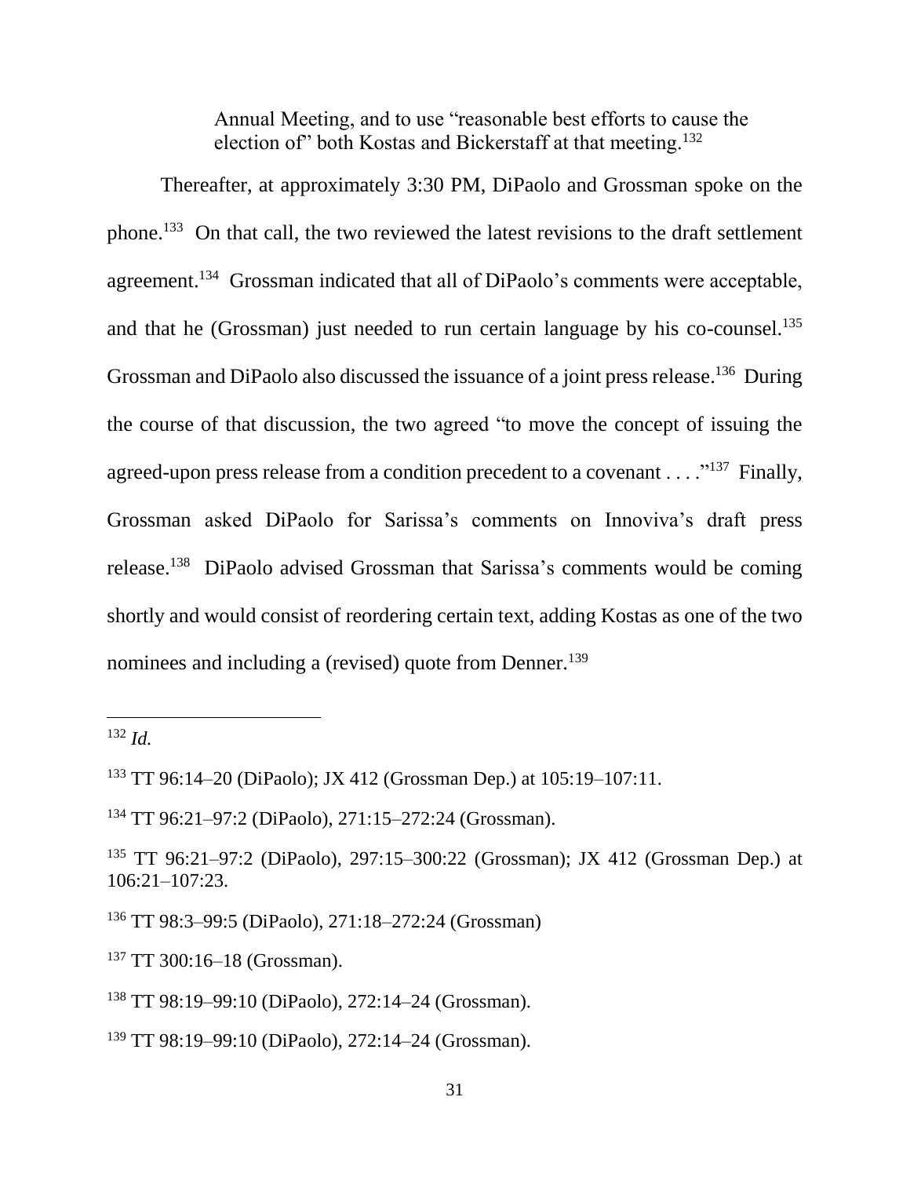Annual Meeting, and to use "reasonable best efforts to cause the election of" both Kostas and Bickerstaff at that meeting.[132]

Thereafter, at approximately 3:30 PM, DiPaolo and Grossman spoke on the phone.[133] On that call, the two reviewed the latest revisions to the draft settlement agreement.[134] Grossman indicated that all of DiPaolo's comments were acceptable, and that he (Grossman) just needed to run certain language by his co-counsel.[135] Grossman and DiPaolo also discussed the issuance of a joint press release.[136] During the course of that discussion, the two agreed "to move the concept of issuing the agreed-upon press release from a condition precedent to a covenant . . . ."[137] Finally, Grossman asked DiPaolo for Sarissa's comments on Innoviva's draft press release.[138] DiPaolo advised Grossman that Sarissa's comments would be coming shortly and would consist of reordering certain text, adding Kostas as one of the two nominees and including a (revised) quote from Denner.[139]

---

[132] *Id.*

[133] TT 96:14–20 (DiPaolo); JX 412 (Grossman Dep.) at 105:19–107:11.

[134] TT 96:21–97:2 (DiPaolo), 271:15–272:24 (Grossman).

[135] TT 96:21–97:2 (DiPaolo), 297:15–300:22 (Grossman); JX 412 (Grossman Dep.) at 106:21–107:23.

[136] TT 98:3–99:5 (DiPaolo), 271:18–272:24 (Grossman)

[137] TT 300:16–18 (Grossman).

[138] TT 98:19–99:10 (DiPaolo), 272:14–24 (Grossman).

[139] TT 98:19–99:10 (DiPaolo), 272:14–24 (Grossman).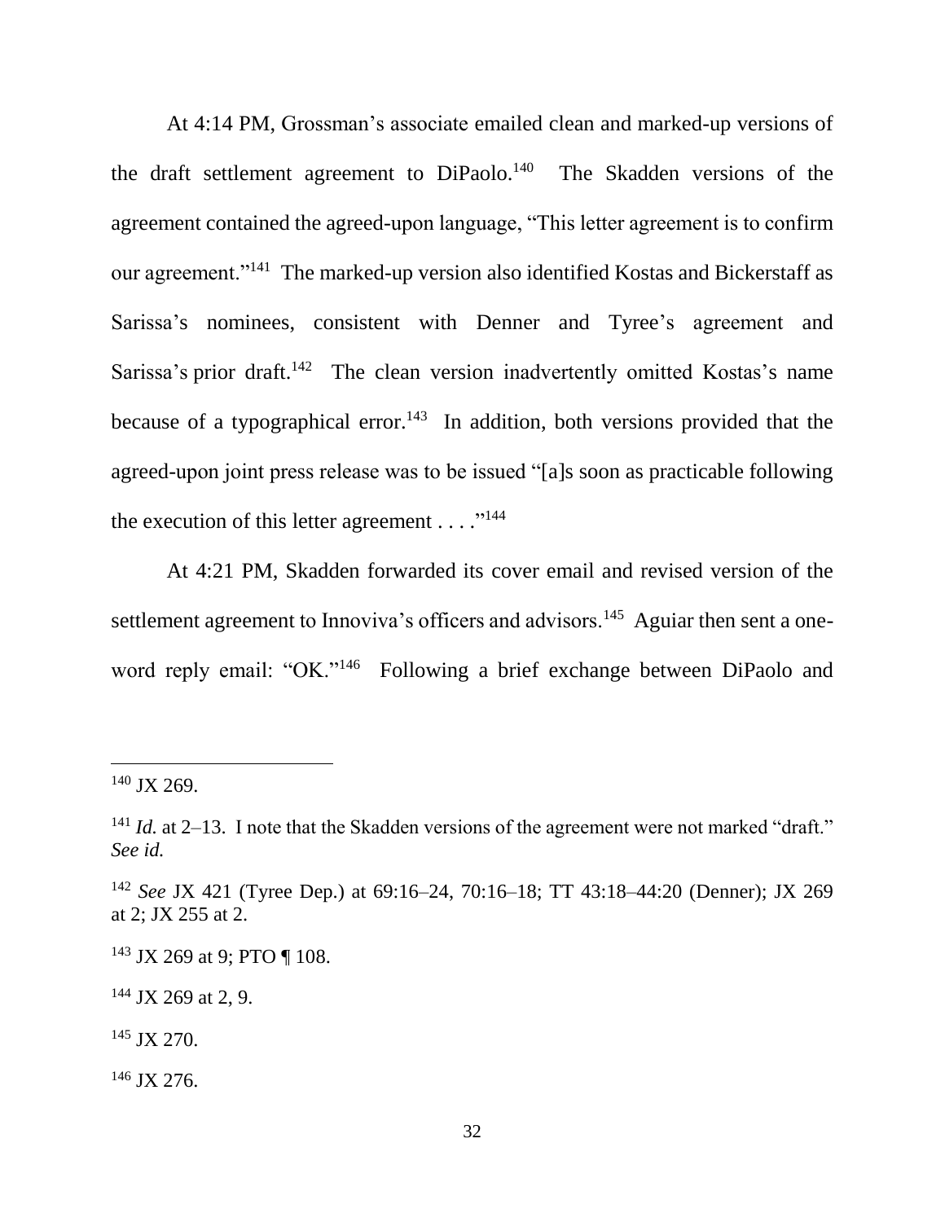At 4:14 PM, Grossman's associate emailed clean and marked-up versions of the draft settlement agreement to DiPaolo.[140] The Skadden versions of the agreement contained the agreed-upon language, "This letter agreement is to confirm our agreement."[141] The marked-up version also identified Kostas and Bickerstaff as Sarissa's nominees, consistent with Denner and Tyree's agreement and Sarissa's prior draft.[142] The clean version inadvertently omitted Kostas's name because of a typographical error.[143] In addition, both versions provided that the agreed-upon joint press release was to be issued "[a]s soon as practicable following the execution of this letter agreement . . . ."[144]

At 4:21 PM, Skadden forwarded its cover email and revised version of the settlement agreement to Innoviva's officers and advisors.[145] Aguiar then sent a one-word reply email: "OK."[146] Following a brief exchange between DiPaolo and

---

[140] JX 269.

[141] *Id.* at 2–13. I note that the Skadden versions of the agreement were not marked "draft." *See id.*

[142] *See* JX 421 (Tyree Dep.) at 69:16–24, 70:16–18; TT 43:18–44:20 (Denner); JX 269 at 2; JX 255 at 2.

[143] JX 269 at 9; PTO ¶ 108.

[144] JX 269 at 2, 9.

[145] JX 270.

[146] JX 276.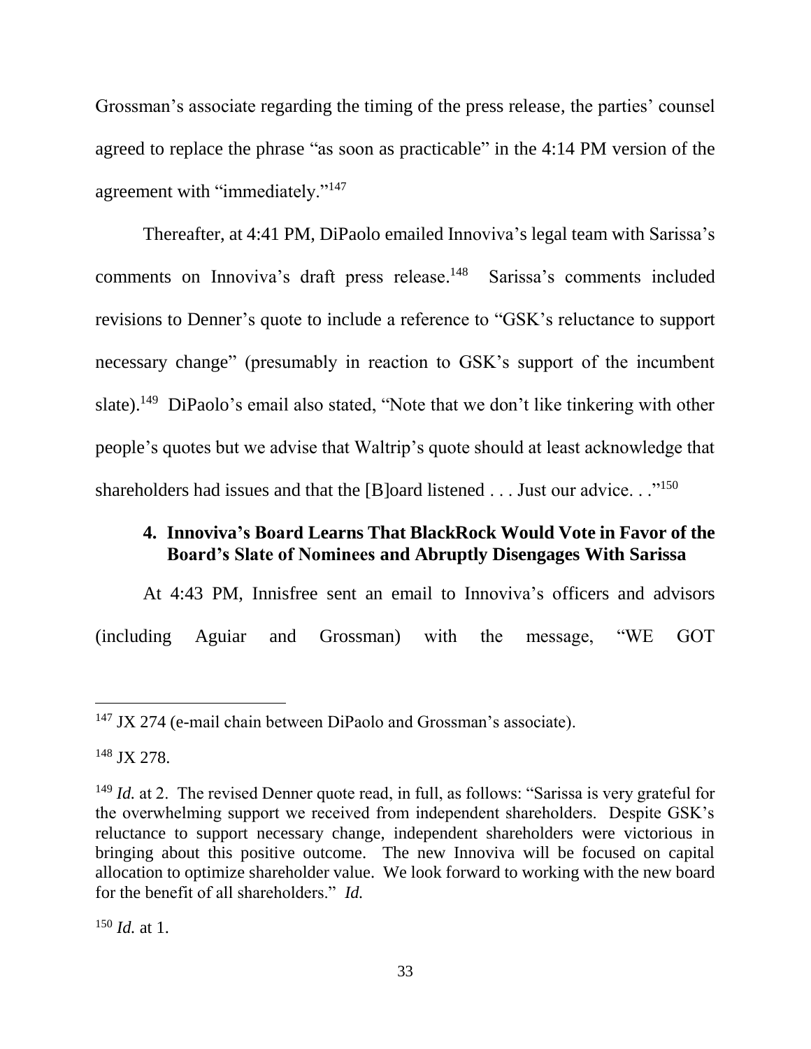Grossman's associate regarding the timing of the press release, the parties' counsel agreed to replace the phrase "as soon as practicable" in the 4:14 PM version of the agreement with "immediately."[147]

Thereafter, at 4:41 PM, DiPaolo emailed Innoviva's legal team with Sarissa's comments on Innoviva's draft press release.[148] Sarissa's comments included revisions to Denner's quote to include a reference to "GSK's reluctance to support necessary change" (presumably in reaction to GSK's support of the incumbent slate).[149] DiPaolo's email also stated, "Note that we don't like tinkering with other people's quotes but we advise that Waltrip's quote should at least acknowledge that shareholders had issues and that the [B]oard listened . . . Just our advice. . ."[150]

### 4. Innoviva's Board Learns That BlackRock Would Vote in Favor of the Board's Slate of Nominees and Abruptly Disengages With Sarissa

At 4:43 PM, Innisfree sent an email to Innoviva's officers and advisors (including Aguiar and Grossman) with the message, "WE GOT

---

[147] JX 274 (e-mail chain between DiPaolo and Grossman's associate).

[148] JX 278.

[149] *Id.* at 2. The revised Denner quote read, in full, as follows: "Sarissa is very grateful for the overwhelming support we received from independent shareholders. Despite GSK's reluctance to support necessary change, independent shareholders were victorious in bringing about this positive outcome. The new Innoviva will be focused on capital allocation to optimize shareholder value. We look forward to working with the new board for the benefit of all shareholders." *Id.*

[150] *Id.* at 1.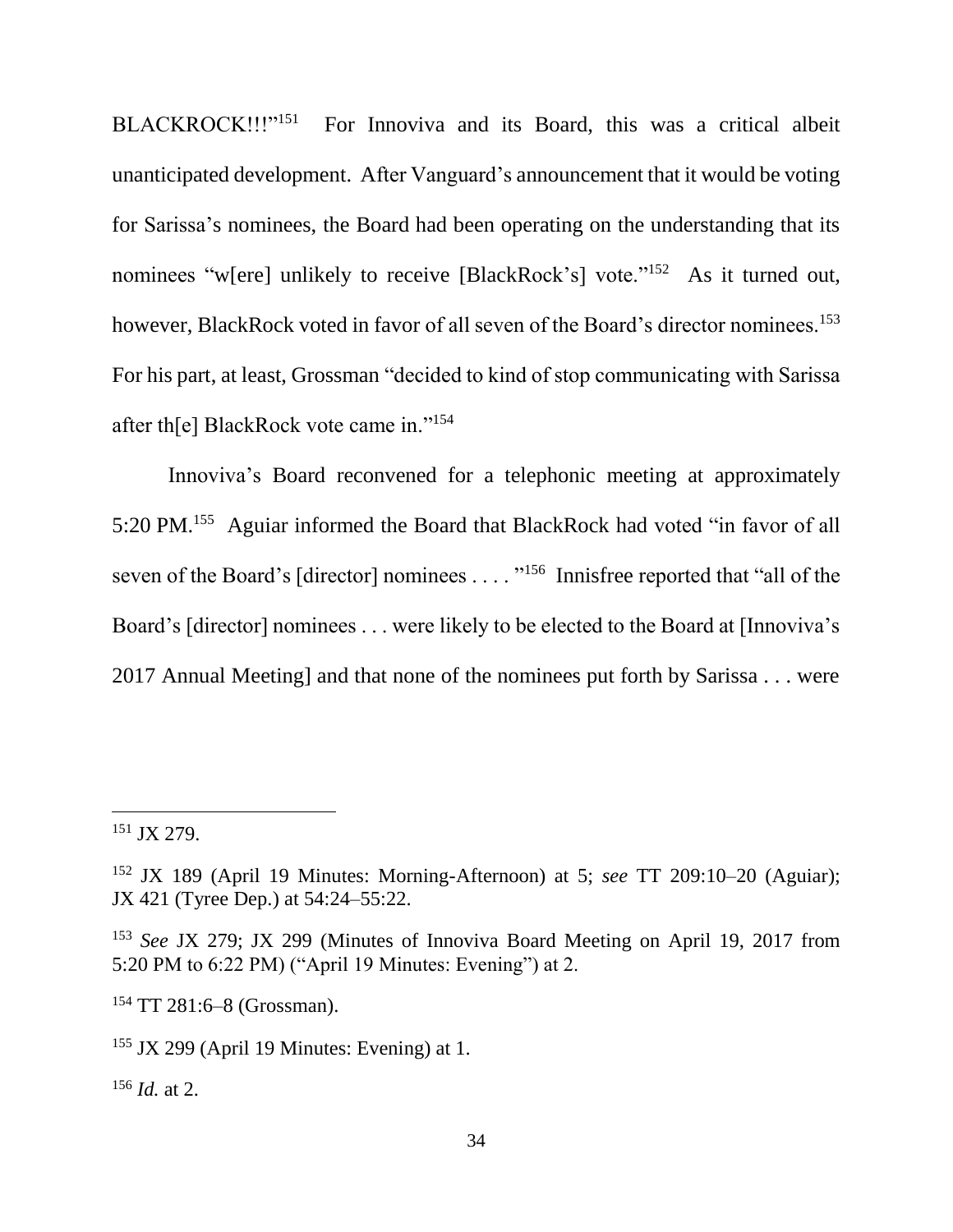BLACKROCK!!!"[151] For Innoviva and its Board, this was a critical albeit unanticipated development. After Vanguard's announcement that it would be voting for Sarissa's nominees, the Board had been operating on the understanding that its nominees "w[ere] unlikely to receive [BlackRock's] vote."[152] As it turned out, however, BlackRock voted in favor of all seven of the Board's director nominees.[153] For his part, at least, Grossman "decided to kind of stop communicating with Sarissa after th[e] BlackRock vote came in."[154]

Innoviva's Board reconvened for a telephonic meeting at approximately 5:20 PM.[155] Aguiar informed the Board that BlackRock had voted "in favor of all seven of the Board's [director] nominees . . . . "[156] Innisfree reported that "all of the Board's [director] nominees . . . were likely to be elected to the Board at [Innoviva's 2017 Annual Meeting] and that none of the nominees put forth by Sarissa . . . were

---

[151] JX 279.

[152] JX 189 (April 19 Minutes: Morning-Afternoon) at 5; *see* TT 209:10–20 (Aguiar); JX 421 (Tyree Dep.) at 54:24–55:22.

[153] *See* JX 279; JX 299 (Minutes of Innoviva Board Meeting on April 19, 2017 from 5:20 PM to 6:22 PM) ("April 19 Minutes: Evening") at 2.

[154] TT 281:6–8 (Grossman).

[155] JX 299 (April 19 Minutes: Evening) at 1.

[156] *Id.* at 2.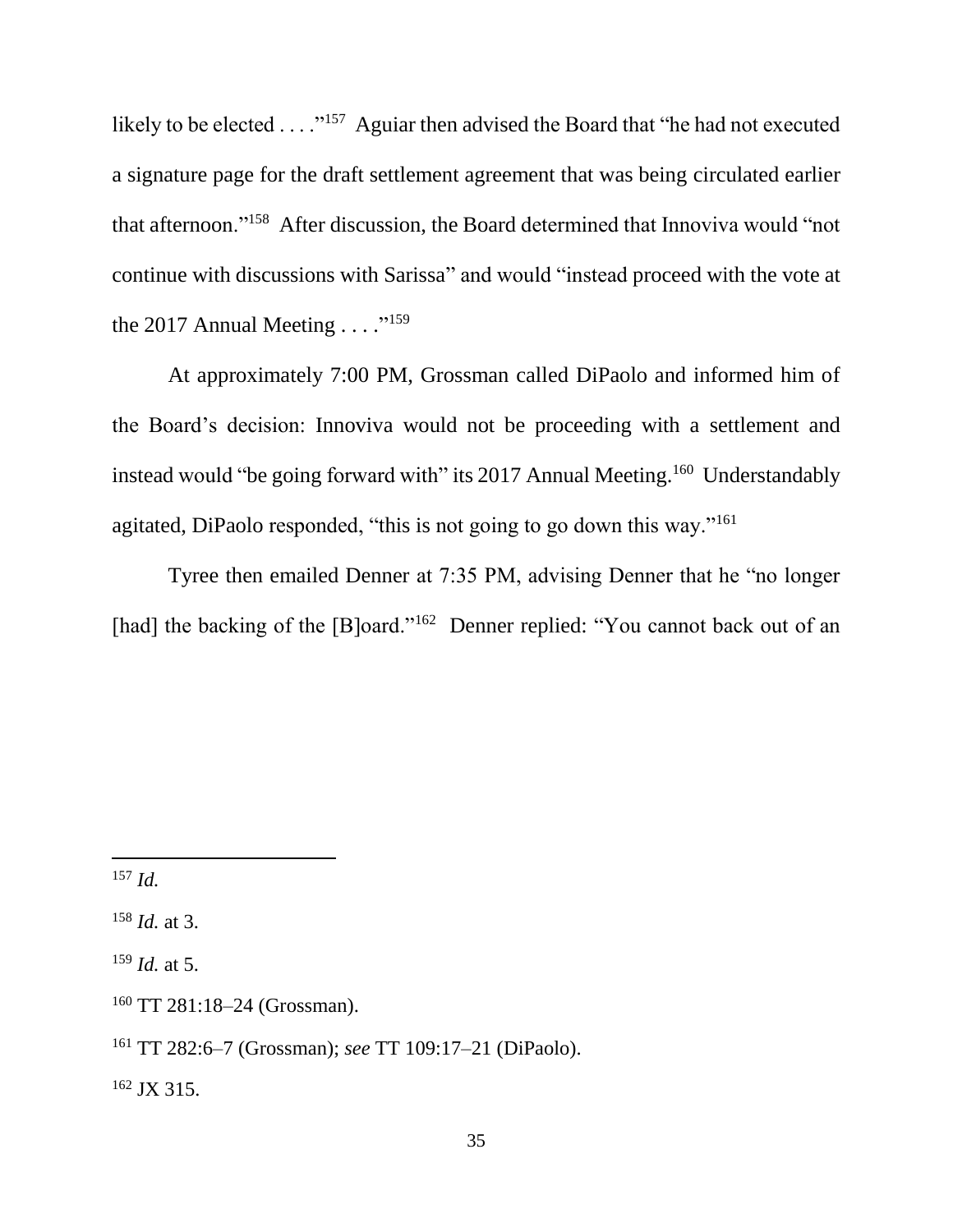likely to be elected . . . ."[157] Aguiar then advised the Board that "he had not executed a signature page for the draft settlement agreement that was being circulated earlier that afternoon."[158] After discussion, the Board determined that Innoviva would "not continue with discussions with Sarissa" and would "instead proceed with the vote at the 2017 Annual Meeting . . . ."[159]

At approximately 7:00 PM, Grossman called DiPaolo and informed him of the Board's decision: Innoviva would not be proceeding with a settlement and instead would "be going forward with" its 2017 Annual Meeting.[160] Understandably agitated, DiPaolo responded, "this is not going to go down this way."[161]

Tyree then emailed Denner at 7:35 PM, advising Denner that he "no longer [had] the backing of the [B]oard."[162] Denner replied: "You cannot back out of an

---

[157] *Id.*

[158] *Id.* at 3.

[159] *Id.* at 5.

[160] TT 281:18–24 (Grossman).

[161] TT 282:6–7 (Grossman); *see* TT 109:17–21 (DiPaolo).

[162] JX 315.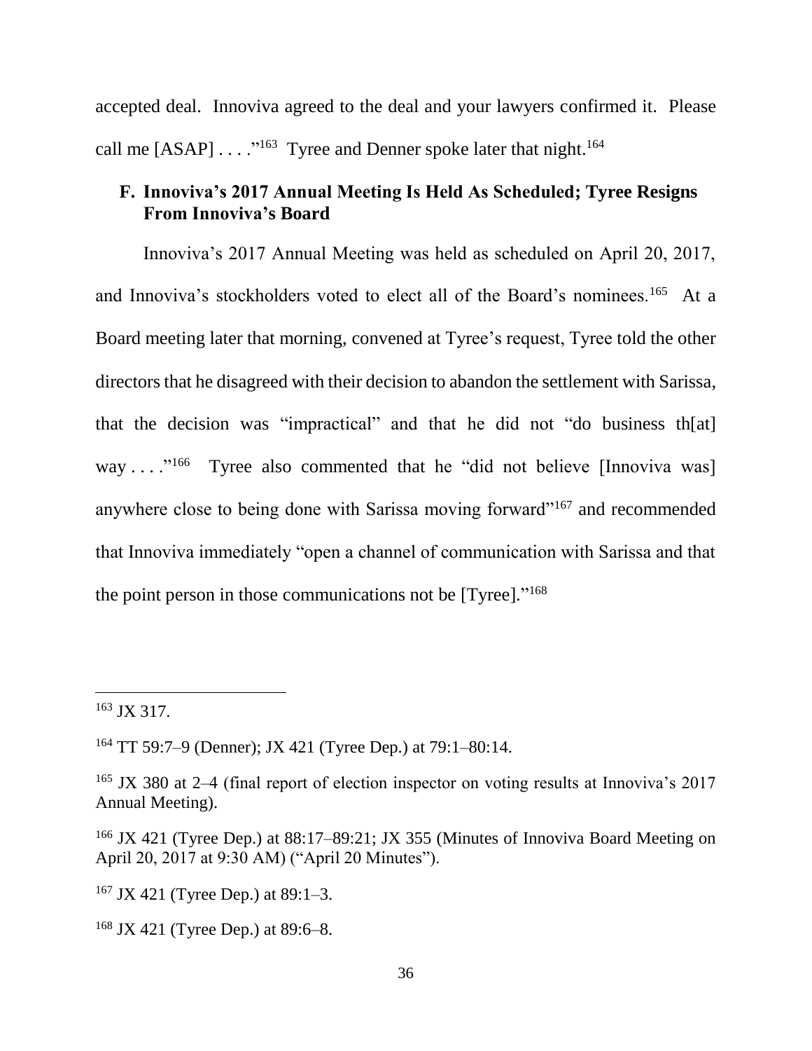accepted deal. Innoviva agreed to the deal and your lawyers confirmed it. Please call me [ASAP] . . . ."[163] Tyree and Denner spoke later that night.[164]

### F. Innoviva's 2017 Annual Meeting Is Held As Scheduled; Tyree Resigns From Innoviva's Board

Innoviva's 2017 Annual Meeting was held as scheduled on April 20, 2017, and Innoviva's stockholders voted to elect all of the Board's nominees.[165] At a Board meeting later that morning, convened at Tyree's request, Tyree told the other directors that he disagreed with their decision to abandon the settlement with Sarissa, that the decision was "impractical" and that he did not "do business th[at] way . . . ."[166] Tyree also commented that he "did not believe [Innoviva was] anywhere close to being done with Sarissa moving forward"[167] and recommended that Innoviva immediately "open a channel of communication with Sarissa and that the point person in those communications not be [Tyree]."[168]

---

[163] JX 317.

[164] TT 59:7–9 (Denner); JX 421 (Tyree Dep.) at 79:1–80:14.

[165] JX 380 at 2–4 (final report of election inspector on voting results at Innoviva's 2017 Annual Meeting).

[166] JX 421 (Tyree Dep.) at 88:17–89:21; JX 355 (Minutes of Innoviva Board Meeting on April 20, 2017 at 9:30 AM) ("April 20 Minutes").

[167] JX 421 (Tyree Dep.) at 89:1–3.

[168] JX 421 (Tyree Dep.) at 89:6–8.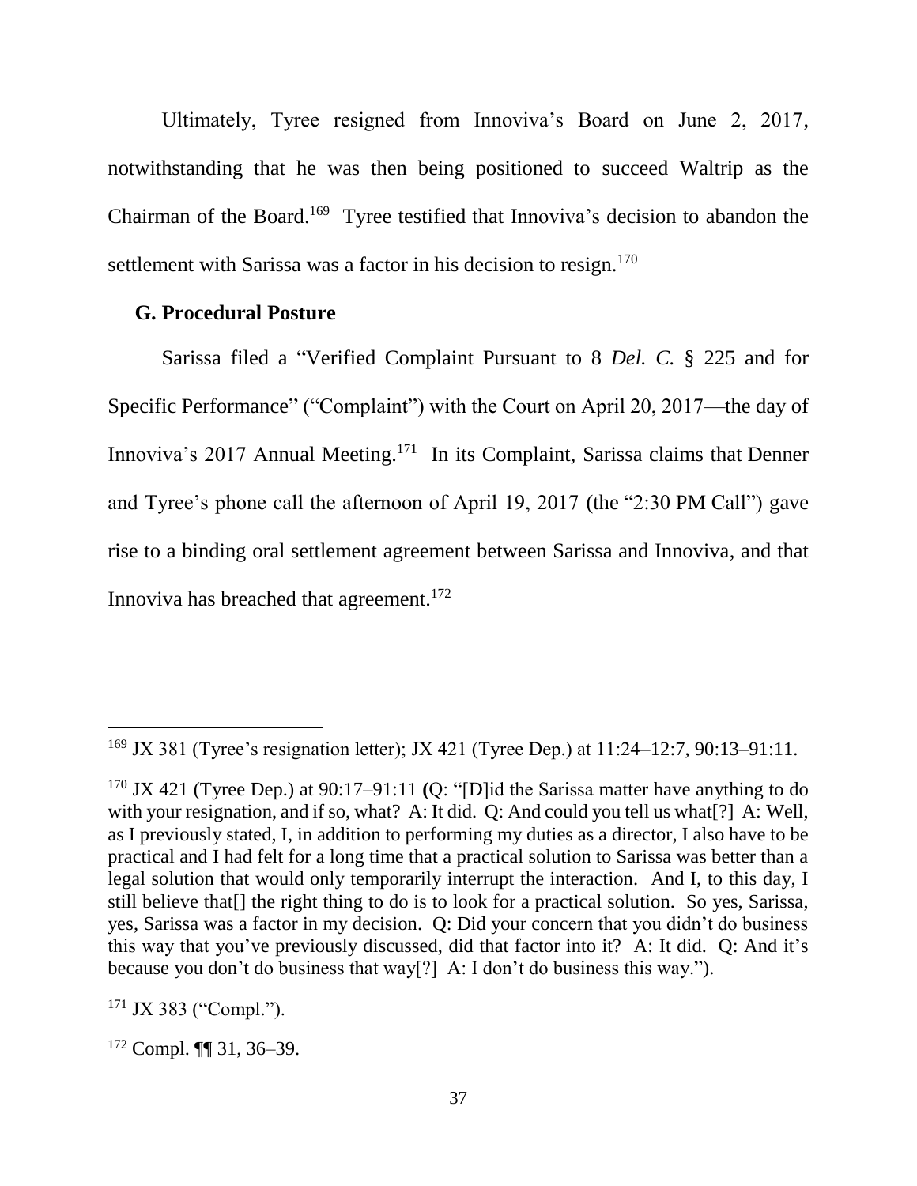Ultimately, Tyree resigned from Innoviva's Board on June 2, 2017, notwithstanding that he was then being positioned to succeed Waltrip as the Chairman of the Board.[169] Tyree testified that Innoviva's decision to abandon the settlement with Sarissa was a factor in his decision to resign.[170]

### G. Procedural Posture

Sarissa filed a "Verified Complaint Pursuant to 8 *Del. C.* § 225 and for Specific Performance" ("Complaint") with the Court on April 20, 2017—the day of Innoviva's 2017 Annual Meeting.[171] In its Complaint, Sarissa claims that Denner and Tyree's phone call the afternoon of April 19, 2017 (the "2:30 PM Call") gave rise to a binding oral settlement agreement between Sarissa and Innoviva, and that Innoviva has breached that agreement.[172]

---

[169] JX 381 (Tyree's resignation letter); JX 421 (Tyree Dep.) at 11:24–12:7, 90:13–91:11.

[170] JX 421 (Tyree Dep.) at 90:17–91:11 **(**Q: "[D]id the Sarissa matter have anything to do with your resignation, and if so, what? A: It did. Q: And could you tell us what[?] A: Well, as I previously stated, I, in addition to performing my duties as a director, I also have to be practical and I had felt for a long time that a practical solution to Sarissa was better than a legal solution that would only temporarily interrupt the interaction. And I, to this day, I still believe that[] the right thing to do is to look for a practical solution. So yes, Sarissa, yes, Sarissa was a factor in my decision. Q: Did your concern that you didn't do business this way that you've previously discussed, did that factor into it? A: It did. Q: And it's because you don't do business that way[?] A: I don't do business this way.").

[171] JX 383 ("Compl.").

[172] Compl. ¶¶ 31, 36–39.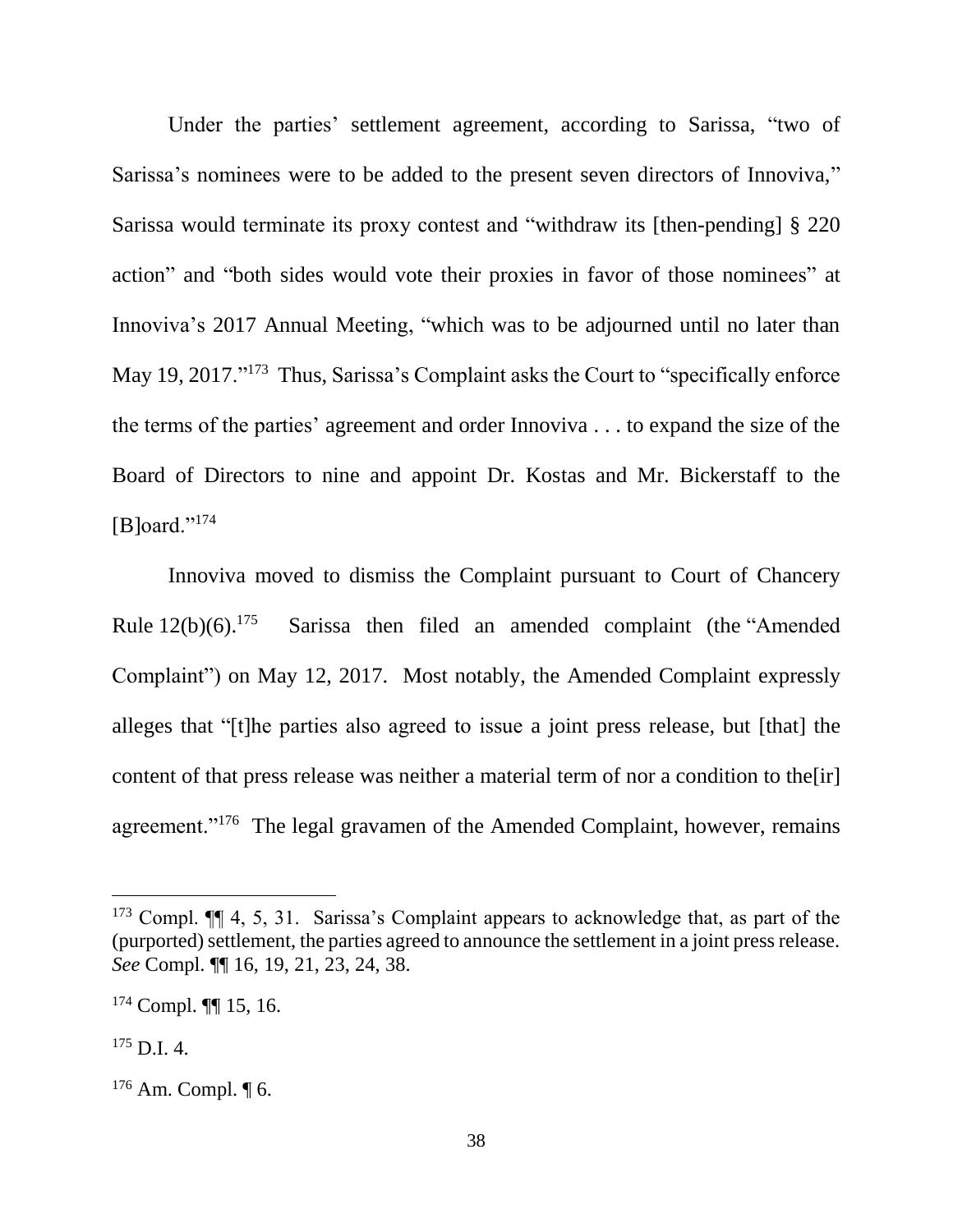Under the parties' settlement agreement, according to Sarissa, "two of Sarissa's nominees were to be added to the present seven directors of Innoviva," Sarissa would terminate its proxy contest and "withdraw its [then-pending] § 220 action" and "both sides would vote their proxies in favor of those nominees" at Innoviva's 2017 Annual Meeting, "which was to be adjourned until no later than May 19, 2017."[173] Thus, Sarissa's Complaint asks the Court to "specifically enforce the terms of the parties' agreement and order Innoviva . . . to expand the size of the Board of Directors to nine and appoint Dr. Kostas and Mr. Bickerstaff to the [B]oard."[174]

Innoviva moved to dismiss the Complaint pursuant to Court of Chancery Rule 12(b)(6).[175] Sarissa then filed an amended complaint (the "Amended Complaint") on May 12, 2017. Most notably, the Amended Complaint expressly alleges that "[t]he parties also agreed to issue a joint press release, but [that] the content of that press release was neither a material term of nor a condition to the[ir] agreement."[176] The legal gravamen of the Amended Complaint, however, remains

---

[173] Compl. ¶¶ 4, 5, 31. Sarissa's Complaint appears to acknowledge that, as part of the (purported) settlement, the parties agreed to announce the settlement in a joint press release. *See* Compl. ¶¶ 16, 19, 21, 23, 24, 38.

[174] Compl. ¶¶ 15, 16.

[175] D.I. 4.

[176] Am. Compl. ¶ 6.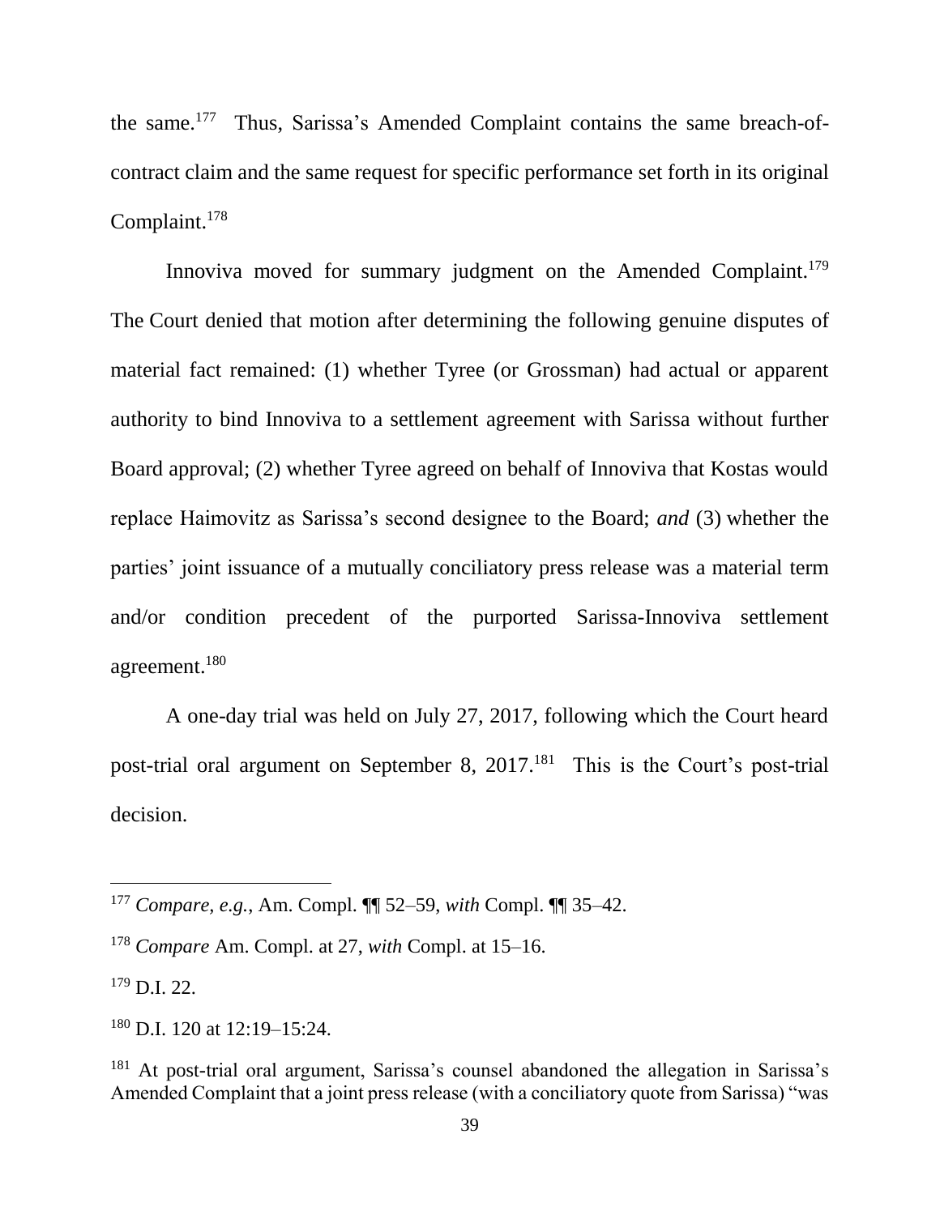the same.[177] Thus, Sarissa's Amended Complaint contains the same breach-of-contract claim and the same request for specific performance set forth in its original Complaint.[178]

Innoviva moved for summary judgment on the Amended Complaint.[179] The Court denied that motion after determining the following genuine disputes of material fact remained: (1) whether Tyree (or Grossman) had actual or apparent authority to bind Innoviva to a settlement agreement with Sarissa without further Board approval; (2) whether Tyree agreed on behalf of Innoviva that Kostas would replace Haimovitz as Sarissa's second designee to the Board; *and* (3) whether the parties' joint issuance of a mutually conciliatory press release was a material term and/or condition precedent of the purported Sarissa-Innoviva settlement agreement.[180]

A one-day trial was held on July 27, 2017, following which the Court heard post-trial oral argument on September 8, 2017.[181] This is the Court's post-trial decision.

---

[177] *Compare, e.g.*, Am. Compl. ¶¶ 52–59, *with* Compl. ¶¶ 35–42.

[178] *Compare* Am. Compl. at 27, *with* Compl. at 15–16.

[179] D.I. 22.

[180] D.I. 120 at 12:19–15:24.

[181] At post-trial oral argument, Sarissa's counsel abandoned the allegation in Sarissa's Amended Complaint that a joint press release (with a conciliatory quote from Sarissa) "was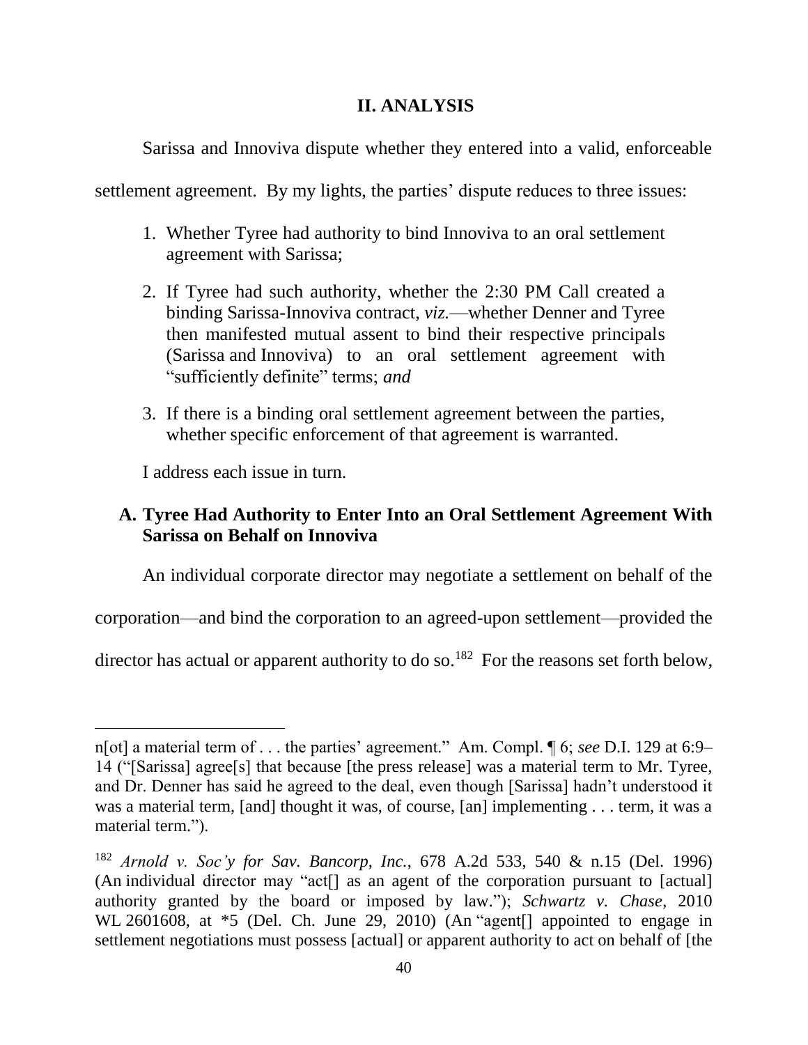## II. ANALYSIS

Sarissa and Innoviva dispute whether they entered into a valid, enforceable settlement agreement. By my lights, the parties' dispute reduces to three issues:

1. Whether Tyree had authority to bind Innoviva to an oral settlement agreement with Sarissa;
2. If Tyree had such authority, whether the 2:30 PM Call created a binding Sarissa-Innoviva contract, *viz.*—whether Denner and Tyree then manifested mutual assent to bind their respective principals (Sarissa and Innoviva) to an oral settlement agreement with "sufficiently definite" terms; *and*
3. If there is a binding oral settlement agreement between the parties, whether specific enforcement of that agreement is warranted.

I address each issue in turn.

### A. Tyree Had Authority to Enter Into an Oral Settlement Agreement With Sarissa on Behalf on Innoviva

An individual corporate director may negotiate a settlement on behalf of the corporation—and bind the corporation to an agreed-upon settlement—provided the director has actual or apparent authority to do so.[182] For the reasons set forth below,

---

n[ot] a material term of . . . the parties' agreement." Am. Compl. ¶ 6; *see* D.I. 129 at 6:9–14 ("[Sarissa] agree[s] that because [the press release] was a material term to Mr. Tyree, and Dr. Denner has said he agreed to the deal, even though [Sarissa] hadn't understood it was a material term, [and] thought it was, of course, [an] implementing . . . term, it was a material term.").

[182] *Arnold v. Soc'y for Sav. Bancorp, Inc.*, 678 A.2d 533, 540 & n.15 (Del. 1996) (An individual director may "act[] as an agent of the corporation pursuant to [actual] authority granted by the board or imposed by law."); *Schwartz v. Chase*, 2010 WL 2601608, at *5 (Del. Ch. June 29, 2010) (An "agent[] appointed to engage in settlement negotiations must possess [actual] or apparent authority to act on behalf of [the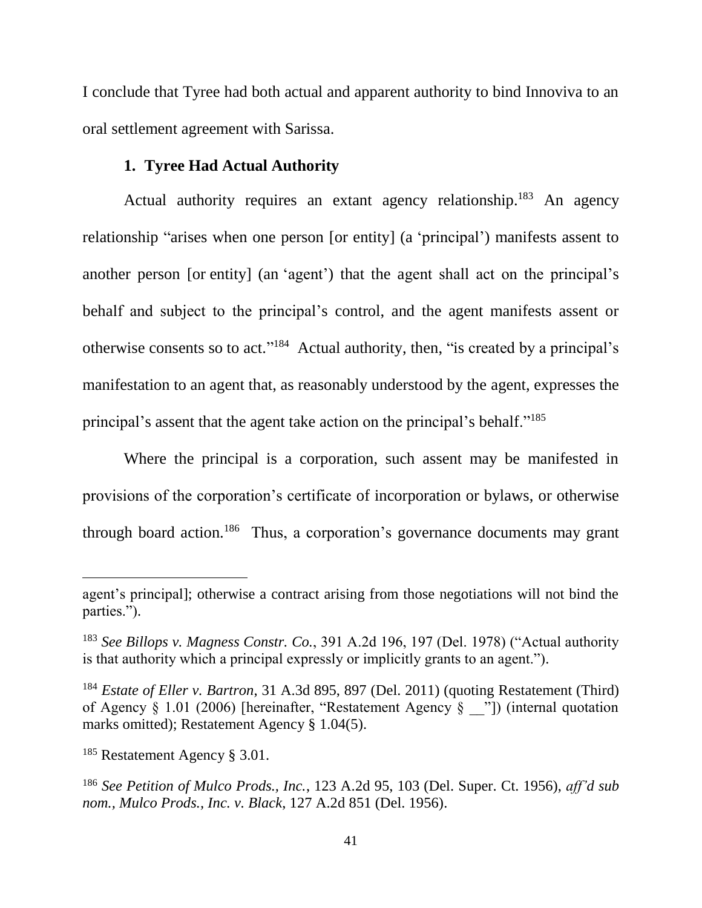I conclude that Tyree had both actual and apparent authority to bind Innoviva to an oral settlement agreement with Sarissa.

### 1. Tyree Had Actual Authority

Actual authority requires an extant agency relationship.[183] An agency relationship "arises when one person [or entity] (a 'principal') manifests assent to another person [or entity] (an 'agent') that the agent shall act on the principal's behalf and subject to the principal's control, and the agent manifests assent or otherwise consents so to act."[184] Actual authority, then, "is created by a principal's manifestation to an agent that, as reasonably understood by the agent, expresses the principal's assent that the agent take action on the principal's behalf."[185]

Where the principal is a corporation, such assent may be manifested in provisions of the corporation's certificate of incorporation or bylaws, or otherwise through board action.[186] Thus, a corporation's governance documents may grant

---

agent's principal]; otherwise a contract arising from those negotiations will not bind the parties.").

[183] *See Billops v. Magness Constr. Co.*, 391 A.2d 196, 197 (Del. 1978) ("Actual authority is that authority which a principal expressly or implicitly grants to an agent.").

[184] *Estate of Eller v. Bartron*, 31 A.3d 895, 897 (Del. 2011) (quoting Restatement (Third) of Agency § 1.01 (2006) [hereinafter, "Restatement Agency § __"]) (internal quotation marks omitted); Restatement Agency § 1.04(5).

[185] Restatement Agency § 3.01.

[186] *See Petition of Mulco Prods., Inc.*, 123 A.2d 95, 103 (Del. Super. Ct. 1956), *aff'd sub nom., Mulco Prods., Inc. v. Black*, 127 A.2d 851 (Del. 1956).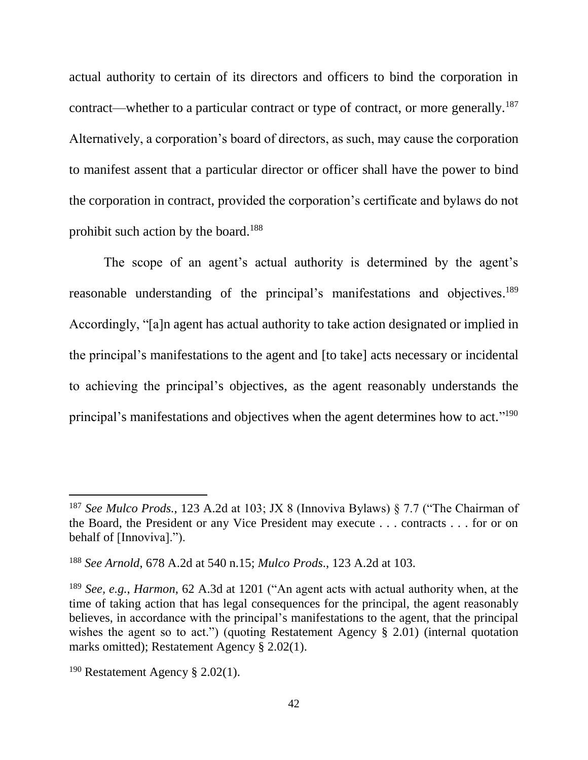actual authority to certain of its directors and officers to bind the corporation in contract—whether to a particular contract or type of contract, or more generally.[187] Alternatively, a corporation's board of directors, as such, may cause the corporation to manifest assent that a particular director or officer shall have the power to bind the corporation in contract, provided the corporation's certificate and bylaws do not prohibit such action by the board.[188]

The scope of an agent's actual authority is determined by the agent's reasonable understanding of the principal's manifestations and objectives.[189] Accordingly, "[a]n agent has actual authority to take action designated or implied in the principal's manifestations to the agent and [to take] acts necessary or incidental to achieving the principal's objectives, as the agent reasonably understands the principal's manifestations and objectives when the agent determines how to act."[190]

---

[187] *See Mulco Prods.*, 123 A.2d at 103; JX 8 (Innoviva Bylaws) § 7.7 ("The Chairman of the Board, the President or any Vice President may execute . . . contracts . . . for or on behalf of [Innoviva].").

[188] *See Arnold*, 678 A.2d at 540 n.15; *Mulco Prods.*, 123 A.2d at 103.

[189] *See, e.g.*, *Harmon*, 62 A.3d at 1201 ("An agent acts with actual authority when, at the time of taking action that has legal consequences for the principal, the agent reasonably believes, in accordance with the principal's manifestations to the agent, that the principal wishes the agent so to act.") (quoting Restatement Agency § 2.01) (internal quotation marks omitted); Restatement Agency § 2.02(1).

[190] Restatement Agency § 2.02(1).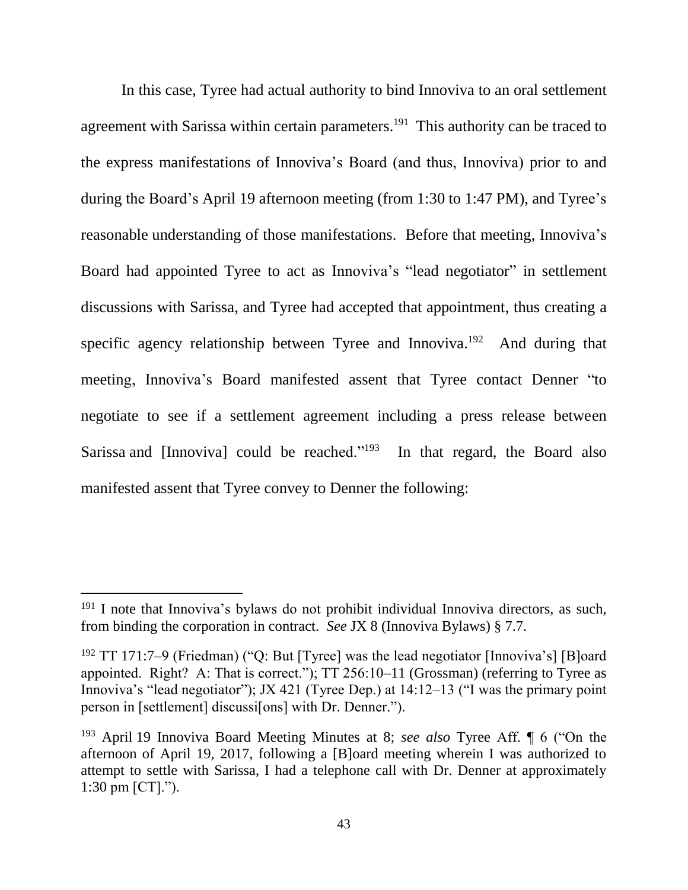In this case, Tyree had actual authority to bind Innoviva to an oral settlement agreement with Sarissa within certain parameters.[191] This authority can be traced to the express manifestations of Innoviva's Board (and thus, Innoviva) prior to and during the Board's April 19 afternoon meeting (from 1:30 to 1:47 PM), and Tyree's reasonable understanding of those manifestations. Before that meeting, Innoviva's Board had appointed Tyree to act as Innoviva's "lead negotiator" in settlement discussions with Sarissa, and Tyree had accepted that appointment, thus creating a specific agency relationship between Tyree and Innoviva.[192] And during that meeting, Innoviva's Board manifested assent that Tyree contact Denner "to negotiate to see if a settlement agreement including a press release between Sarissa and [Innoviva] could be reached."[193] In that regard, the Board also manifested assent that Tyree convey to Denner the following:

---

[191] I note that Innoviva's bylaws do not prohibit individual Innoviva directors, as such, from binding the corporation in contract. *See* JX 8 (Innoviva Bylaws) § 7.7.

[192] TT 171:7–9 (Friedman) ("Q: But [Tyree] was the lead negotiator [Innoviva's] [B]oard appointed. Right? A: That is correct."); TT 256:10–11 (Grossman) (referring to Tyree as Innoviva's "lead negotiator"); JX 421 (Tyree Dep.) at 14:12–13 ("I was the primary point person in [settlement] discussi[ons] with Dr. Denner.").

[193] April 19 Innoviva Board Meeting Minutes at 8; *see also* Tyree Aff. ¶ 6 ("On the afternoon of April 19, 2017, following a [B]oard meeting wherein I was authorized to attempt to settle with Sarissa, I had a telephone call with Dr. Denner at approximately 1:30 pm [CT].").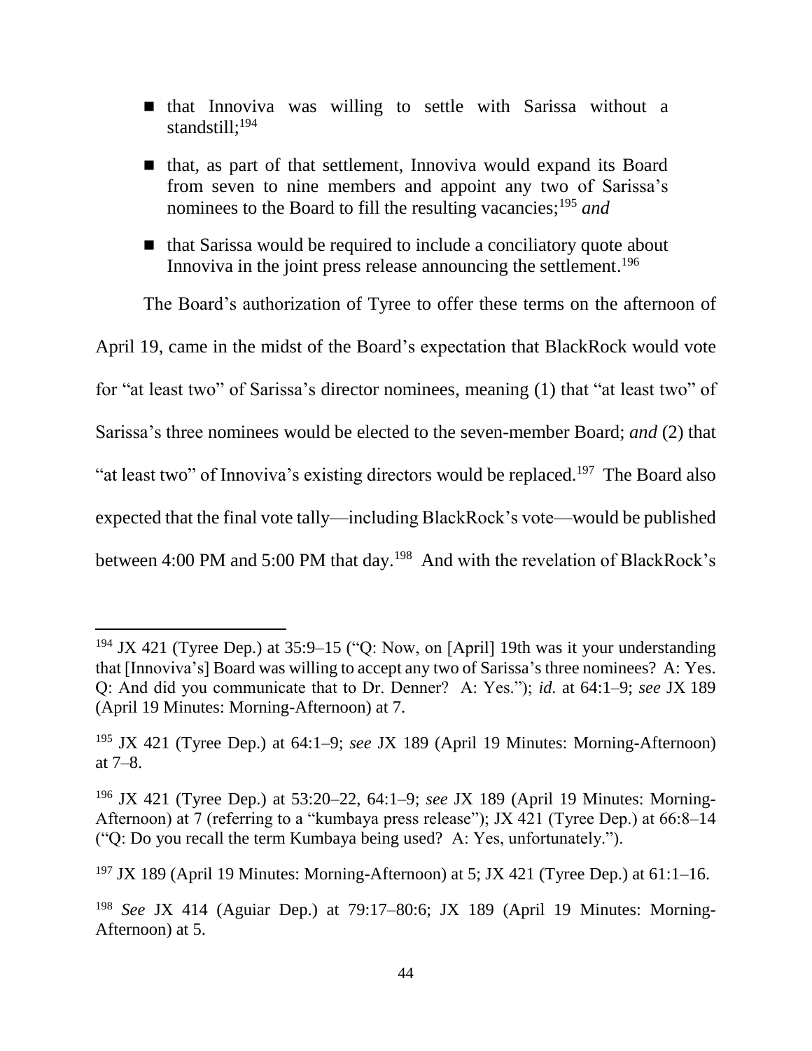- that Innoviva was willing to settle with Sarissa without a standstill;[194]
- that, as part of that settlement, Innoviva would expand its Board from seven to nine members and appoint any two of Sarissa's nominees to the Board to fill the resulting vacancies;[195] *and*
- that Sarissa would be required to include a conciliatory quote about Innoviva in the joint press release announcing the settlement.[196]

The Board's authorization of Tyree to offer these terms on the afternoon of April 19, came in the midst of the Board's expectation that BlackRock would vote for "at least two" of Sarissa's director nominees, meaning (1) that "at least two" of Sarissa's three nominees would be elected to the seven-member Board; *and* (2) that "at least two" of Innoviva's existing directors would be replaced.[197] The Board also expected that the final vote tally—including BlackRock's vote—would be published between 4:00 PM and 5:00 PM that day.[198] And with the revelation of BlackRock's

---

[194] JX 421 (Tyree Dep.) at 35:9–15 ("Q: Now, on [April] 19th was it your understanding that [Innoviva's] Board was willing to accept any two of Sarissa's three nominees? A: Yes. Q: And did you communicate that to Dr. Denner? A: Yes."); *id.* at 64:1–9; *see* JX 189 (April 19 Minutes: Morning-Afternoon) at 7.

[195] JX 421 (Tyree Dep.) at 64:1–9; *see* JX 189 (April 19 Minutes: Morning-Afternoon) at 7–8.

[196] JX 421 (Tyree Dep.) at 53:20–22, 64:1–9; *see* JX 189 (April 19 Minutes: Morning-Afternoon) at 7 (referring to a "kumbaya press release"); JX 421 (Tyree Dep.) at 66:8–14 ("Q: Do you recall the term Kumbaya being used? A: Yes, unfortunately.").

[197] JX 189 (April 19 Minutes: Morning-Afternoon) at 5; JX 421 (Tyree Dep.) at 61:1–16.

[198] *See* JX 414 (Aguiar Dep.) at 79:17–80:6; JX 189 (April 19 Minutes: Morning-Afternoon) at 5.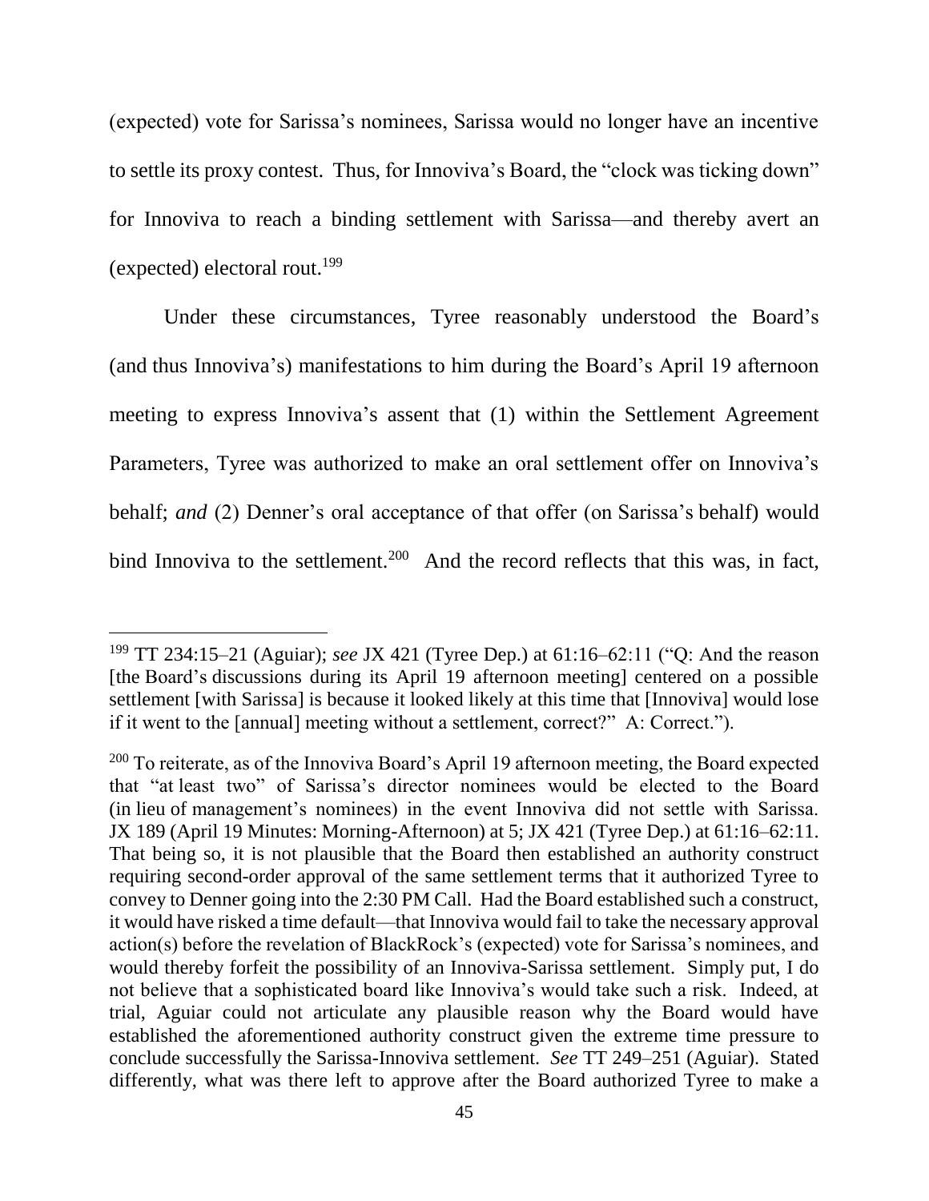(expected) vote for Sarissa's nominees, Sarissa would no longer have an incentive to settle its proxy contest. Thus, for Innoviva's Board, the "clock was ticking down" for Innoviva to reach a binding settlement with Sarissa—and thereby avert an (expected) electoral rout.[199]

Under these circumstances, Tyree reasonably understood the Board's (and thus Innoviva's) manifestations to him during the Board's April 19 afternoon meeting to express Innoviva's assent that (1) within the Settlement Agreement Parameters, Tyree was authorized to make an oral settlement offer on Innoviva's behalf; *and* (2) Denner's oral acceptance of that offer (on Sarissa's behalf) would bind Innoviva to the settlement.[200] And the record reflects that this was, in fact,

---

[199] TT 234:15–21 (Aguiar); *see* JX 421 (Tyree Dep.) at 61:16–62:11 ("Q: And the reason [the Board's discussions during its April 19 afternoon meeting] centered on a possible settlement [with Sarissa] is because it looked likely at this time that [Innoviva] would lose if it went to the [annual] meeting without a settlement, correct?" A: Correct.").

[200] To reiterate, as of the Innoviva Board's April 19 afternoon meeting, the Board expected that "at least two" of Sarissa's director nominees would be elected to the Board (in lieu of management's nominees) in the event Innoviva did not settle with Sarissa. JX 189 (April 19 Minutes: Morning-Afternoon) at 5; JX 421 (Tyree Dep.) at 61:16–62:11. That being so, it is not plausible that the Board then established an authority construct requiring second-order approval of the same settlement terms that it authorized Tyree to convey to Denner going into the 2:30 PM Call. Had the Board established such a construct, it would have risked a time default—that Innoviva would fail to take the necessary approval action(s) before the revelation of BlackRock's (expected) vote for Sarissa's nominees, and would thereby forfeit the possibility of an Innoviva-Sarissa settlement. Simply put, I do not believe that a sophisticated board like Innoviva's would take such a risk. Indeed, at trial, Aguiar could not articulate any plausible reason why the Board would have established the aforementioned authority construct given the extreme time pressure to conclude successfully the Sarissa-Innoviva settlement. *See* TT 249–251 (Aguiar). Stated differently, what was there left to approve after the Board authorized Tyree to make a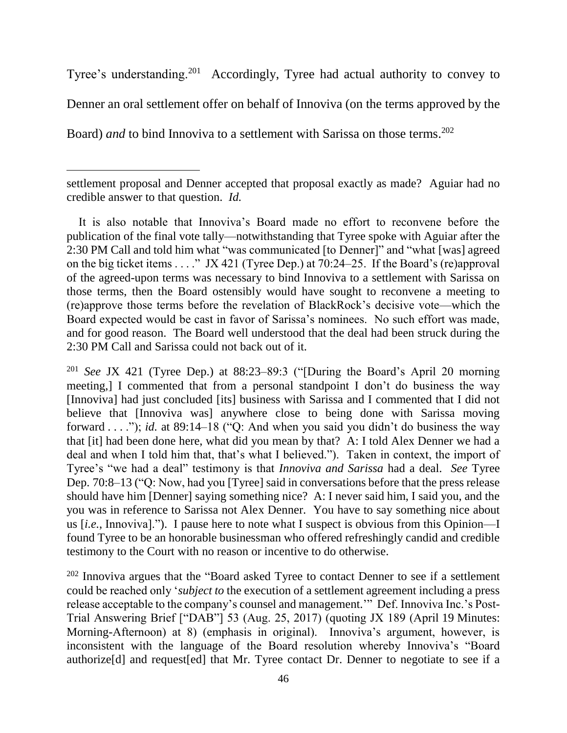Tyree's understanding.[201] Accordingly, Tyree had actual authority to convey to Denner an oral settlement offer on behalf of Innoviva (on the terms approved by the Board) *and* to bind Innoviva to a settlement with Sarissa on those terms.[202]

---

settlement proposal and Denner accepted that proposal exactly as made? Aguiar had no credible answer to that question. *Id.*

It is also notable that Innoviva's Board made no effort to reconvene before the publication of the final vote tally—notwithstanding that Tyree spoke with Aguiar after the 2:30 PM Call and told him what "was communicated [to Denner]" and "what [was] agreed on the big ticket items . . . ." JX 421 (Tyree Dep.) at 70:24–25. If the Board's (re)approval of the agreed-upon terms was necessary to bind Innoviva to a settlement with Sarissa on those terms, then the Board ostensibly would have sought to reconvene a meeting to (re)approve those terms before the revelation of BlackRock's decisive vote—which the Board expected would be cast in favor of Sarissa's nominees. No such effort was made, and for good reason. The Board well understood that the deal had been struck during the 2:30 PM Call and Sarissa could not back out of it.

[201] *See* JX 421 (Tyree Dep.) at 88:23–89:3 ("[During the Board's April 20 morning meeting,] I commented that from a personal standpoint I don't do business the way [Innoviva] had just concluded [its] business with Sarissa and I commented that I did not believe that [Innoviva was] anywhere close to being done with Sarissa moving forward . . . ."); *id.* at 89:14–18 ("Q: And when you said you didn't do business the way that [it] had been done here, what did you mean by that? A: I told Alex Denner we had a deal and when I told him that, that's what I believed."). Taken in context, the import of Tyree's "we had a deal" testimony is that *Innoviva and Sarissa* had a deal. *See* Tyree Dep. 70:8–13 ("Q: Now, had you [Tyree] said in conversations before that the press release should have him [Denner] saying something nice? A: I never said him, I said you, and the you was in reference to Sarissa not Alex Denner. You have to say something nice about us [*i.e.*, Innoviva]."). I pause here to note what I suspect is obvious from this Opinion—I found Tyree to be an honorable businessman who offered refreshingly candid and credible testimony to the Court with no reason or incentive to do otherwise.

[202] Innoviva argues that the "Board asked Tyree to contact Denner to see if a settlement could be reached only '*subject to* the execution of a settlement agreement including a press release acceptable to the company's counsel and management.'" Def. Innoviva Inc.'s Post-Trial Answering Brief ["DAB"] 53 (Aug. 25, 2017) (quoting JX 189 (April 19 Minutes: Morning-Afternoon) at 8) (emphasis in original). Innoviva's argument, however, is inconsistent with the language of the Board resolution whereby Innoviva's "Board authorize[d] and request[ed] that Mr. Tyree contact Dr. Denner to negotiate to see if a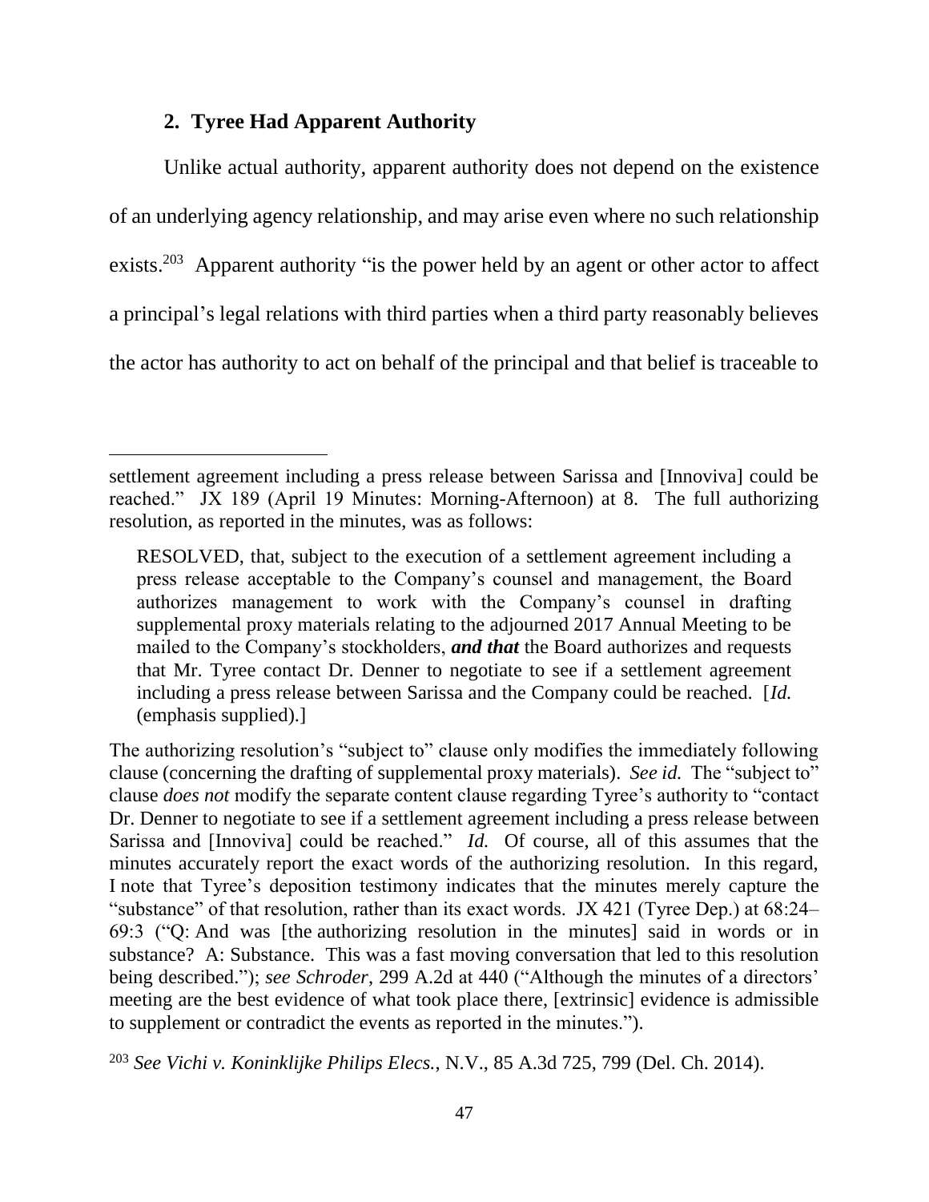### 2. Tyree Had Apparent Authority

Unlike actual authority, apparent authority does not depend on the existence of an underlying agency relationship, and may arise even where no such relationship exists.[203] Apparent authority "is the power held by an agent or other actor to affect a principal's legal relations with third parties when a third party reasonably believes the actor has authority to act on behalf of the principal and that belief is traceable to

---

settlement agreement including a press release between Sarissa and [Innoviva] could be reached." JX 189 (April 19 Minutes: Morning-Afternoon) at 8. The full authorizing resolution, as reported in the minutes, was as follows:

> RESOLVED, that, subject to the execution of a settlement agreement including a press release acceptable to the Company's counsel and management, the Board authorizes management to work with the Company's counsel in drafting supplemental proxy materials relating to the adjourned 2017 Annual Meeting to be mailed to the Company's stockholders, ***and that*** the Board authorizes and requests that Mr. Tyree contact Dr. Denner to negotiate to see if a settlement agreement including a press release between Sarissa and the Company could be reached. [*Id.* (emphasis supplied).]

The authorizing resolution's "subject to" clause only modifies the immediately following clause (concerning the drafting of supplemental proxy materials). *See id.* The "subject to" clause *does not* modify the separate content clause regarding Tyree's authority to "contact Dr. Denner to negotiate to see if a settlement agreement including a press release between Sarissa and [Innoviva] could be reached." *Id.* Of course, all of this assumes that the minutes accurately report the exact words of the authorizing resolution. In this regard, I note that Tyree's deposition testimony indicates that the minutes merely capture the "substance" of that resolution, rather than its exact words. JX 421 (Tyree Dep.) at 68:24–69:3 ("Q: And was [the authorizing resolution in the minutes] said in words or in substance? A: Substance. This was a fast moving conversation that led to this resolution being described."); *see Schroder*, 299 A.2d at 440 ("Although the minutes of a directors' meeting are the best evidence of what took place there, [extrinsic] evidence is admissible to supplement or contradict the events as reported in the minutes.").

[203] *See Vichi v. Koninklijke Philips Elecs.*, N.V., 85 A.3d 725, 799 (Del. Ch. 2014).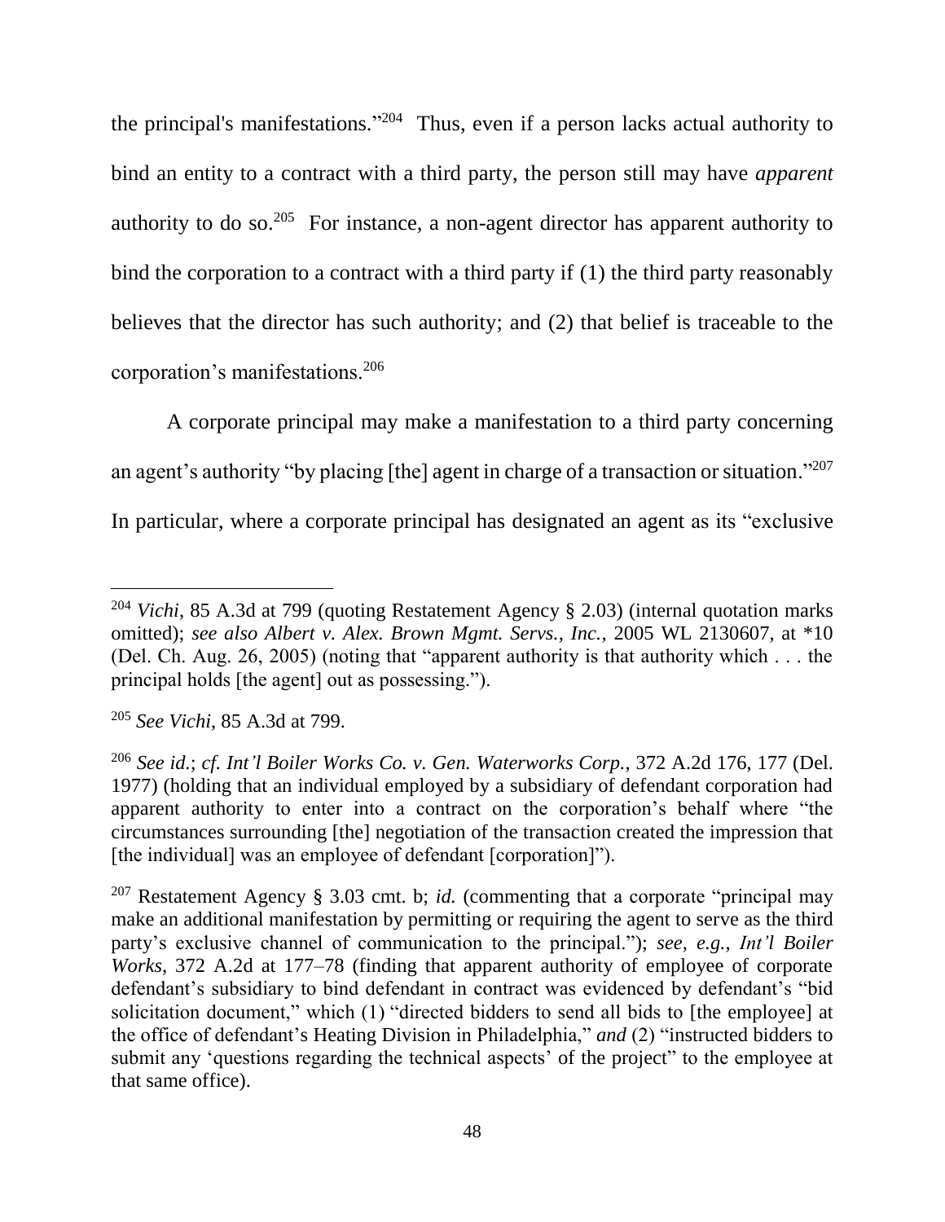the principal's manifestations."[204] Thus, even if a person lacks actual authority to bind an entity to a contract with a third party, the person still may have *apparent* authority to do so.[205] For instance, a non-agent director has apparent authority to bind the corporation to a contract with a third party if (1) the third party reasonably believes that the director has such authority; and (2) that belief is traceable to the corporation's manifestations.[206]

A corporate principal may make a manifestation to a third party concerning an agent's authority "by placing [the] agent in charge of a transaction or situation."[207] In particular, where a corporate principal has designated an agent as its "exclusive

---

[204] *Vichi*, 85 A.3d at 799 (quoting Restatement Agency § 2.03) (internal quotation marks omitted); *see also Albert v. Alex. Brown Mgmt. Servs., Inc.*, 2005 WL 2130607, at *10 (Del. Ch. Aug. 26, 2005) (noting that "apparent authority is that authority which . . . the principal holds [the agent] out as possessing.").

[205] *See Vichi*, 85 A.3d at 799.

[206] *See id.*; *cf. Int'l Boiler Works Co. v. Gen. Waterworks Corp.*, 372 A.2d 176, 177 (Del. 1977) (holding that an individual employed by a subsidiary of defendant corporation had apparent authority to enter into a contract on the corporation's behalf where "the circumstances surrounding [the] negotiation of the transaction created the impression that [the individual] was an employee of defendant [corporation]").

[207] Restatement Agency § 3.03 cmt. b; *id.* (commenting that a corporate "principal may make an additional manifestation by permitting or requiring the agent to serve as the third party's exclusive channel of communication to the principal."); *see, e.g.*, *Int'l Boiler Works*, 372 A.2d at 177–78 (finding that apparent authority of employee of corporate defendant's subsidiary to bind defendant in contract was evidenced by defendant's "bid solicitation document," which (1) "directed bidders to send all bids to [the employee] at the office of defendant's Heating Division in Philadelphia," *and* (2) "instructed bidders to submit any 'questions regarding the technical aspects' of the project" to the employee at that same office).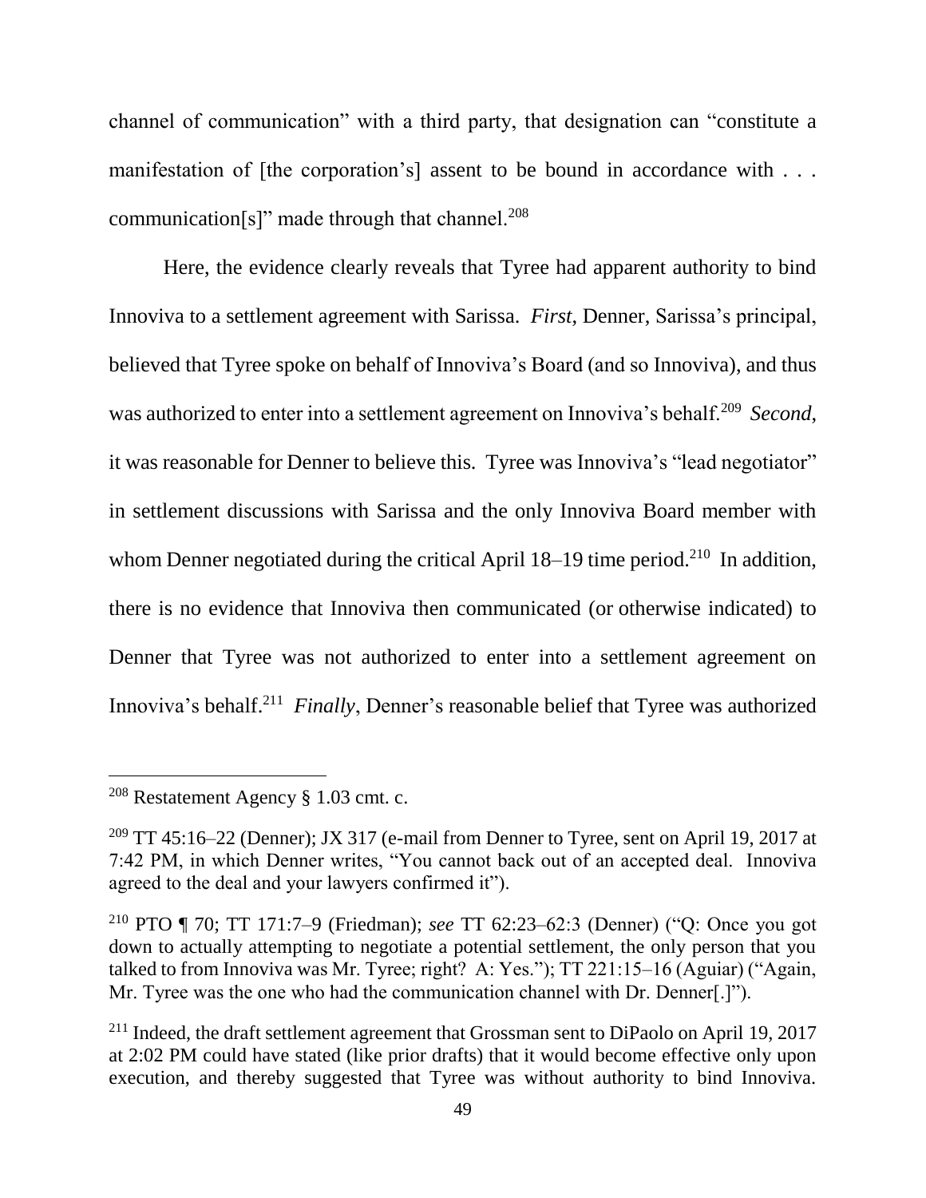channel of communication" with a third party, that designation can "constitute a manifestation of [the corporation's] assent to be bound in accordance with . . . communication[s]" made through that channel.[208]

Here, the evidence clearly reveals that Tyree had apparent authority to bind Innoviva to a settlement agreement with Sarissa. *First*, Denner, Sarissa's principal, believed that Tyree spoke on behalf of Innoviva's Board (and so Innoviva), and thus was authorized to enter into a settlement agreement on Innoviva's behalf.[209] *Second*, it was reasonable for Denner to believe this. Tyree was Innoviva's "lead negotiator" in settlement discussions with Sarissa and the only Innoviva Board member with whom Denner negotiated during the critical April 18–19 time period.[210] In addition, there is no evidence that Innoviva then communicated (or otherwise indicated) to Denner that Tyree was not authorized to enter into a settlement agreement on Innoviva's behalf.[211] *Finally*, Denner's reasonable belief that Tyree was authorized

---

[208] Restatement Agency § 1.03 cmt. c.

[209] TT 45:16–22 (Denner); JX 317 (e-mail from Denner to Tyree, sent on April 19, 2017 at 7:42 PM, in which Denner writes, "You cannot back out of an accepted deal. Innoviva agreed to the deal and your lawyers confirmed it").

[210] PTO ¶ 70; TT 171:7–9 (Friedman); *see* TT 62:23–62:3 (Denner) ("Q: Once you got down to actually attempting to negotiate a potential settlement, the only person that you talked to from Innoviva was Mr. Tyree; right? A: Yes."); TT 221:15–16 (Aguiar) ("Again, Mr. Tyree was the one who had the communication channel with Dr. Denner[.]").

[211] Indeed, the draft settlement agreement that Grossman sent to DiPaolo on April 19, 2017 at 2:02 PM could have stated (like prior drafts) that it would become effective only upon execution, and thereby suggested that Tyree was without authority to bind Innoviva.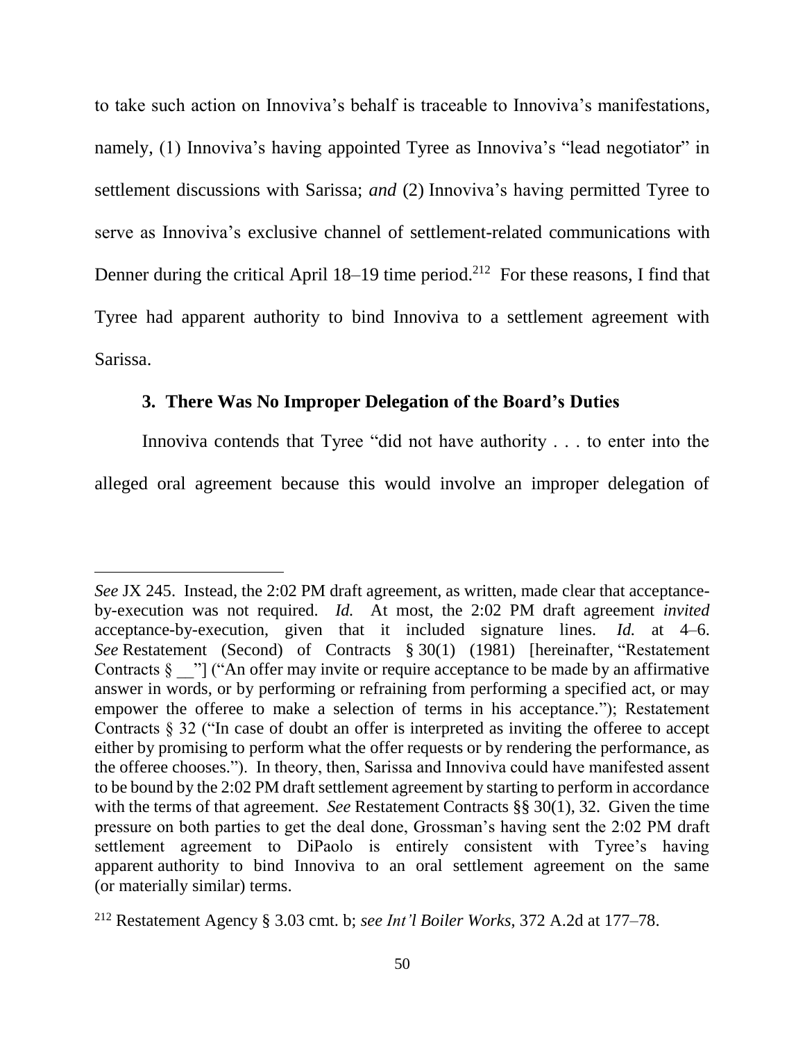to take such action on Innoviva's behalf is traceable to Innoviva's manifestations, namely, (1) Innoviva's having appointed Tyree as Innoviva's "lead negotiator" in settlement discussions with Sarissa; *and* (2) Innoviva's having permitted Tyree to serve as Innoviva's exclusive channel of settlement-related communications with Denner during the critical April 18–19 time period.[212] For these reasons, I find that Tyree had apparent authority to bind Innoviva to a settlement agreement with Sarissa.

### 3. There Was No Improper Delegation of the Board's Duties

Innoviva contends that Tyree "did not have authority . . . to enter into the alleged oral agreement because this would involve an improper delegation of

---

*See* JX 245. Instead, the 2:02 PM draft agreement, as written, made clear that acceptance-by-execution was not required. *Id.* At most, the 2:02 PM draft agreement *invited* acceptance-by-execution, given that it included signature lines. *Id.* at 4–6. *See* Restatement (Second) of Contracts § 30(1) (1981) [hereinafter, "Restatement Contracts § __"] ("An offer may invite or require acceptance to be made by an affirmative answer in words, or by performing or refraining from performing a specified act, or may empower the offeree to make a selection of terms in his acceptance."); Restatement Contracts § 32 ("In case of doubt an offer is interpreted as inviting the offeree to accept either by promising to perform what the offer requests or by rendering the performance, as the offeree chooses."). In theory, then, Sarissa and Innoviva could have manifested assent to be bound by the 2:02 PM draft settlement agreement by starting to perform in accordance with the terms of that agreement. *See* Restatement Contracts §§ 30(1), 32. Given the time pressure on both parties to get the deal done, Grossman's having sent the 2:02 PM draft settlement agreement to DiPaolo is entirely consistent with Tyree's having apparent authority to bind Innoviva to an oral settlement agreement on the same (or materially similar) terms.

[212] Restatement Agency § 3.03 cmt. b; *see Int'l Boiler Works*, 372 A.2d at 177–78.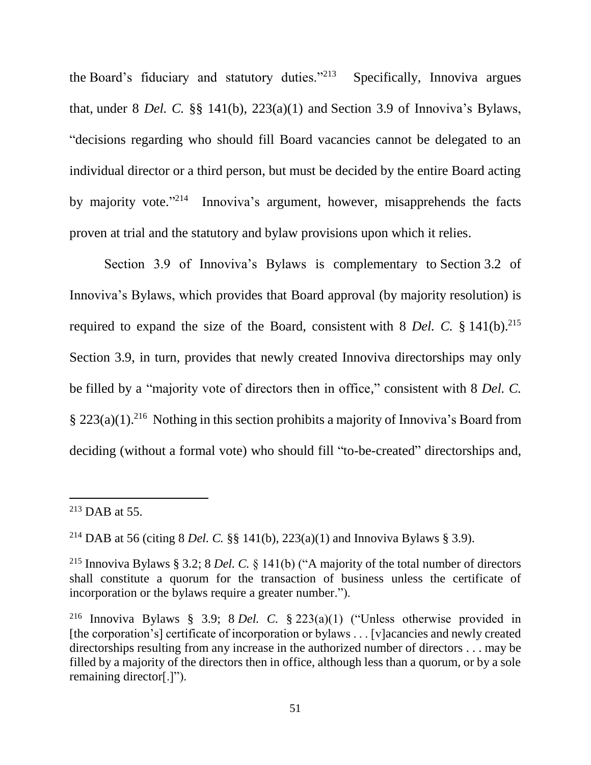the Board's fiduciary and statutory duties."[213] Specifically, Innoviva argues that, under 8 *Del. C.* §§ 141(b), 223(a)(1) and Section 3.9 of Innoviva's Bylaws, "decisions regarding who should fill Board vacancies cannot be delegated to an individual director or a third person, but must be decided by the entire Board acting by majority vote."[214] Innoviva's argument, however, misapprehends the facts proven at trial and the statutory and bylaw provisions upon which it relies.

Section 3.9 of Innoviva's Bylaws is complementary to Section 3.2 of Innoviva's Bylaws, which provides that Board approval (by majority resolution) is required to expand the size of the Board, consistent with 8 *Del. C.* § 141(b).[215] Section 3.9, in turn, provides that newly created Innoviva directorships may only be filled by a "majority vote of directors then in office," consistent with 8 *Del. C.* § 223(a)(1).[216] Nothing in this section prohibits a majority of Innoviva's Board from deciding (without a formal vote) who should fill "to-be-created" directorships and,

---

[213] DAB at 55.

[214] DAB at 56 (citing 8 *Del. C.* §§ 141(b), 223(a)(1) and Innoviva Bylaws § 3.9).

[215] Innoviva Bylaws § 3.2; 8 *Del. C.* § 141(b) ("A majority of the total number of directors shall constitute a quorum for the transaction of business unless the certificate of incorporation or the bylaws require a greater number.").

[216] Innoviva Bylaws § 3.9; 8 *Del. C.* § 223(a)(1) ("Unless otherwise provided in [the corporation's] certificate of incorporation or bylaws . . . [v]acancies and newly created directorships resulting from any increase in the authorized number of directors . . . may be filled by a majority of the directors then in office, although less than a quorum, or by a sole remaining director[.]").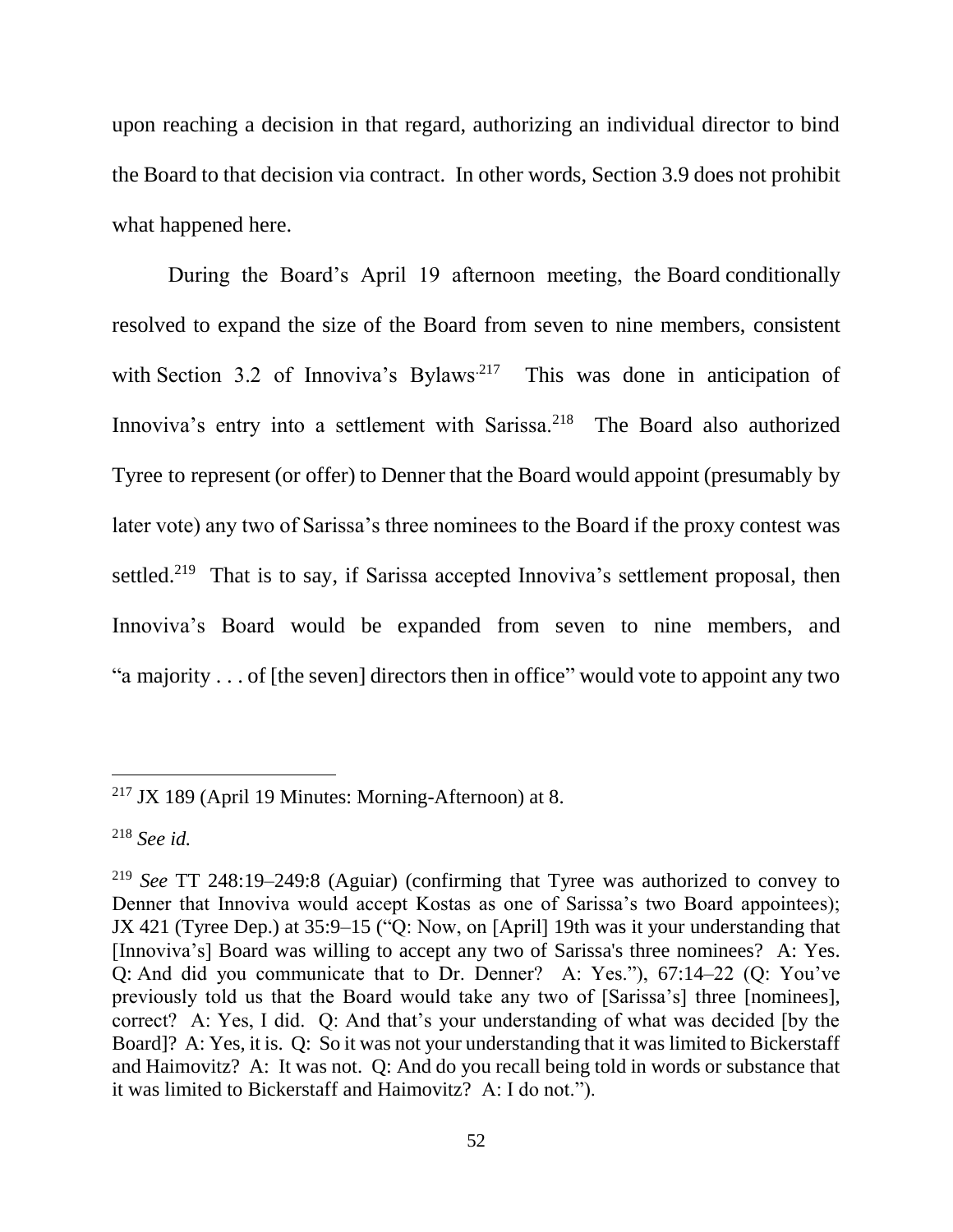upon reaching a decision in that regard, authorizing an individual director to bind the Board to that decision via contract. In other words, Section 3.9 does not prohibit what happened here.

During the Board's April 19 afternoon meeting, the Board conditionally resolved to expand the size of the Board from seven to nine members, consistent with Section 3.2 of Innoviva's Bylaws.[217] This was done in anticipation of Innoviva's entry into a settlement with Sarissa.[218] The Board also authorized Tyree to represent (or offer) to Denner that the Board would appoint (presumably by later vote) any two of Sarissa's three nominees to the Board if the proxy contest was settled.[219] That is to say, if Sarissa accepted Innoviva's settlement proposal, then Innoviva's Board would be expanded from seven to nine members, and "a majority . . . of [the seven] directors then in office" would vote to appoint any two

---

[217] JX 189 (April 19 Minutes: Morning-Afternoon) at 8.

[218] *See id.*

[219] *See* TT 248:19–249:8 (Aguiar) (confirming that Tyree was authorized to convey to Denner that Innoviva would accept Kostas as one of Sarissa's two Board appointees); JX 421 (Tyree Dep.) at 35:9–15 ("Q: Now, on [April] 19th was it your understanding that [Innoviva's] Board was willing to accept any two of Sarissa's three nominees? A: Yes. Q: And did you communicate that to Dr. Denner? A: Yes."), 67:14–22 (Q: You've previously told us that the Board would take any two of [Sarissa's] three [nominees], correct? A: Yes, I did. Q: And that's your understanding of what was decided [by the Board]? A: Yes, it is. Q: So it was not your understanding that it was limited to Bickerstaff and Haimovitz? A: It was not. Q: And do you recall being told in words or substance that it was limited to Bickerstaff and Haimovitz? A: I do not.").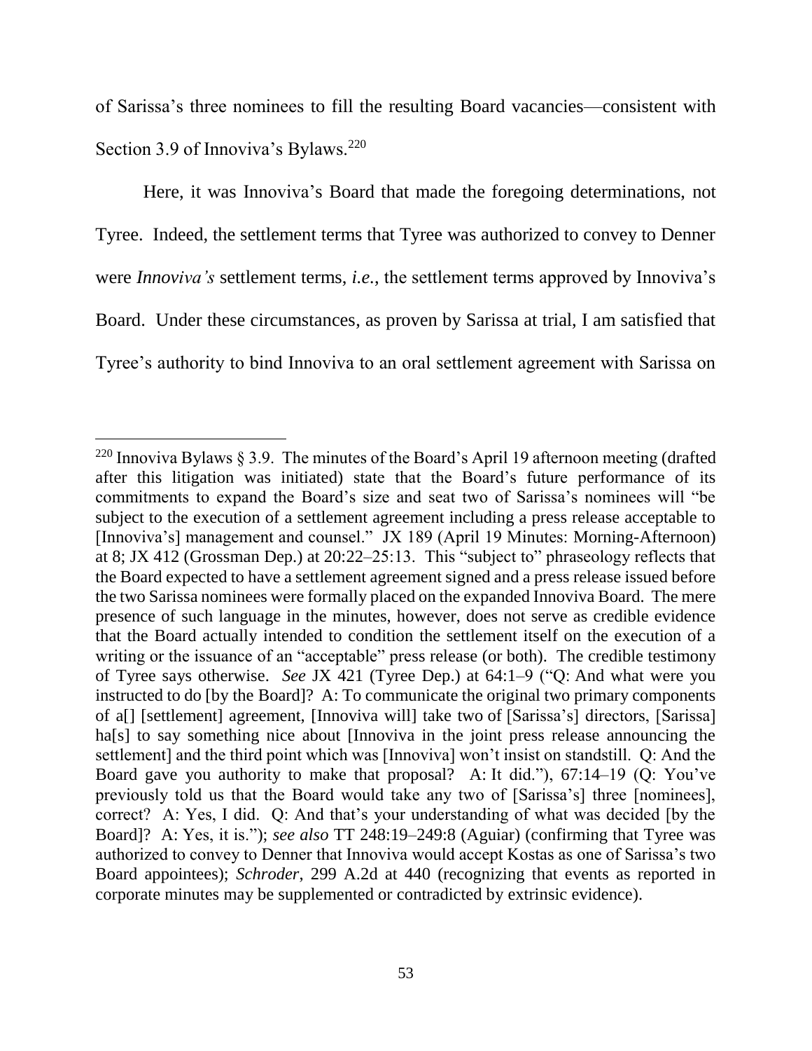of Sarissa's three nominees to fill the resulting Board vacancies—consistent with Section 3.9 of Innoviva's Bylaws.[220]

Here, it was Innoviva's Board that made the foregoing determinations, not Tyree. Indeed, the settlement terms that Tyree was authorized to convey to Denner were *Innoviva's* settlement terms, *i.e.*, the settlement terms approved by Innoviva's Board. Under these circumstances, as proven by Sarissa at trial, I am satisfied that Tyree's authority to bind Innoviva to an oral settlement agreement with Sarissa on

---

[220] Innoviva Bylaws § 3.9. The minutes of the Board's April 19 afternoon meeting (drafted after this litigation was initiated) state that the Board's future performance of its commitments to expand the Board's size and seat two of Sarissa's nominees will "be subject to the execution of a settlement agreement including a press release acceptable to [Innoviva's] management and counsel." JX 189 (April 19 Minutes: Morning-Afternoon) at 8; JX 412 (Grossman Dep.) at 20:22–25:13. This "subject to" phraseology reflects that the Board expected to have a settlement agreement signed and a press release issued before the two Sarissa nominees were formally placed on the expanded Innoviva Board. The mere presence of such language in the minutes, however, does not serve as credible evidence that the Board actually intended to condition the settlement itself on the execution of a writing or the issuance of an "acceptable" press release (or both). The credible testimony of Tyree says otherwise. *See* JX 421 (Tyree Dep.) at 64:1–9 ("Q: And what were you instructed to do [by the Board]? A: To communicate the original two primary components of a[] [settlement] agreement, [Innoviva will] take two of [Sarissa's] directors, [Sarissa] ha[s] to say something nice about [Innoviva in the joint press release announcing the settlement] and the third point which was [Innoviva] won't insist on standstill. Q: And the Board gave you authority to make that proposal? A: It did."), 67:14–19 (Q: You've previously told us that the Board would take any two of [Sarissa's] three [nominees], correct? A: Yes, I did. Q: And that's your understanding of what was decided [by the Board]? A: Yes, it is."); *see also* TT 248:19–249:8 (Aguiar) (confirming that Tyree was authorized to convey to Denner that Innoviva would accept Kostas as one of Sarissa's two Board appointees); *Schroder*, 299 A.2d at 440 (recognizing that events as reported in corporate minutes may be supplemented or contradicted by extrinsic evidence).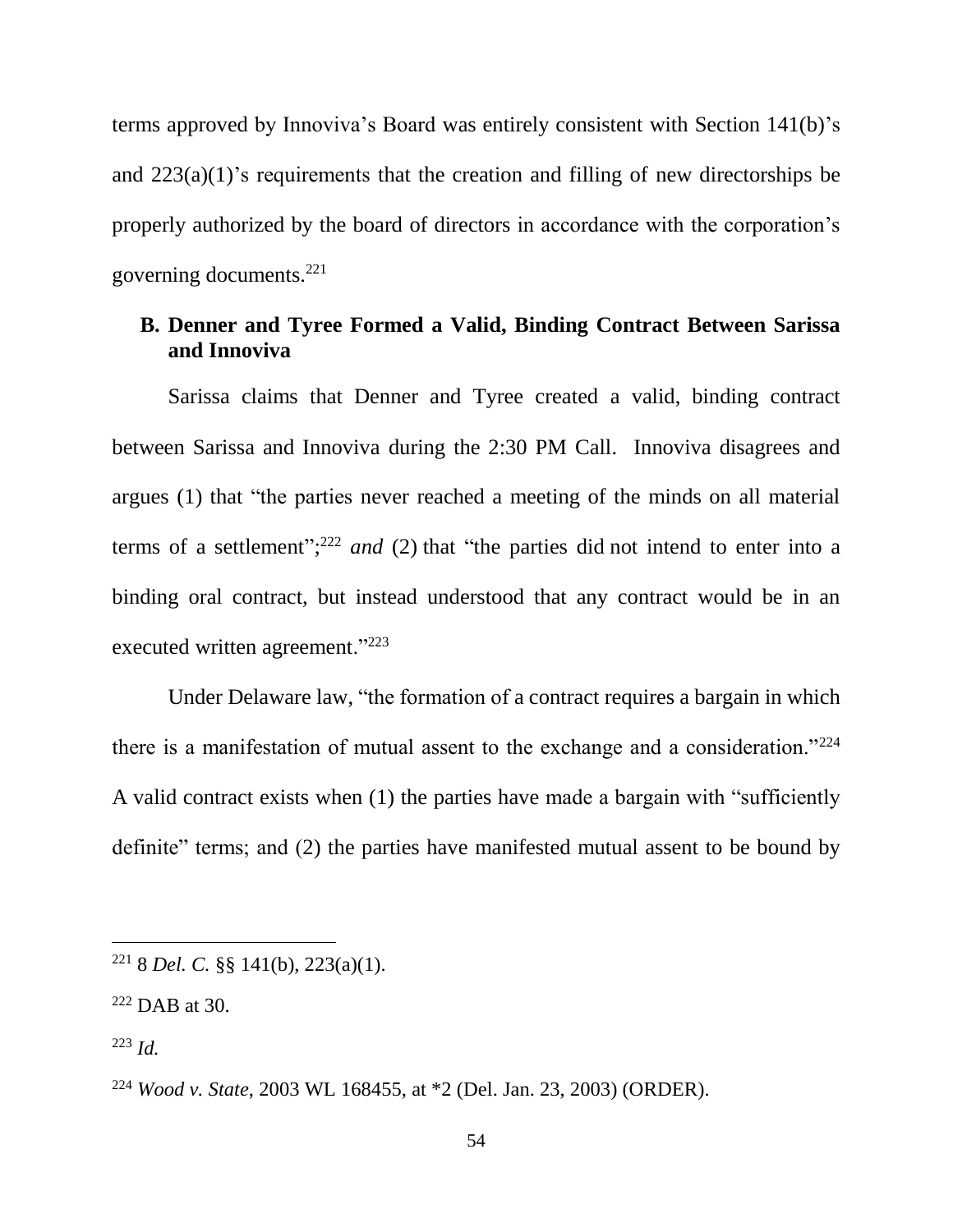terms approved by Innoviva's Board was entirely consistent with Section 141(b)'s and 223(a)(1)'s requirements that the creation and filling of new directorships be properly authorized by the board of directors in accordance with the corporation's governing documents.[221]

### B. Denner and Tyree Formed a Valid, Binding Contract Between Sarissa and Innoviva

Sarissa claims that Denner and Tyree created a valid, binding contract between Sarissa and Innoviva during the 2:30 PM Call. Innoviva disagrees and argues (1) that "the parties never reached a meeting of the minds on all material terms of a settlement";[222] *and* (2) that "the parties did not intend to enter into a binding oral contract, but instead understood that any contract would be in an executed written agreement."[223]

Under Delaware law, "the formation of a contract requires a bargain in which there is a manifestation of mutual assent to the exchange and a consideration."[224] A valid contract exists when (1) the parties have made a bargain with "sufficiently definite" terms; and (2) the parties have manifested mutual assent to be bound by

---

[221] 8 *Del. C.* §§ 141(b), 223(a)(1).

[222] DAB at 30.

[223] *Id.*

[224] *Wood v. State*, 2003 WL 168455, at *2 (Del. Jan. 23, 2003) (ORDER).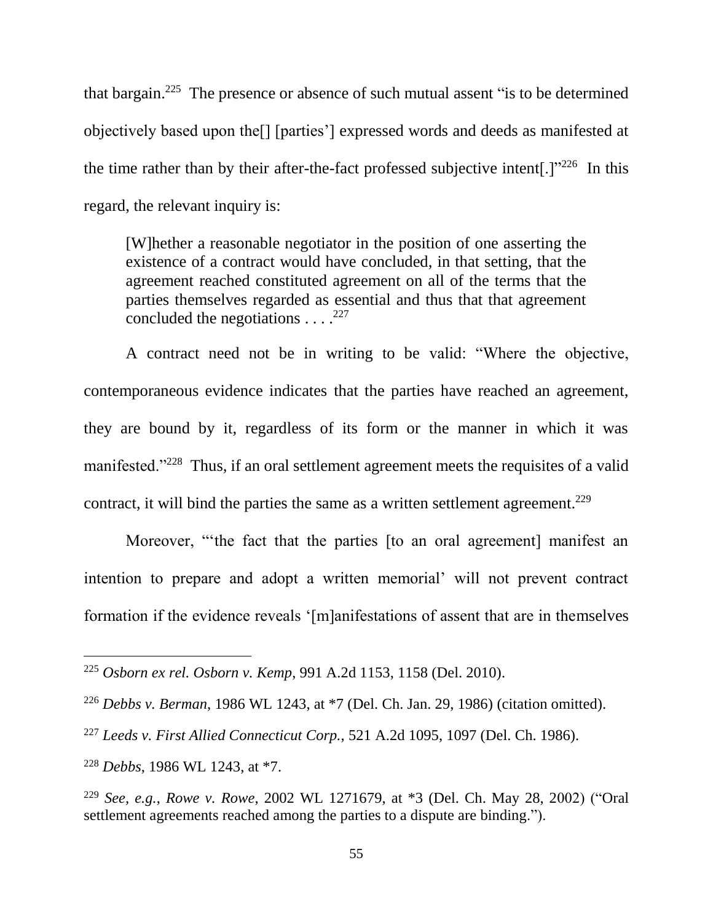that bargain.[225] The presence or absence of such mutual assent "is to be determined objectively based upon the[] [parties'] expressed words and deeds as manifested at the time rather than by their after-the-fact professed subjective intent[.]"[226] In this regard, the relevant inquiry is:

> [W]hether a reasonable negotiator in the position of one asserting the existence of a contract would have concluded, in that setting, that the agreement reached constituted agreement on all of the terms that the parties themselves regarded as essential and thus that that agreement concluded the negotiations . . . .[227]

A contract need not be in writing to be valid: "Where the objective, contemporaneous evidence indicates that the parties have reached an agreement, they are bound by it, regardless of its form or the manner in which it was manifested."[228] Thus, if an oral settlement agreement meets the requisites of a valid contract, it will bind the parties the same as a written settlement agreement.[229]

Moreover, "'the fact that the parties [to an oral agreement] manifest an intention to prepare and adopt a written memorial' will not prevent contract formation if the evidence reveals '[m]anifestations of assent that are in themselves

---

[225] *Osborn ex rel. Osborn v. Kemp*, 991 A.2d 1153, 1158 (Del. 2010).

[226] *Debbs v. Berman*, 1986 WL 1243, at *7 (Del. Ch. Jan. 29, 1986) (citation omitted).

[227] *Leeds v. First Allied Connecticut Corp.*, 521 A.2d 1095, 1097 (Del. Ch. 1986).

[228] *Debbs*, 1986 WL 1243, at *7.

[229] *See, e.g.*, *Rowe v. Rowe*, 2002 WL 1271679, at *3 (Del. Ch. May 28, 2002) ("Oral settlement agreements reached among the parties to a dispute are binding.").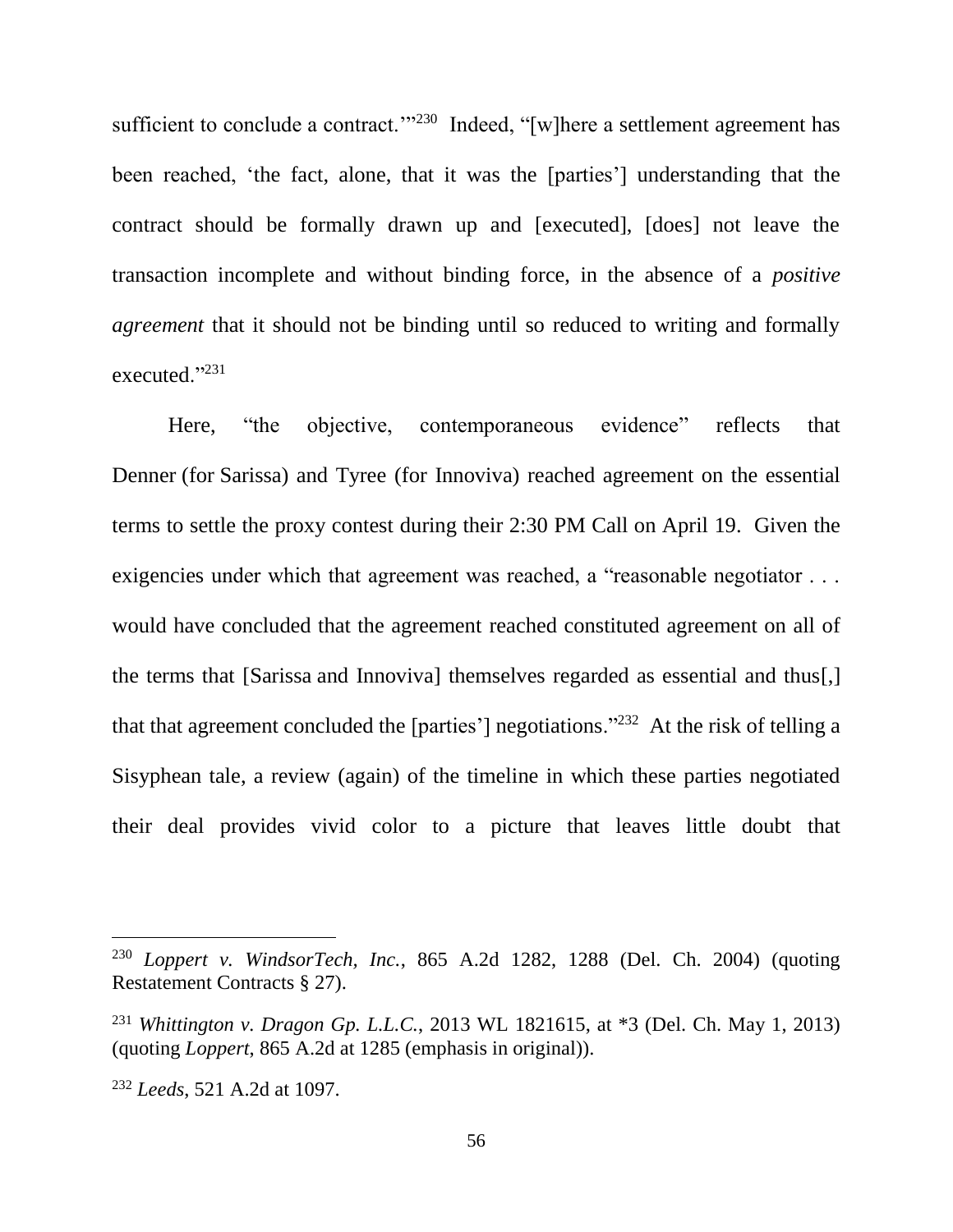sufficient to conclude a contract.'"[230] Indeed, "[w]here a settlement agreement has been reached, 'the fact, alone, that it was the [parties'] understanding that the contract should be formally drawn up and [executed], [does] not leave the transaction incomplete and without binding force, in the absence of a *positive agreement* that it should not be binding until so reduced to writing and formally executed."[231]

Here, "the objective, contemporaneous evidence" reflects that Denner (for Sarissa) and Tyree (for Innoviva) reached agreement on the essential terms to settle the proxy contest during their 2:30 PM Call on April 19. Given the exigencies under which that agreement was reached, a "reasonable negotiator . . . would have concluded that the agreement reached constituted agreement on all of the terms that [Sarissa and Innoviva] themselves regarded as essential and thus[,] that that agreement concluded the [parties'] negotiations."[232] At the risk of telling a Sisyphean tale, a review (again) of the timeline in which these parties negotiated their deal provides vivid color to a picture that leaves little doubt that

---

[230] *Loppert v. WindsorTech, Inc.*, 865 A.2d 1282, 1288 (Del. Ch. 2004) (quoting Restatement Contracts § 27).

[231] *Whittington v. Dragon Gp. L.L.C.*, 2013 WL 1821615, at *3 (Del. Ch. May 1, 2013) (quoting *Loppert*, 865 A.2d at 1285 (emphasis in original)).

[232] *Leeds*, 521 A.2d at 1097.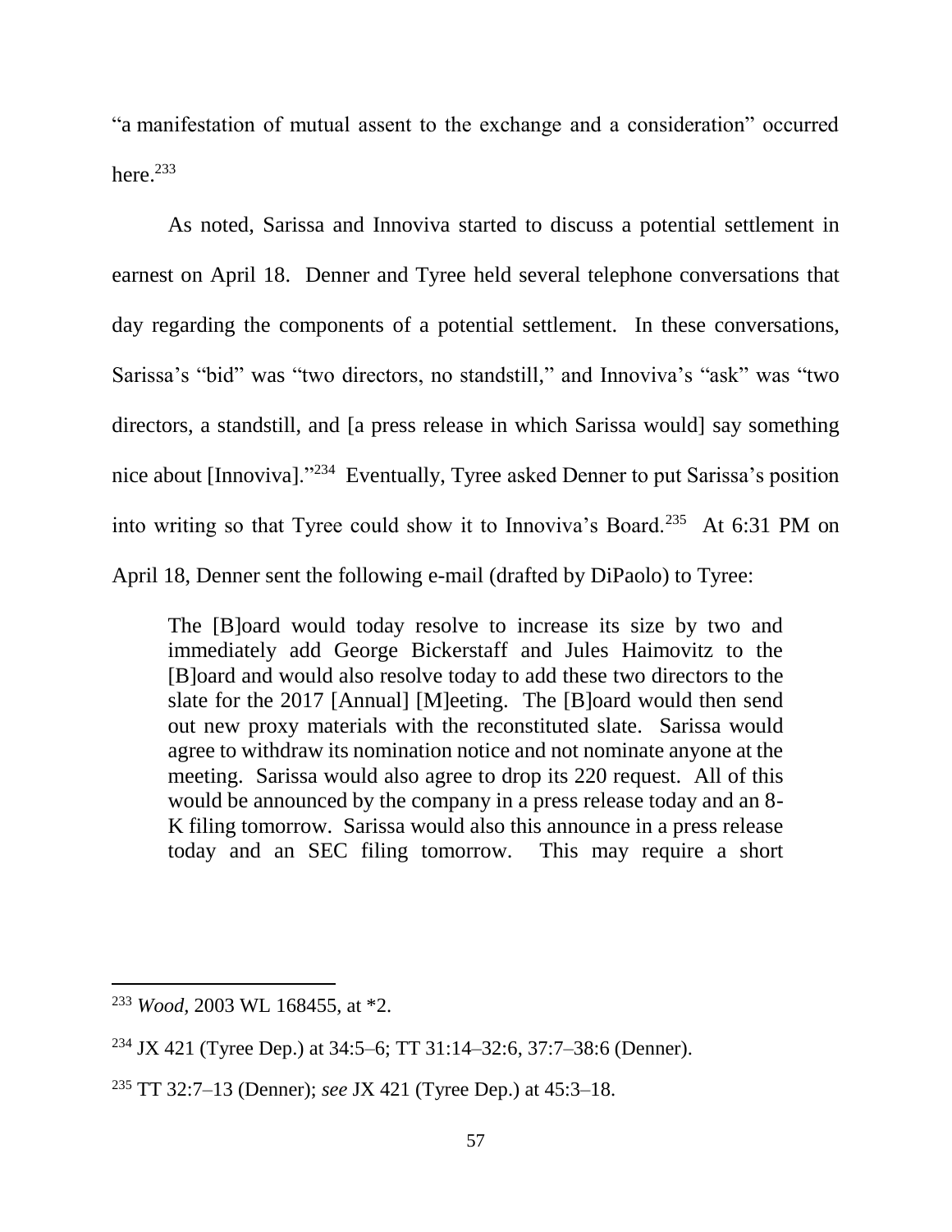"a manifestation of mutual assent to the exchange and a consideration" occurred here.[233]

As noted, Sarissa and Innoviva started to discuss a potential settlement in earnest on April 18. Denner and Tyree held several telephone conversations that day regarding the components of a potential settlement. In these conversations, Sarissa's "bid" was "two directors, no standstill," and Innoviva's "ask" was "two directors, a standstill, and [a press release in which Sarissa would] say something nice about [Innoviva]."[234] Eventually, Tyree asked Denner to put Sarissa's position into writing so that Tyree could show it to Innoviva's Board.[235] At 6:31 PM on April 18, Denner sent the following e-mail (drafted by DiPaolo) to Tyree:

> The [B]oard would today resolve to increase its size by two and immediately add George Bickerstaff and Jules Haimovitz to the [B]oard and would also resolve today to add these two directors to the slate for the 2017 [Annual] [M]eeting. The [B]oard would then send out new proxy materials with the reconstituted slate. Sarissa would agree to withdraw its nomination notice and not nominate anyone at the meeting. Sarissa would also agree to drop its 220 request. All of this would be announced by the company in a press release today and an 8-K filing tomorrow. Sarissa would also this announce in a press release today and an SEC filing tomorrow. This may require a short

---

[233] *Wood*, 2003 WL 168455, at \*2.

[234] JX 421 (Tyree Dep.) at 34:5–6; TT 31:14–32:6, 37:7–38:6 (Denner).

[235] TT 32:7–13 (Denner); *see* JX 421 (Tyree Dep.) at 45:3–18.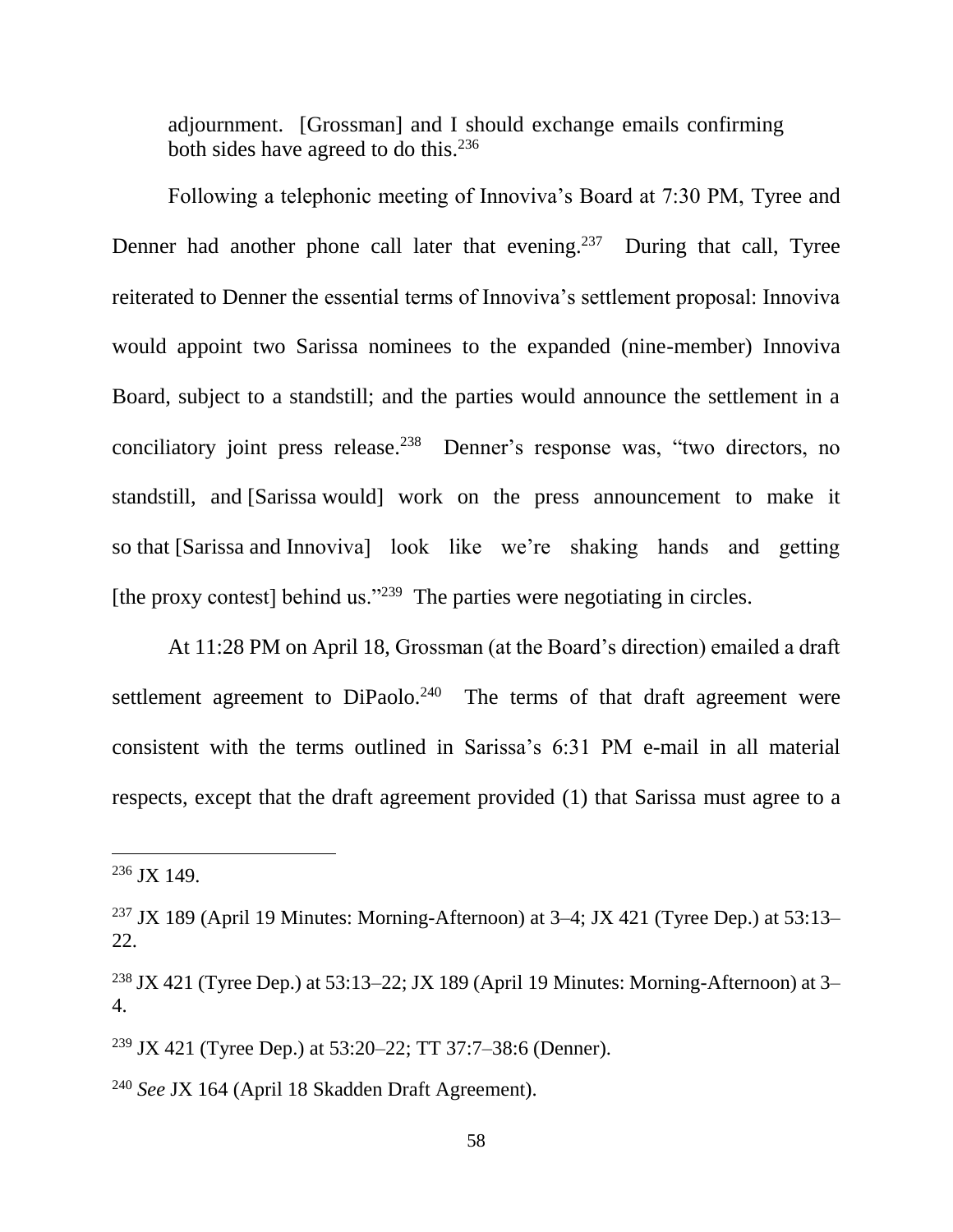adjournment. [Grossman] and I should exchange emails confirming both sides have agreed to do this.[236]

Following a telephonic meeting of Innoviva's Board at 7:30 PM, Tyree and Denner had another phone call later that evening.[237] During that call, Tyree reiterated to Denner the essential terms of Innoviva's settlement proposal: Innoviva would appoint two Sarissa nominees to the expanded (nine-member) Innoviva Board, subject to a standstill; and the parties would announce the settlement in a conciliatory joint press release.[238] Denner's response was, "two directors, no standstill, and [Sarissa would] work on the press announcement to make it so that [Sarissa and Innoviva] look like we're shaking hands and getting [the proxy contest] behind us."[239] The parties were negotiating in circles.

At 11:28 PM on April 18, Grossman (at the Board's direction) emailed a draft settlement agreement to DiPaolo.[240] The terms of that draft agreement were consistent with the terms outlined in Sarissa's 6:31 PM e-mail in all material respects, except that the draft agreement provided (1) that Sarissa must agree to a

---

[236] JX 149.

[237] JX 189 (April 19 Minutes: Morning-Afternoon) at 3–4; JX 421 (Tyree Dep.) at 53:13–22.

[238] JX 421 (Tyree Dep.) at 53:13–22; JX 189 (April 19 Minutes: Morning-Afternoon) at 3–4.

[239] JX 421 (Tyree Dep.) at 53:20–22; TT 37:7–38:6 (Denner).

[240] *See* JX 164 (April 18 Skadden Draft Agreement).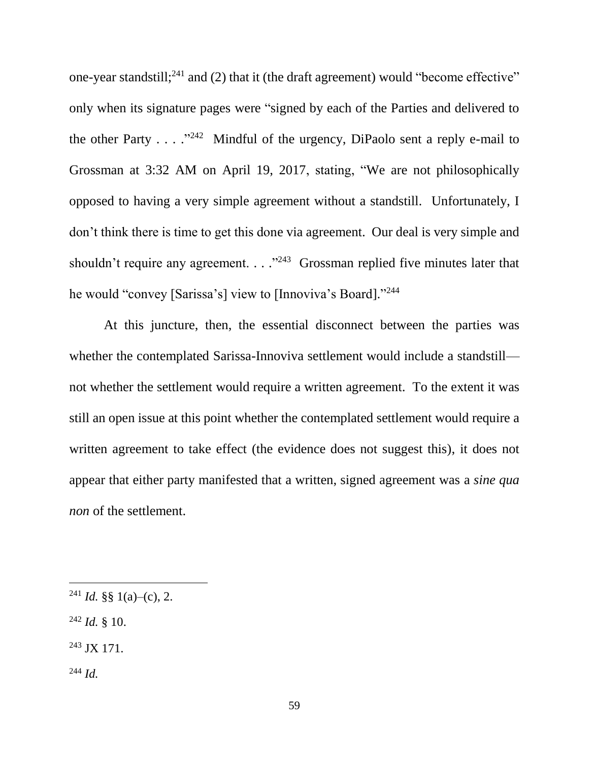one-year standstill;[241] and (2) that it (the draft agreement) would "become effective" only when its signature pages were "signed by each of the Parties and delivered to the other Party . . . ."[242] Mindful of the urgency, DiPaolo sent a reply e-mail to Grossman at 3:32 AM on April 19, 2017, stating, "We are not philosophically opposed to having a very simple agreement without a standstill. Unfortunately, I don't think there is time to get this done via agreement. Our deal is very simple and shouldn't require any agreement. . . ."[243] Grossman replied five minutes later that he would "convey [Sarissa's] view to [Innoviva's Board]."[244]

At this juncture, then, the essential disconnect between the parties was whether the contemplated Sarissa-Innoviva settlement would include a standstill—not whether the settlement would require a written agreement. To the extent it was still an open issue at this point whether the contemplated settlement would require a written agreement to take effect (the evidence does not suggest this), it does not appear that either party manifested that a written, signed agreement was a *sine qua non* of the settlement.

---

[241] *Id.* §§ 1(a)–(c), 2.

[242] *Id.* § 10.

[243] JX 171.

[244] *Id.*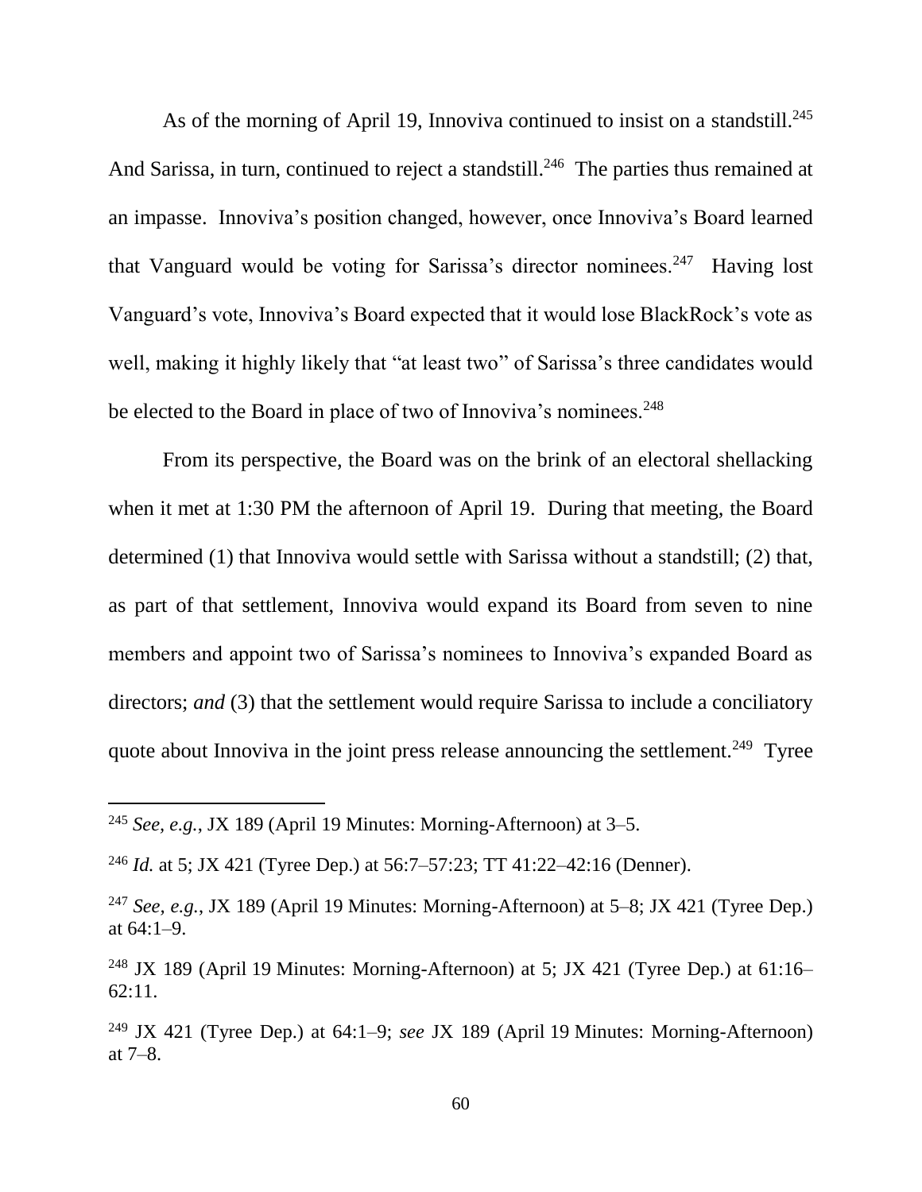As of the morning of April 19, Innoviva continued to insist on a standstill.[245] And Sarissa, in turn, continued to reject a standstill.[246] The parties thus remained at an impasse. Innoviva's position changed, however, once Innoviva's Board learned that Vanguard would be voting for Sarissa's director nominees.[247] Having lost Vanguard's vote, Innoviva's Board expected that it would lose BlackRock's vote as well, making it highly likely that "at least two" of Sarissa's three candidates would be elected to the Board in place of two of Innoviva's nominees.[248]

From its perspective, the Board was on the brink of an electoral shellacking when it met at 1:30 PM the afternoon of April 19. During that meeting, the Board determined (1) that Innoviva would settle with Sarissa without a standstill; (2) that, as part of that settlement, Innoviva would expand its Board from seven to nine members and appoint two of Sarissa's nominees to Innoviva's expanded Board as directors; *and* (3) that the settlement would require Sarissa to include a conciliatory quote about Innoviva in the joint press release announcing the settlement.[249] Tyree

---

[245] *See, e.g.*, JX 189 (April 19 Minutes: Morning-Afternoon) at 3–5.

[246] *Id.* at 5; JX 421 (Tyree Dep.) at 56:7–57:23; TT 41:22–42:16 (Denner).

[247] *See, e.g.*, JX 189 (April 19 Minutes: Morning-Afternoon) at 5–8; JX 421 (Tyree Dep.) at 64:1–9.

[248] JX 189 (April 19 Minutes: Morning-Afternoon) at 5; JX 421 (Tyree Dep.) at 61:16–62:11.

[249] JX 421 (Tyree Dep.) at 64:1–9; *see* JX 189 (April 19 Minutes: Morning-Afternoon) at 7–8.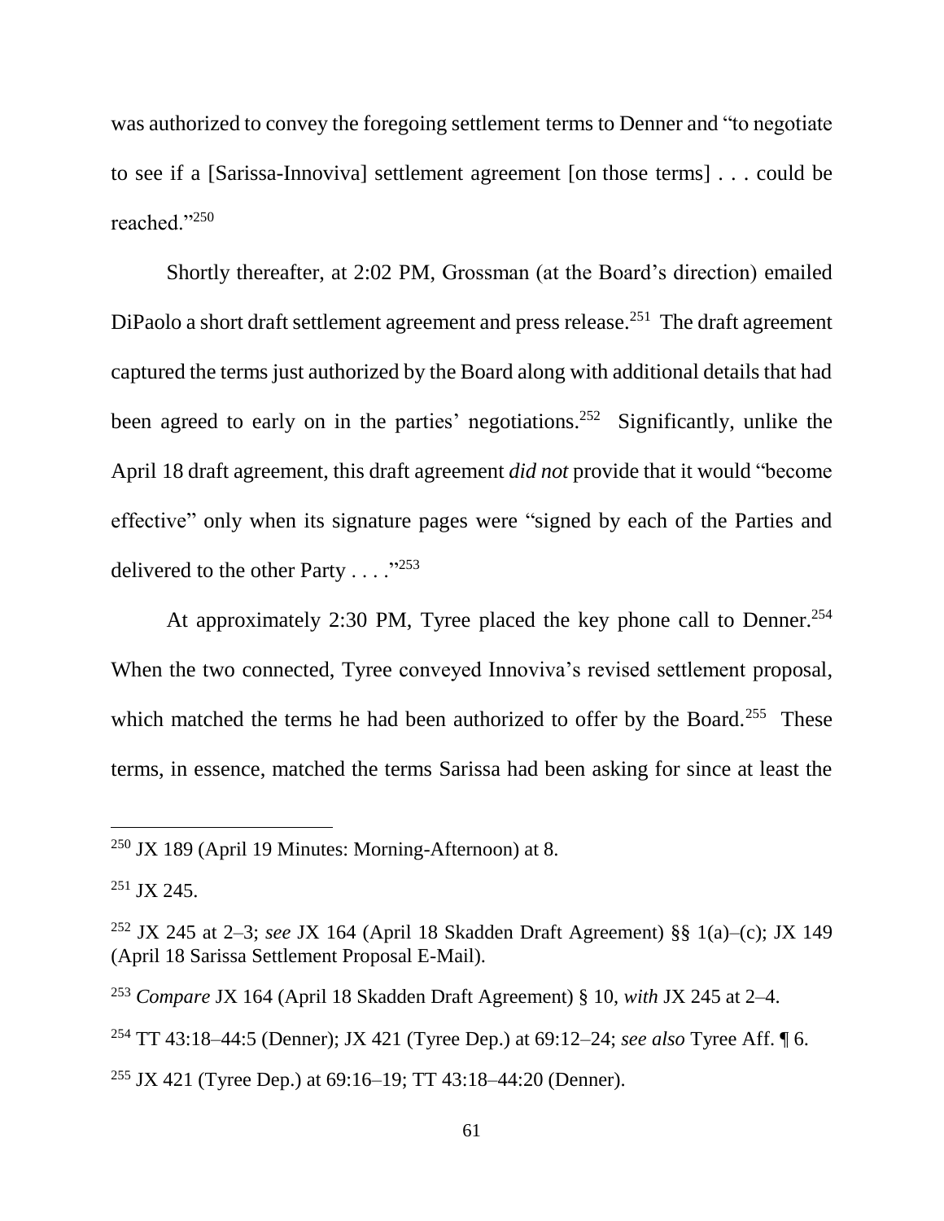was authorized to convey the foregoing settlement terms to Denner and "to negotiate to see if a [Sarissa-Innoviva] settlement agreement [on those terms] . . . could be reached."[250]

Shortly thereafter, at 2:02 PM, Grossman (at the Board's direction) emailed DiPaolo a short draft settlement agreement and press release.[251] The draft agreement captured the terms just authorized by the Board along with additional details that had been agreed to early on in the parties' negotiations.[252] Significantly, unlike the April 18 draft agreement, this draft agreement *did not* provide that it would "become effective" only when its signature pages were "signed by each of the Parties and delivered to the other Party . . . ."[253]

At approximately 2:30 PM, Tyree placed the key phone call to Denner.[254] When the two connected, Tyree conveyed Innoviva's revised settlement proposal, which matched the terms he had been authorized to offer by the Board.[255] These terms, in essence, matched the terms Sarissa had been asking for since at least the

---

[250] JX 189 (April 19 Minutes: Morning-Afternoon) at 8.

[251] JX 245.

[252] JX 245 at 2–3; *see* JX 164 (April 18 Skadden Draft Agreement) §§ 1(a)–(c); JX 149 (April 18 Sarissa Settlement Proposal E-Mail).

[253] *Compare* JX 164 (April 18 Skadden Draft Agreement) § 10, *with* JX 245 at 2–4.

[254] TT 43:18–44:5 (Denner); JX 421 (Tyree Dep.) at 69:12–24; *see also* Tyree Aff. ¶ 6.

[255] JX 421 (Tyree Dep.) at 69:16–19; TT 43:18–44:20 (Denner).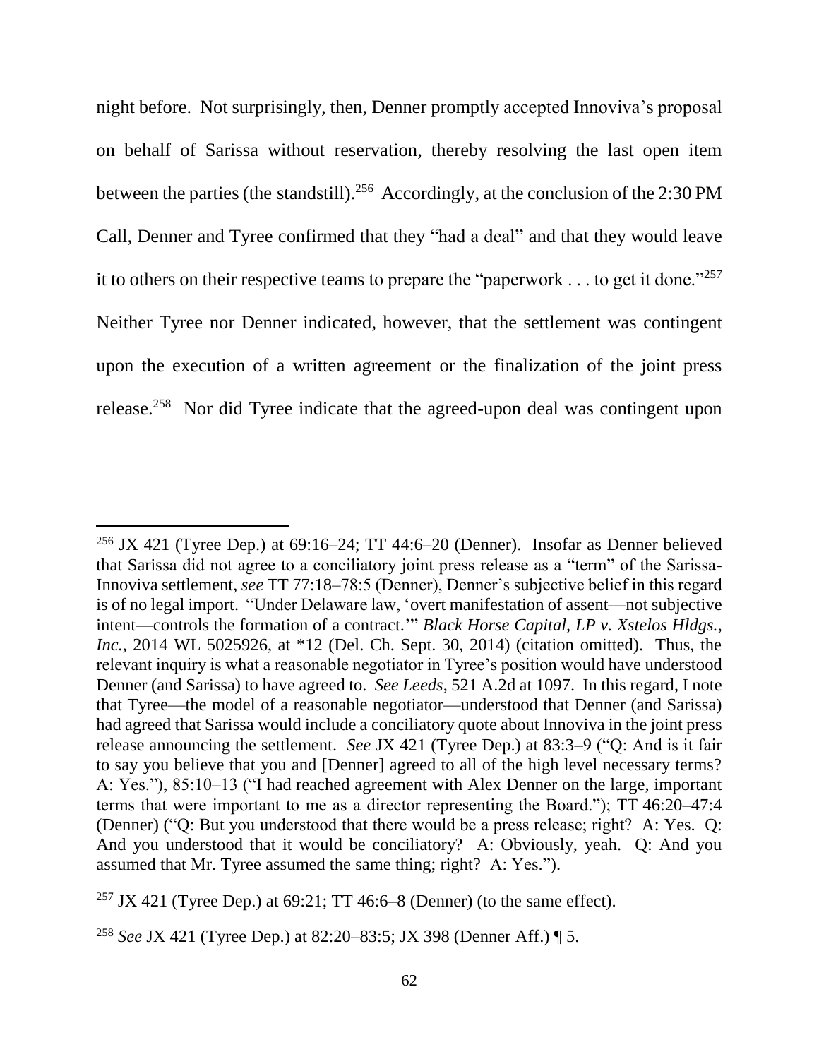night before. Not surprisingly, then, Denner promptly accepted Innoviva's proposal on behalf of Sarissa without reservation, thereby resolving the last open item between the parties (the standstill).[256] Accordingly, at the conclusion of the 2:30 PM Call, Denner and Tyree confirmed that they "had a deal" and that they would leave it to others on their respective teams to prepare the "paperwork . . . to get it done."[257] Neither Tyree nor Denner indicated, however, that the settlement was contingent upon the execution of a written agreement or the finalization of the joint press release.[258] Nor did Tyree indicate that the agreed-upon deal was contingent upon

---

[256] JX 421 (Tyree Dep.) at 69:16–24; TT 44:6–20 (Denner). Insofar as Denner believed that Sarissa did not agree to a conciliatory joint press release as a "term" of the Sarissa-Innoviva settlement, *see* TT 77:18–78:5 (Denner), Denner's subjective belief in this regard is of no legal import. "Under Delaware law, 'overt manifestation of assent—not subjective intent—controls the formation of a contract.'" *Black Horse Capital, LP v. Xstelos Hldgs., Inc.*, 2014 WL 5025926, at *12 (Del. Ch. Sept. 30, 2014) (citation omitted). Thus, the relevant inquiry is what a reasonable negotiator in Tyree's position would have understood Denner (and Sarissa) to have agreed to. *See Leeds*, 521 A.2d at 1097. In this regard, I note that Tyree—the model of a reasonable negotiator—understood that Denner (and Sarissa) had agreed that Sarissa would include a conciliatory quote about Innoviva in the joint press release announcing the settlement. *See* JX 421 (Tyree Dep.) at 83:3–9 ("Q: And is it fair to say you believe that you and [Denner] agreed to all of the high level necessary terms? A: Yes."), 85:10–13 ("I had reached agreement with Alex Denner on the large, important terms that were important to me as a director representing the Board."); TT 46:20–47:4 (Denner) ("Q: But you understood that there would be a press release; right? A: Yes. Q: And you understood that it would be conciliatory? A: Obviously, yeah. Q: And you assumed that Mr. Tyree assumed the same thing; right? A: Yes.").

[257] JX 421 (Tyree Dep.) at 69:21; TT 46:6–8 (Denner) (to the same effect).

[258] *See* JX 421 (Tyree Dep.) at 82:20–83:5; JX 398 (Denner Aff.) ¶ 5.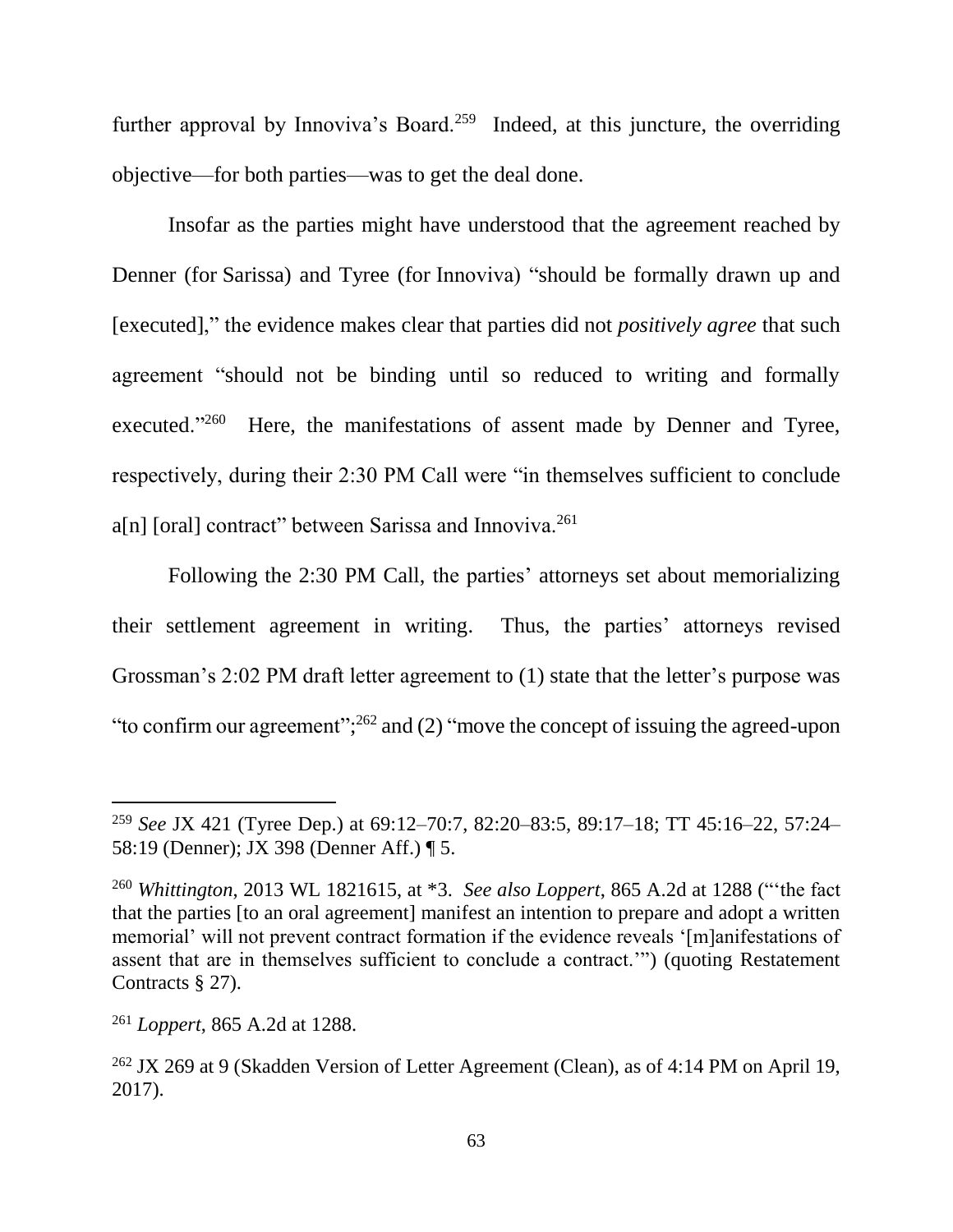further approval by Innoviva's Board.[259] Indeed, at this juncture, the overriding objective—for both parties—was to get the deal done.

Insofar as the parties might have understood that the agreement reached by Denner (for Sarissa) and Tyree (for Innoviva) "should be formally drawn up and [executed]," the evidence makes clear that parties did not *positively agree* that such agreement "should not be binding until so reduced to writing and formally executed."[260] Here, the manifestations of assent made by Denner and Tyree, respectively, during their 2:30 PM Call were "in themselves sufficient to conclude a[n] [oral] contract" between Sarissa and Innoviva.[261]

Following the 2:30 PM Call, the parties' attorneys set about memorializing their settlement agreement in writing. Thus, the parties' attorneys revised Grossman's 2:02 PM draft letter agreement to (1) state that the letter's purpose was "to confirm our agreement";[262] and (2) "move the concept of issuing the agreed-upon

---

[259] *See* JX 421 (Tyree Dep.) at 69:12–70:7, 82:20–83:5, 89:17–18; TT 45:16–22, 57:24–58:19 (Denner); JX 398 (Denner Aff.) ¶ 5.

[260] *Whittington*, 2013 WL 1821615, at \*3. *See also Loppert*, 865 A.2d at 1288 ("'the fact that the parties [to an oral agreement] manifest an intention to prepare and adopt a written memorial' will not prevent contract formation if the evidence reveals '[m]anifestations of assent that are in themselves sufficient to conclude a contract.'") (quoting Restatement Contracts § 27).

[261] *Loppert*, 865 A.2d at 1288.

[262] JX 269 at 9 (Skadden Version of Letter Agreement (Clean), as of 4:14 PM on April 19, 2017).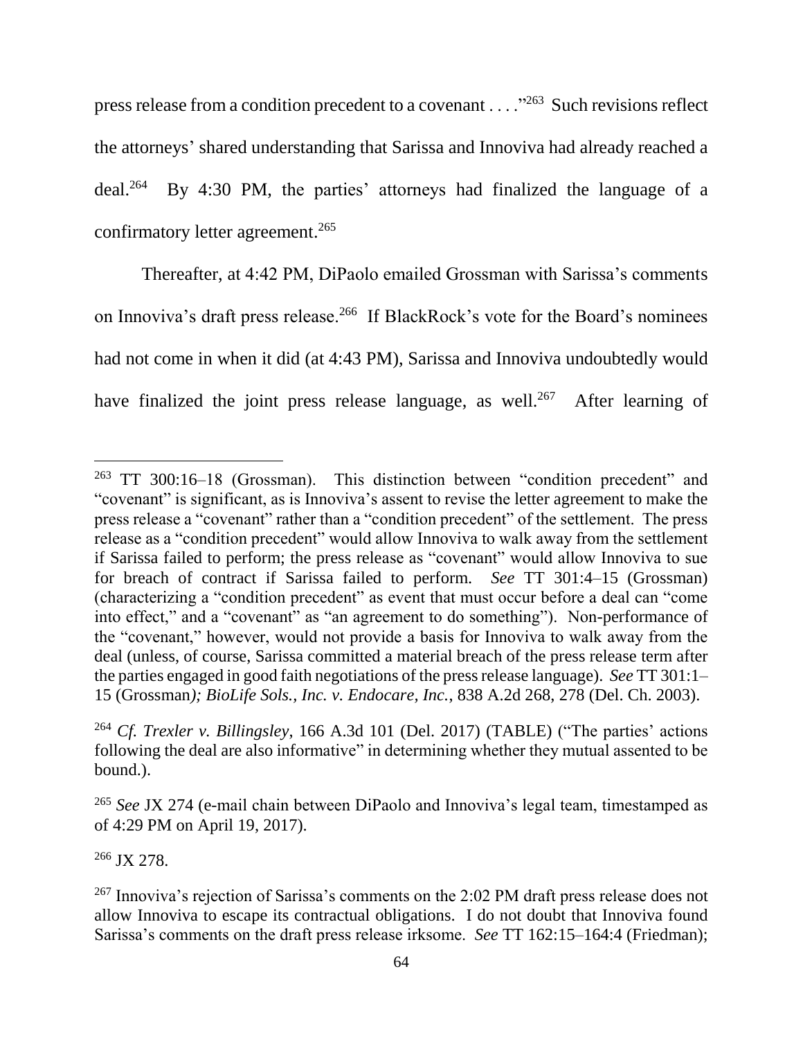press release from a condition precedent to a covenant . . . ."[263] Such revisions reflect the attorneys' shared understanding that Sarissa and Innoviva had already reached a deal.[264] By 4:30 PM, the parties' attorneys had finalized the language of a confirmatory letter agreement.[265]

Thereafter, at 4:42 PM, DiPaolo emailed Grossman with Sarissa's comments on Innoviva's draft press release.[266] If BlackRock's vote for the Board's nominees had not come in when it did (at 4:43 PM), Sarissa and Innoviva undoubtedly would have finalized the joint press release language, as well.[267] After learning of

---

[263] TT 300:16–18 (Grossman). This distinction between "condition precedent" and "covenant" is significant, as is Innoviva's assent to revise the letter agreement to make the press release a "covenant" rather than a "condition precedent" of the settlement. The press release as a "condition precedent" would allow Innoviva to walk away from the settlement if Sarissa failed to perform; the press release as "covenant" would allow Innoviva to sue for breach of contract if Sarissa failed to perform. *See* TT 301:4–15 (Grossman) (characterizing a "condition precedent" as event that must occur before a deal can "come into effect," and a "covenant" as "an agreement to do something"). Non-performance of the "covenant," however, would not provide a basis for Innoviva to walk away from the deal (unless, of course, Sarissa committed a material breach of the press release term after the parties engaged in good faith negotiations of the press release language). *See* TT 301:1–15 (Grossman*); BioLife Sols., Inc. v. Endocare, Inc.*, 838 A.2d 268, 278 (Del. Ch. 2003).

[264] *Cf. Trexler v. Billingsley*, 166 A.3d 101 (Del. 2017) (TABLE) ("The parties' actions following the deal are also informative" in determining whether they mutual assented to be bound.).

[265] *See* JX 274 (e-mail chain between DiPaolo and Innoviva's legal team, timestamped as of 4:29 PM on April 19, 2017).

[266] JX 278.

[267] Innoviva's rejection of Sarissa's comments on the 2:02 PM draft press release does not allow Innoviva to escape its contractual obligations. I do not doubt that Innoviva found Sarissa's comments on the draft press release irksome. *See* TT 162:15–164:4 (Friedman);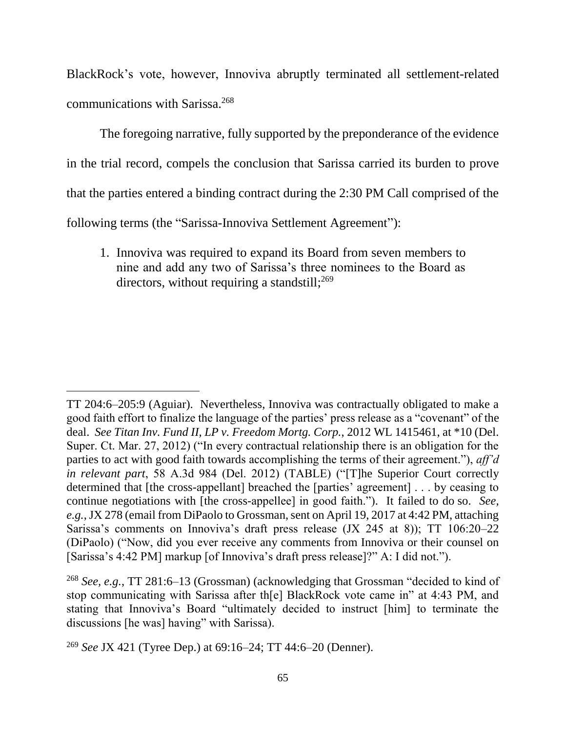BlackRock's vote, however, Innoviva abruptly terminated all settlement-related communications with Sarissa.[268]

The foregoing narrative, fully supported by the preponderance of the evidence in the trial record, compels the conclusion that Sarissa carried its burden to prove that the parties entered a binding contract during the 2:30 PM Call comprised of the following terms (the "Sarissa-Innoviva Settlement Agreement"):

1. Innoviva was required to expand its Board from seven members to nine and add any two of Sarissa's three nominees to the Board as directors, without requiring a standstill;[269]

---

TT 204:6–205:9 (Aguiar). Nevertheless, Innoviva was contractually obligated to make a good faith effort to finalize the language of the parties' press release as a "covenant" of the deal. *See Titan Inv. Fund II, LP v. Freedom Mortg. Corp.*, 2012 WL 1415461, at *10 (Del. Super. Ct. Mar. 27, 2012) ("In every contractual relationship there is an obligation for the parties to act with good faith towards accomplishing the terms of their agreement."), *aff'd in relevant part*, 58 A.3d 984 (Del. 2012) (TABLE) ("[T]he Superior Court correctly determined that [the cross-appellant] breached the [parties' agreement] . . . by ceasing to continue negotiations with [the cross-appellee] in good faith."). It failed to do so. *See, e.g.*, JX 278 (email from DiPaolo to Grossman, sent on April 19, 2017 at 4:42 PM, attaching Sarissa's comments on Innoviva's draft press release (JX 245 at 8)); TT 106:20–22 (DiPaolo) ("Now, did you ever receive any comments from Innoviva or their counsel on [Sarissa's 4:42 PM] markup [of Innoviva's draft press release]?" A: I did not.").

[268] *See, e.g.*, TT 281:6–13 (Grossman) (acknowledging that Grossman "decided to kind of stop communicating with Sarissa after th[e] BlackRock vote came in" at 4:43 PM, and stating that Innoviva's Board "ultimately decided to instruct [him] to terminate the discussions [he was] having" with Sarissa).

[269] *See* JX 421 (Tyree Dep.) at 69:16–24; TT 44:6–20 (Denner).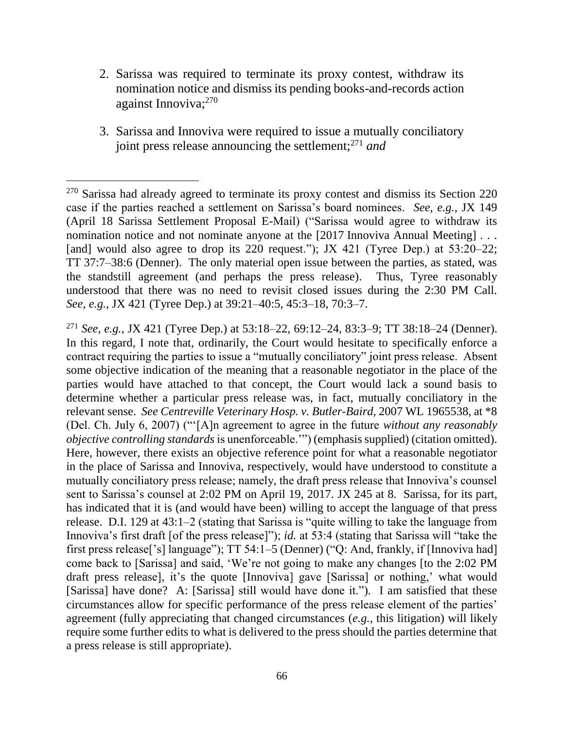2. Sarissa was required to terminate its proxy contest, withdraw its nomination notice and dismiss its pending books-and-records action against Innoviva;[270]

3. Sarissa and Innoviva were required to issue a mutually conciliatory joint press release announcing the settlement;[271] *and*

---

[270] Sarissa had already agreed to terminate its proxy contest and dismiss its Section 220 case if the parties reached a settlement on Sarissa's board nominees. *See, e.g.*, JX 149 (April 18 Sarissa Settlement Proposal E-Mail) ("Sarissa would agree to withdraw its nomination notice and not nominate anyone at the [2017 Innoviva Annual Meeting] . . . [and] would also agree to drop its 220 request."); JX 421 (Tyree Dep.) at 53:20–22; TT 37:7–38:6 (Denner). The only material open issue between the parties, as stated, was the standstill agreement (and perhaps the press release). Thus, Tyree reasonably understood that there was no need to revisit closed issues during the 2:30 PM Call. *See, e.g.*, JX 421 (Tyree Dep.) at 39:21–40:5, 45:3–18, 70:3–7.

[271] *See, e.g.*, JX 421 (Tyree Dep.) at 53:18–22, 69:12–24, 83:3–9; TT 38:18–24 (Denner). In this regard, I note that, ordinarily, the Court would hesitate to specifically enforce a contract requiring the parties to issue a "mutually conciliatory" joint press release. Absent some objective indication of the meaning that a reasonable negotiator in the place of the parties would have attached to that concept, the Court would lack a sound basis to determine whether a particular press release was, in fact, mutually conciliatory in the relevant sense. *See Centreville Veterinary Hosp. v. Butler-Baird*, 2007 WL 1965538, at *8 (Del. Ch. July 6, 2007) ("'[A]n agreement to agree in the future *without any reasonably objective controlling standards* is unenforceable.'") (emphasis supplied) (citation omitted). Here, however, there exists an objective reference point for what a reasonable negotiator in the place of Sarissa and Innoviva, respectively, would have understood to constitute a mutually conciliatory press release; namely, the draft press release that Innoviva's counsel sent to Sarissa's counsel at 2:02 PM on April 19, 2017. JX 245 at 8. Sarissa, for its part, has indicated that it is (and would have been) willing to accept the language of that press release. D.I. 129 at 43:1–2 (stating that Sarissa is "quite willing to take the language from Innoviva's first draft [of the press release]"); *id.* at 53:4 (stating that Sarissa will "take the first press release['s] language"); TT 54:1–5 (Denner) ("Q: And, frankly, if [Innoviva had] come back to [Sarissa] and said, 'We're not going to make any changes [to the 2:02 PM draft press release], it's the quote [Innoviva] gave [Sarissa] or nothing,' what would [Sarissa] have done? A: [Sarissa] still would have done it."). I am satisfied that these circumstances allow for specific performance of the press release element of the parties' agreement (fully appreciating that changed circumstances (*e.g.*, this litigation) will likely require some further edits to what is delivered to the press should the parties determine that a press release is still appropriate).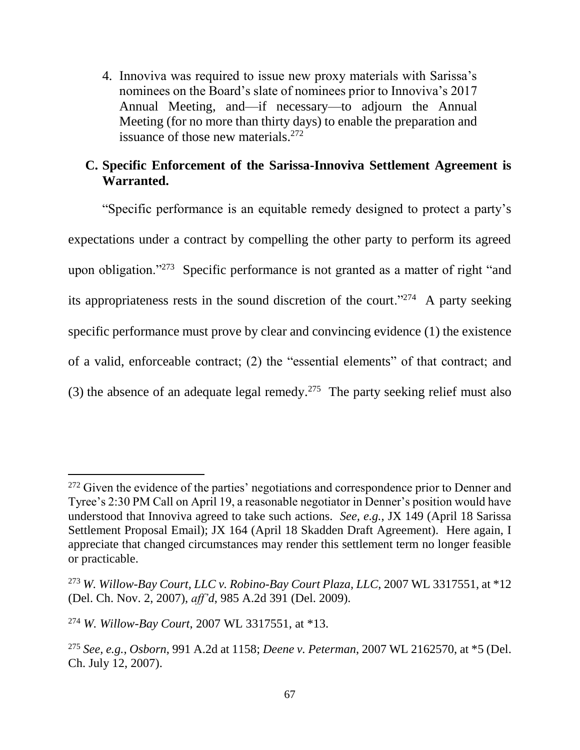4. Innoviva was required to issue new proxy materials with Sarissa's nominees on the Board's slate of nominees prior to Innoviva's 2017 Annual Meeting, and—if necessary—to adjourn the Annual Meeting (for no more than thirty days) to enable the preparation and issuance of those new materials.[272]

### C. Specific Enforcement of the Sarissa-Innoviva Settlement Agreement is Warranted.

"Specific performance is an equitable remedy designed to protect a party's expectations under a contract by compelling the other party to perform its agreed upon obligation."[273] Specific performance is not granted as a matter of right "and its appropriateness rests in the sound discretion of the court."[274] A party seeking specific performance must prove by clear and convincing evidence (1) the existence of a valid, enforceable contract; (2) the "essential elements" of that contract; and (3) the absence of an adequate legal remedy.[275] The party seeking relief must also

---

[272] Given the evidence of the parties' negotiations and correspondence prior to Denner and Tyree's 2:30 PM Call on April 19, a reasonable negotiator in Denner's position would have understood that Innoviva agreed to take such actions. *See, e.g.*, JX 149 (April 18 Sarissa Settlement Proposal Email); JX 164 (April 18 Skadden Draft Agreement). Here again, I appreciate that changed circumstances may render this settlement term no longer feasible or practicable.

[273] *W. Willow-Bay Court, LLC v. Robino-Bay Court Plaza, LLC*, 2007 WL 3317551, at *12 (Del. Ch. Nov. 2, 2007), *aff'd*, 985 A.2d 391 (Del. 2009).

[274] *W. Willow-Bay Court*, 2007 WL 3317551, at *13.

[275] *See, e.g.*, *Osborn*, 991 A.2d at 1158; *Deene v. Peterman*, 2007 WL 2162570, at *5 (Del. Ch. July 12, 2007).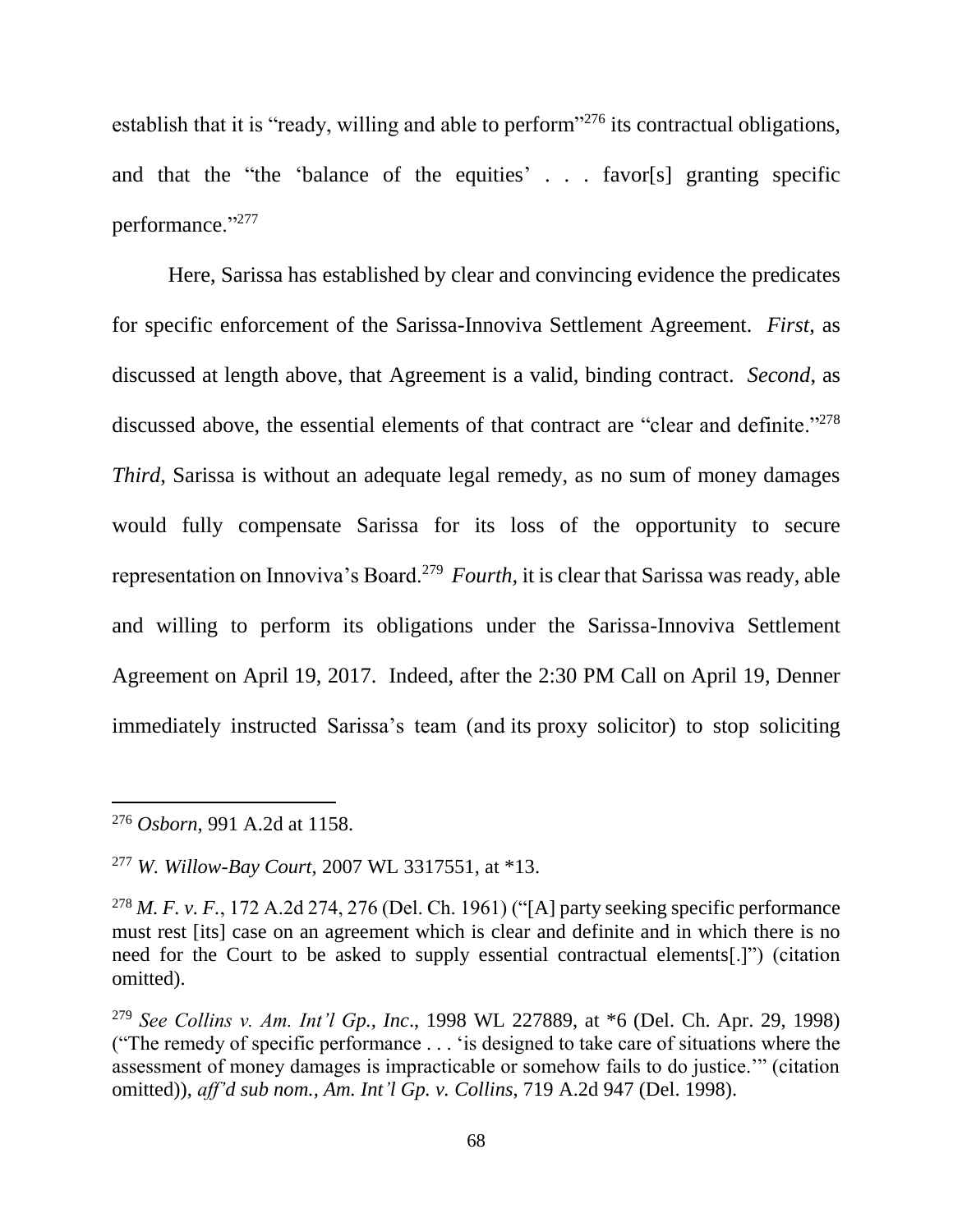establish that it is "ready, willing and able to perform"[276] its contractual obligations, and that the "the 'balance of the equities' . . . favor[s] granting specific performance."[277]

Here, Sarissa has established by clear and convincing evidence the predicates for specific enforcement of the Sarissa-Innoviva Settlement Agreement. *First*, as discussed at length above, that Agreement is a valid, binding contract. *Second*, as discussed above, the essential elements of that contract are "clear and definite."[278] *Third*, Sarissa is without an adequate legal remedy, as no sum of money damages would fully compensate Sarissa for its loss of the opportunity to secure representation on Innoviva's Board.[279] *Fourth*, it is clear that Sarissa was ready, able and willing to perform its obligations under the Sarissa-Innoviva Settlement Agreement on April 19, 2017. Indeed, after the 2:30 PM Call on April 19, Denner immediately instructed Sarissa's team (and its proxy solicitor) to stop soliciting

---

[276] *Osborn*, 991 A.2d at 1158.

[277] *W. Willow-Bay Court*, 2007 WL 3317551, at *13.

[278] *M. F. v. F.*, 172 A.2d 274, 276 (Del. Ch. 1961) ("[A] party seeking specific performance must rest [its] case on an agreement which is clear and definite and in which there is no need for the Court to be asked to supply essential contractual elements[.]") (citation omitted).

[279] *See Collins v. Am. Int'l Gp., Inc*., 1998 WL 227889, at *6 (Del. Ch. Apr. 29, 1998) ("The remedy of specific performance . . . 'is designed to take care of situations where the assessment of money damages is impracticable or somehow fails to do justice.'" (citation omitted)), *aff'd sub nom., Am. Int'l Gp. v. Collins*, 719 A.2d 947 (Del. 1998).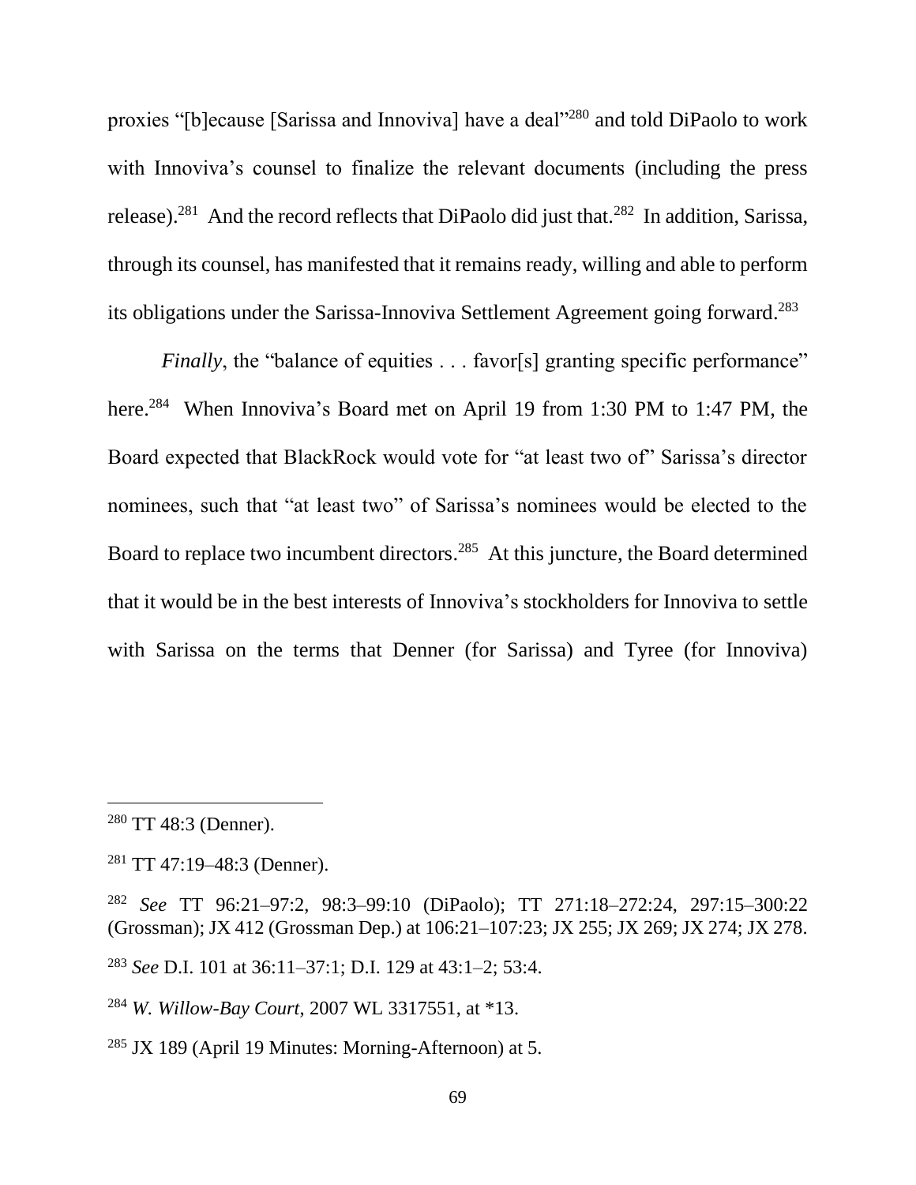proxies "[b]ecause [Sarissa and Innoviva] have a deal"[280] and told DiPaolo to work with Innoviva's counsel to finalize the relevant documents (including the press release).[281] And the record reflects that DiPaolo did just that.[282] In addition, Sarissa, through its counsel, has manifested that it remains ready, willing and able to perform its obligations under the Sarissa-Innoviva Settlement Agreement going forward.[283]

*Finally*, the "balance of equities . . . favor[s] granting specific performance" here.[284] When Innoviva's Board met on April 19 from 1:30 PM to 1:47 PM, the Board expected that BlackRock would vote for "at least two of" Sarissa's director nominees, such that "at least two" of Sarissa's nominees would be elected to the Board to replace two incumbent directors.[285] At this juncture, the Board determined that it would be in the best interests of Innoviva's stockholders for Innoviva to settle with Sarissa on the terms that Denner (for Sarissa) and Tyree (for Innoviva)

---

[280] TT 48:3 (Denner).

[281] TT 47:19–48:3 (Denner).

[282] *See* TT 96:21–97:2, 98:3–99:10 (DiPaolo); TT 271:18–272:24, 297:15–300:22 (Grossman); JX 412 (Grossman Dep.) at 106:21–107:23; JX 255; JX 269; JX 274; JX 278.

[283] *See* D.I. 101 at 36:11–37:1; D.I. 129 at 43:1–2; 53:4.

[284] *W. Willow-Bay Court*, 2007 WL 3317551, at *13.

[285] JX 189 (April 19 Minutes: Morning-Afternoon) at 5.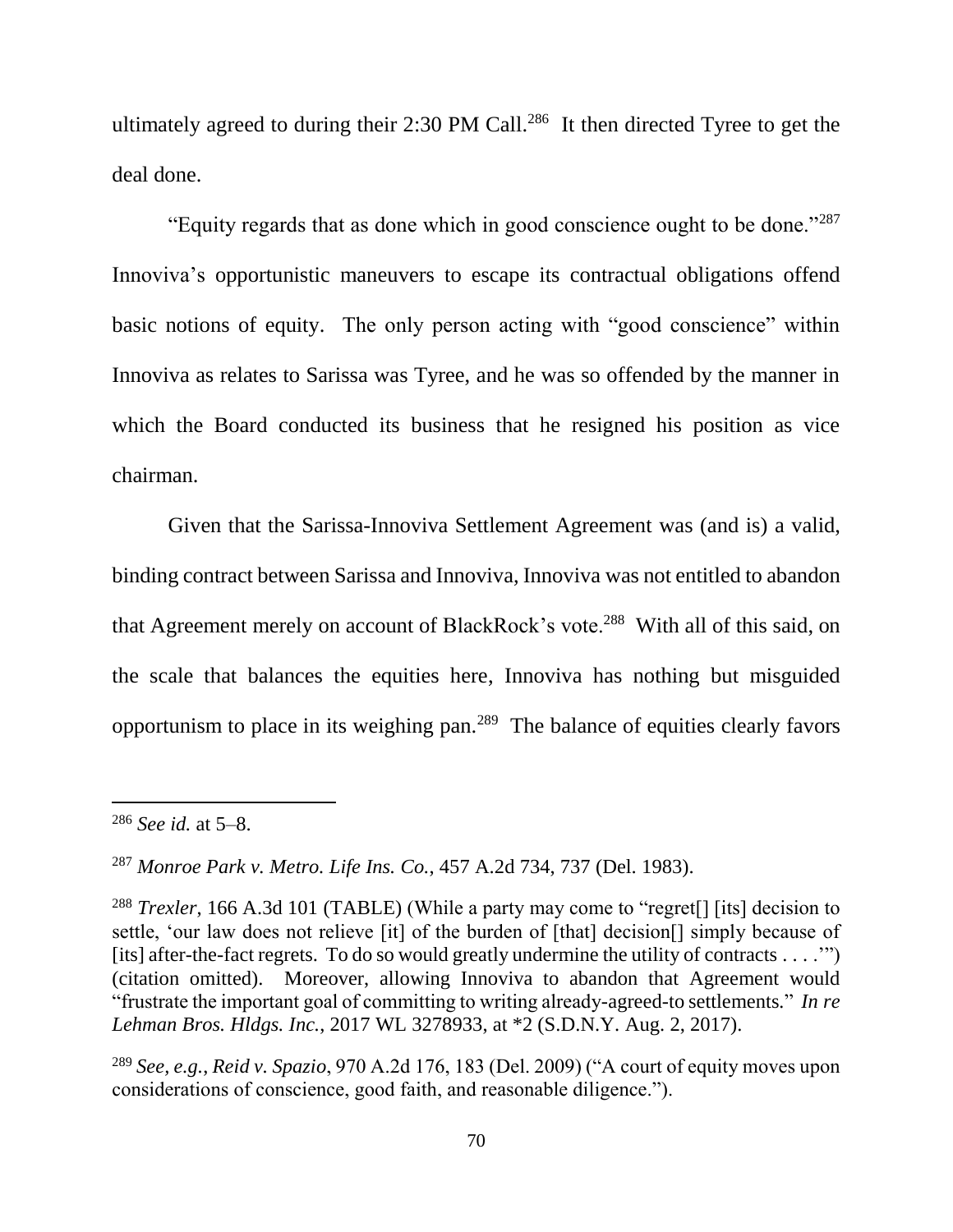ultimately agreed to during their 2:30 PM Call.[286] It then directed Tyree to get the deal done.

"Equity regards that as done which in good conscience ought to be done."[287] Innoviva's opportunistic maneuvers to escape its contractual obligations offend basic notions of equity. The only person acting with "good conscience" within Innoviva as relates to Sarissa was Tyree, and he was so offended by the manner in which the Board conducted its business that he resigned his position as vice chairman.

Given that the Sarissa-Innoviva Settlement Agreement was (and is) a valid, binding contract between Sarissa and Innoviva, Innoviva was not entitled to abandon that Agreement merely on account of BlackRock's vote.[288] With all of this said, on the scale that balances the equities here, Innoviva has nothing but misguided opportunism to place in its weighing pan.[289] The balance of equities clearly favors

---

[286] *See id.* at 5–8.

[287] *Monroe Park v. Metro. Life Ins. Co.*, 457 A.2d 734, 737 (Del. 1983).

[288] *Trexler*, 166 A.3d 101 (TABLE) (While a party may come to "regret[] [its] decision to settle, 'our law does not relieve [it] of the burden of [that] decision[] simply because of [its] after-the-fact regrets. To do so would greatly undermine the utility of contracts . . . .'") (citation omitted). Moreover, allowing Innoviva to abandon that Agreement would "frustrate the important goal of committing to writing already-agreed-to settlements." *In re Lehman Bros. Hldgs. Inc.*, 2017 WL 3278933, at *2 (S.D.N.Y. Aug. 2, 2017).

[289] *See, e.g.*, *Reid v. Spazio*, 970 A.2d 176, 183 (Del. 2009) ("A court of equity moves upon considerations of conscience, good faith, and reasonable diligence.").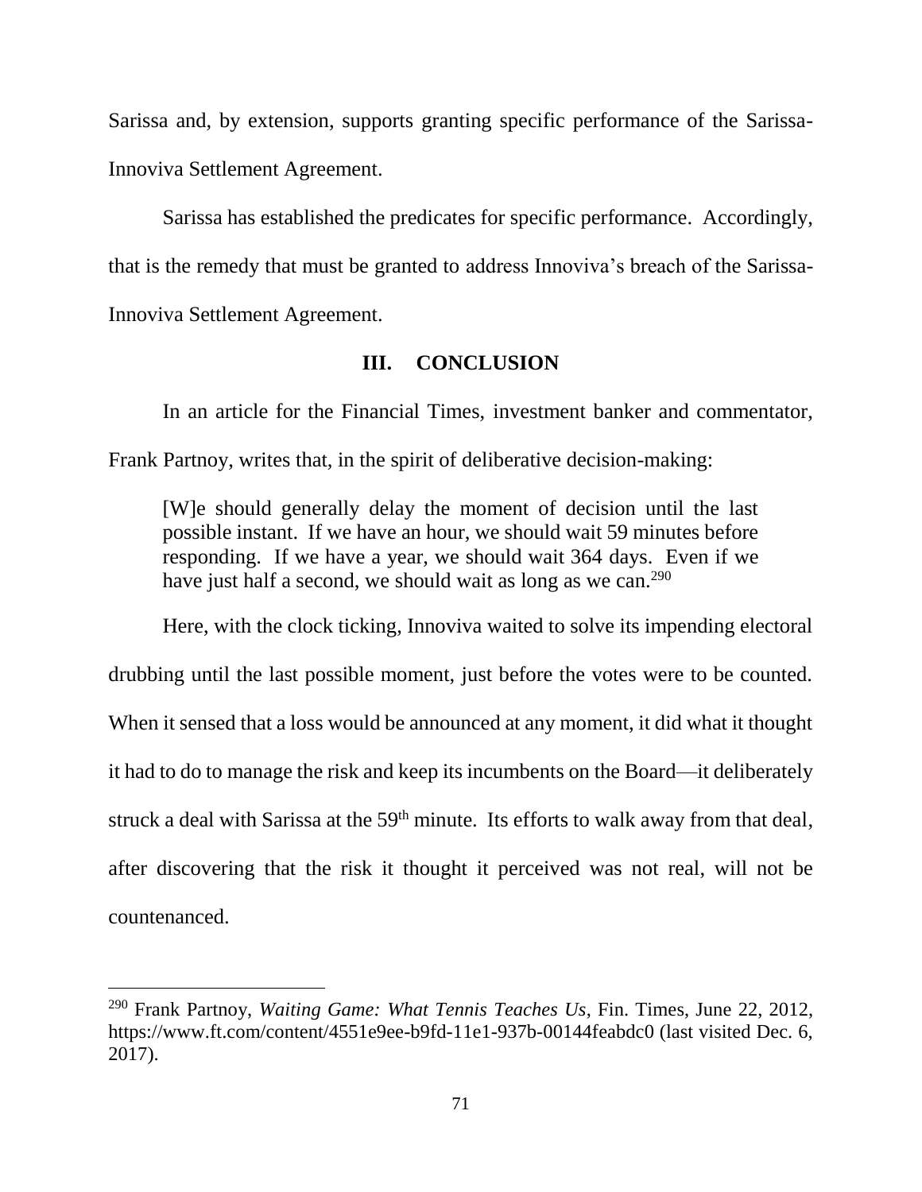Sarissa and, by extension, supports granting specific performance of the Sarissa-Innoviva Settlement Agreement.

Sarissa has established the predicates for specific performance. Accordingly, that is the remedy that must be granted to address Innoviva's breach of the Sarissa-Innoviva Settlement Agreement.

## III. CONCLUSION

In an article for the Financial Times, investment banker and commentator, Frank Partnoy, writes that, in the spirit of deliberative decision-making:

> [W]e should generally delay the moment of decision until the last possible instant. If we have an hour, we should wait 59 minutes before responding. If we have a year, we should wait 364 days. Even if we have just half a second, we should wait as long as we can.[290]

Here, with the clock ticking, Innoviva waited to solve its impending electoral drubbing until the last possible moment, just before the votes were to be counted. When it sensed that a loss would be announced at any moment, it did what it thought it had to do to manage the risk and keep its incumbents on the Board—it deliberately struck a deal with Sarissa at the 59th minute. Its efforts to walk away from that deal, after discovering that the risk it thought it perceived was not real, will not be countenanced.

---

[290] Frank Partnoy, *Waiting Game: What Tennis Teaches Us*, Fin. Times, June 22, 2012, https://www.ft.com/content/4551e9ee-b9fd-11e1-937b-00144feabdc0 (last visited Dec. 6, 2017).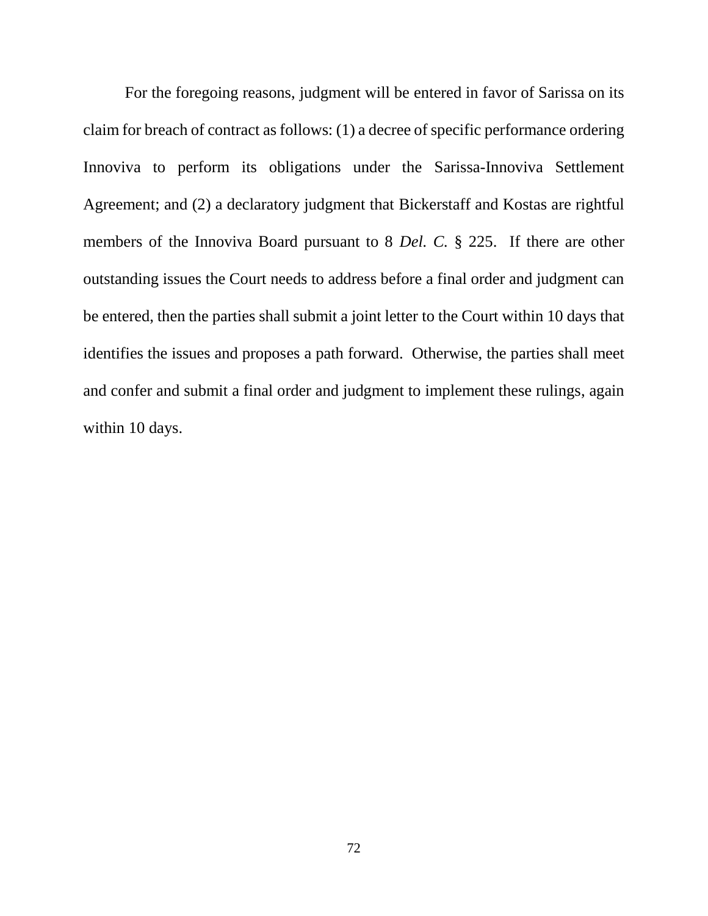For the foregoing reasons, judgment will be entered in favor of Sarissa on its claim for breach of contract as follows: (1) a decree of specific performance ordering Innoviva to perform its obligations under the Sarissa-Innoviva Settlement Agreement; and (2) a declaratory judgment that Bickerstaff and Kostas are rightful members of the Innoviva Board pursuant to 8 *Del. C.* § 225. If there are other outstanding issues the Court needs to address before a final order and judgment can be entered, then the parties shall submit a joint letter to the Court within 10 days that identifies the issues and proposes a path forward. Otherwise, the parties shall meet and confer and submit a final order and judgment to implement these rulings, again within 10 days.